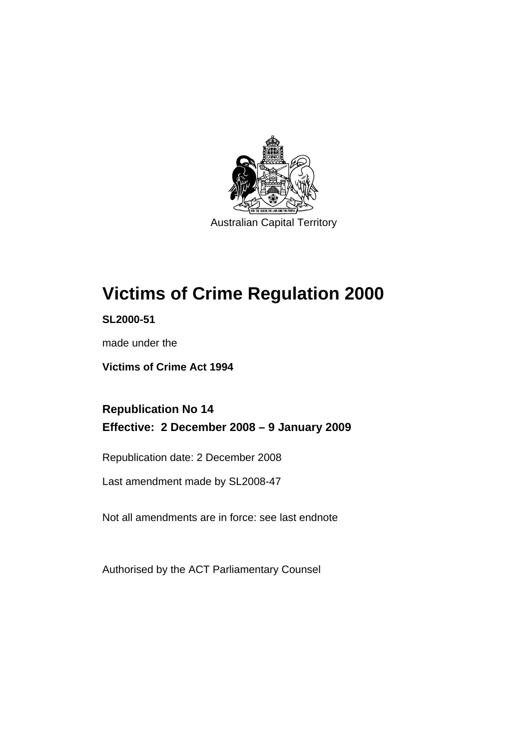Australian Capital Territory

# Victims of Crime Regulation 2000

**SL2000-51**

made under the

**Victims of Crime Act 1994**

## Republication No 14

## Effective: 2 December 2008 – 9 January 2009

Republication date: 2 December 2008

Last amendment made by SL2008-47

Not all amendments are in force: see last endnote

Authorised by the ACT Parliamentary Counsel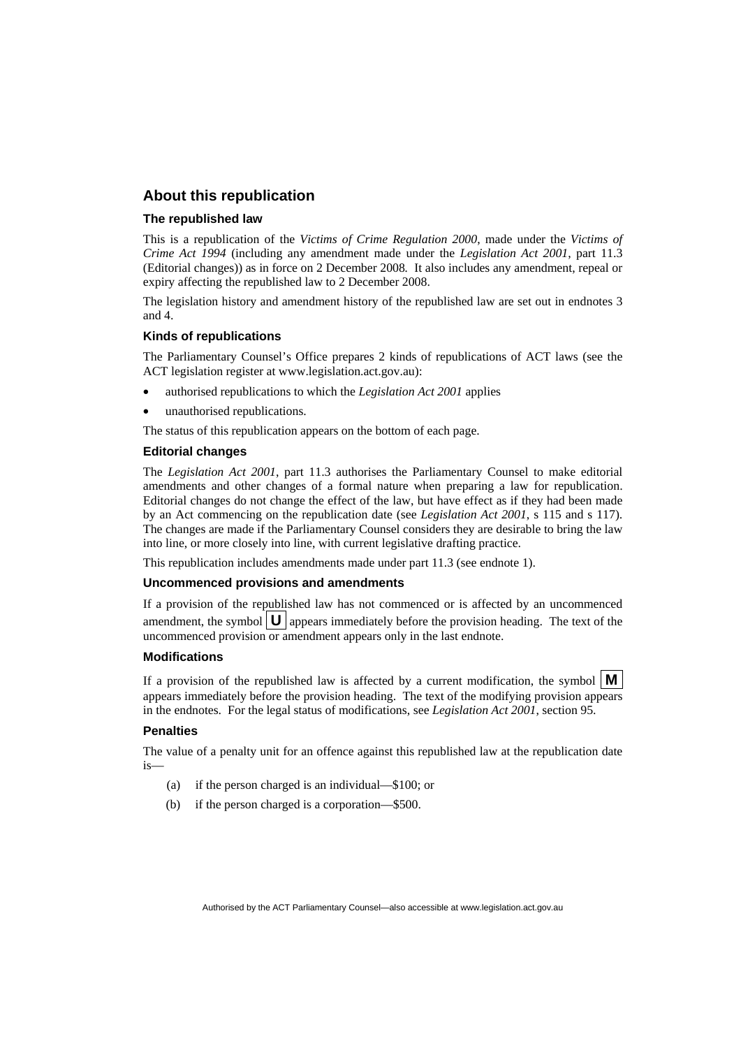## About this republication

### The republished law

This is a republication of the *Victims of Crime Regulation 2000*, made under the *Victims of Crime Act 1994* (including any amendment made under the *Legislation Act 2001*, part 11.3 (Editorial changes)) as in force on 2 December 2008*.* It also includes any amendment, repeal or expiry affecting the republished law to 2 December 2008.

The legislation history and amendment history of the republished law are set out in endnotes 3 and 4.

### Kinds of republications

The Parliamentary Counsel's Office prepares 2 kinds of republications of ACT laws (see the ACT legislation register at www.legislation.act.gov.au):

- authorised republications to which the *Legislation Act 2001* applies
- unauthorised republications.

The status of this republication appears on the bottom of each page.

### Editorial changes

The *Legislation Act 2001*, part 11.3 authorises the Parliamentary Counsel to make editorial amendments and other changes of a formal nature when preparing a law for republication. Editorial changes do not change the effect of the law, but have effect as if they had been made by an Act commencing on the republication date (see *Legislation Act 2001*, s 115 and s 117). The changes are made if the Parliamentary Counsel considers they are desirable to bring the law into line, or more closely into line, with current legislative drafting practice.

This republication includes amendments made under part 11.3 (see endnote 1).

### Uncommenced provisions and amendments

If a provision of the republished law has not commenced or is affected by an uncommenced amendment, the symbol **U** appears immediately before the provision heading. The text of the uncommenced provision or amendment appears only in the last endnote.

### Modifications

If a provision of the republished law is affected by a current modification, the symbol **M** appears immediately before the provision heading. The text of the modifying provision appears in the endnotes. For the legal status of modifications, see *Legislation Act 2001*, section 95.

### Penalties

The value of a penalty unit for an offence against this republished law at the republication date is—

(a) if the person charged is an individual—$100; or

(b) if the person charged is a corporation—$500.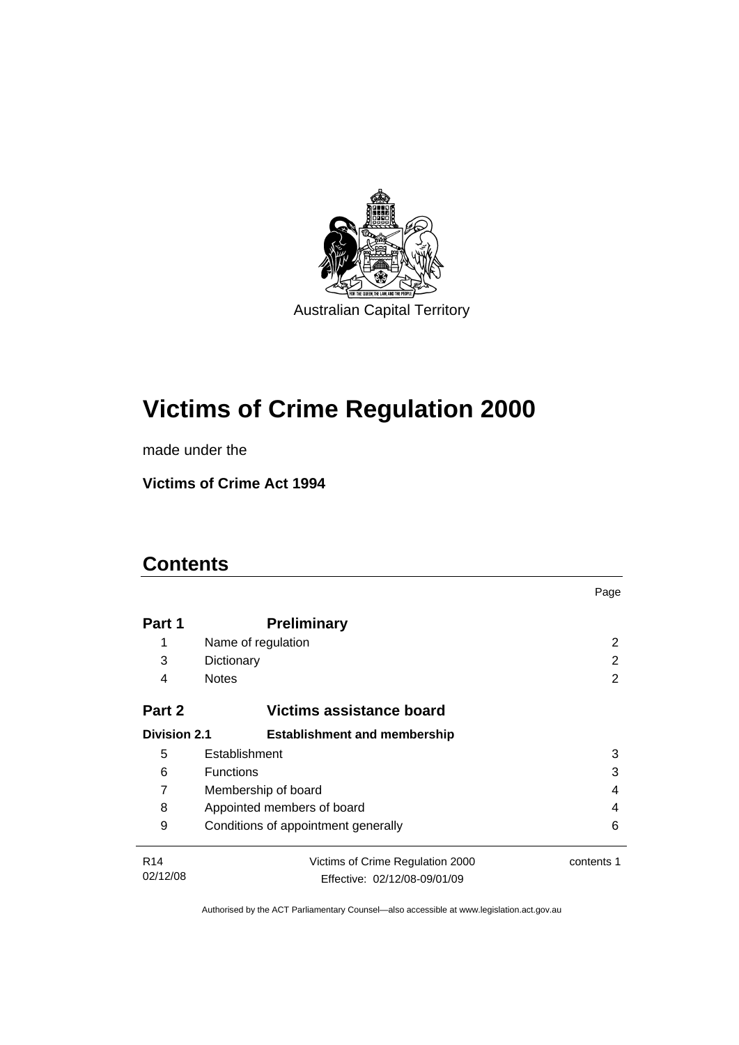Australian Capital Territory

# Victims of Crime Regulation 2000

made under the

**Victims of Crime Act 1994**

## Contents

| | | Page |
|---|---|---|
| **Part 1** | **Preliminary** | |
| 1 | Name of regulation | 2 |
| 3 | Dictionary | 2 |
| 4 | Notes | 2 |
| **Part 2** | **Victims assistance board** | |
| **Division 2.1** | **Establishment and membership** | |
| 5 | Establishment | 3 |
| 6 | Functions | 3 |
| 7 | Membership of board | 4 |
| 8 | Appointed members of board | 4 |
| 9 | Conditions of appointment generally | 6 |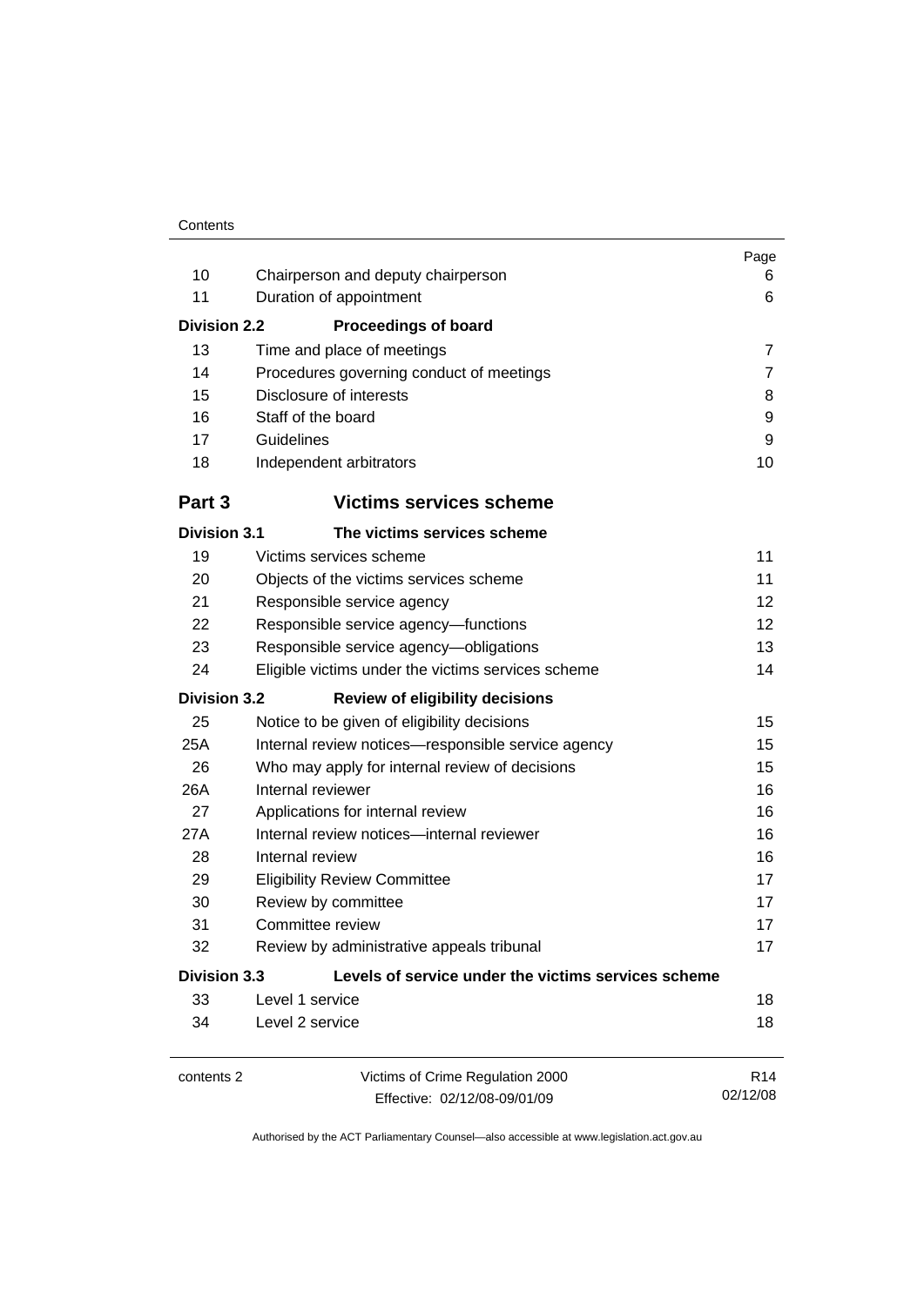| | | Page |
|---|---|---|
| 10 | Chairperson and deputy chairperson | 6 |
| 11 | Duration of appointment | 6 |
| **Division 2.2** | **Proceedings of board** | |
| 13 | Time and place of meetings | 7 |
| 14 | Procedures governing conduct of meetings | 7 |
| 15 | Disclosure of interests | 8 |
| 16 | Staff of the board | 9 |
| 17 | Guidelines | 9 |
| 18 | Independent arbitrators | 10 |
| **Part 3** | **Victims services scheme** | |
| **Division 3.1** | **The victims services scheme** | |
| 19 | Victims services scheme | 11 |
| 20 | Objects of the victims services scheme | 11 |
| 21 | Responsible service agency | 12 |
| 22 | Responsible service agency—functions | 12 |
| 23 | Responsible service agency—obligations | 13 |
| 24 | Eligible victims under the victims services scheme | 14 |
| **Division 3.2** | **Review of eligibility decisions** | |
| 25 | Notice to be given of eligibility decisions | 15 |
| 25A | Internal review notices—responsible service agency | 15 |
| 26 | Who may apply for internal review of decisions | 15 |
| 26A | Internal reviewer | 16 |
| 27 | Applications for internal review | 16 |
| 27A | Internal review notices—internal reviewer | 16 |
| 28 | Internal review | 16 |
| 29 | Eligibility Review Committee | 17 |
| 30 | Review by committee | 17 |
| 31 | Committee review | 17 |
| 32 | Review by administrative appeals tribunal | 17 |
| **Division 3.3** | **Levels of service under the victims services scheme** | |
| 33 | Level 1 service | 18 |
| 34 | Level 2 service | 18 |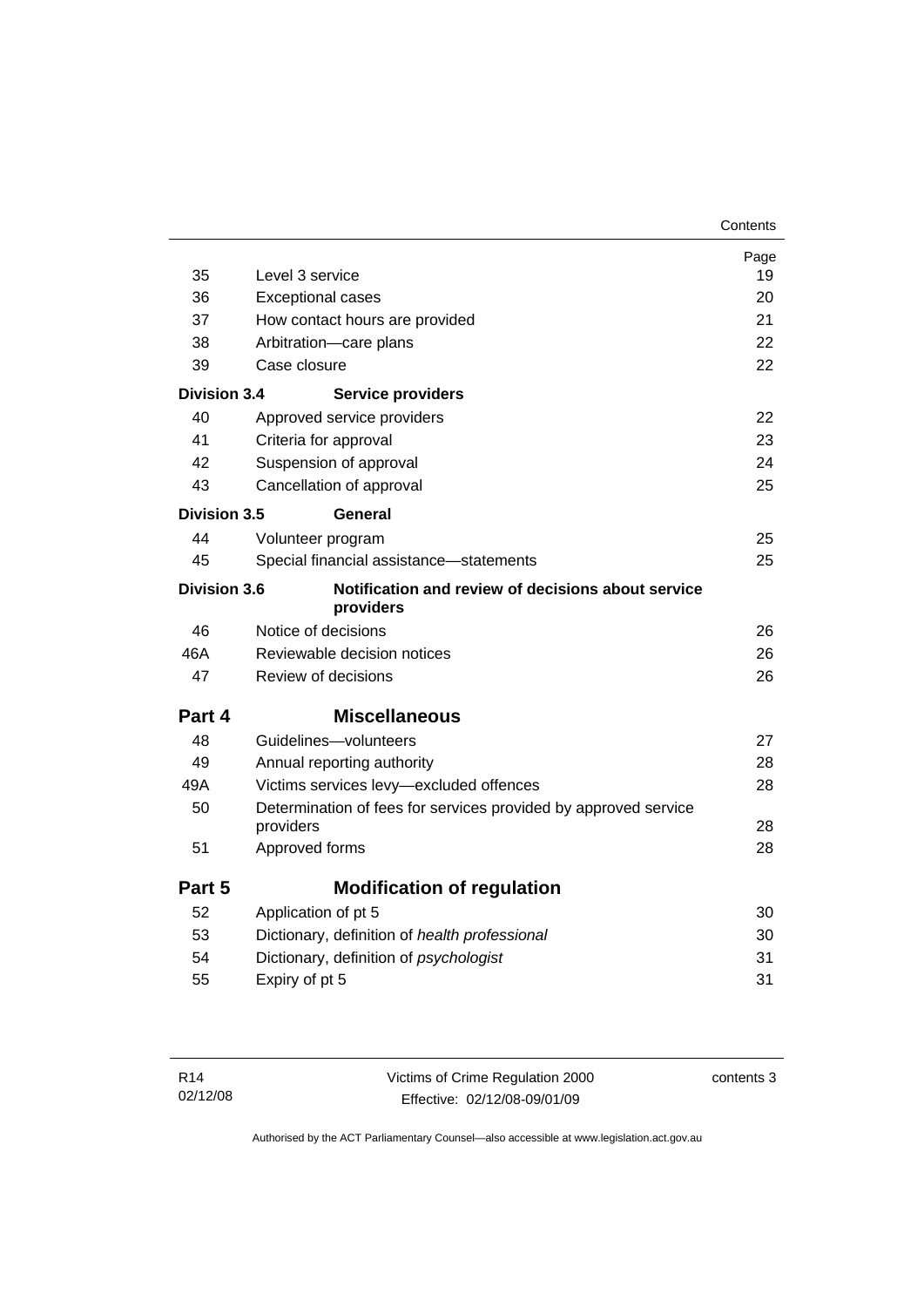| | | Page |
|---|---|---|
| 35 | Level 3 service | 19 |
| 36 | Exceptional cases | 20 |
| 37 | How contact hours are provided | 21 |
| 38 | Arbitration—care plans | 22 |
| 39 | Case closure | 22 |
| **Division 3.4** | **Service providers** | |
| 40 | Approved service providers | 22 |
| 41 | Criteria for approval | 23 |
| 42 | Suspension of approval | 24 |
| 43 | Cancellation of approval | 25 |
| **Division 3.5** | **General** | |
| 44 | Volunteer program | 25 |
| 45 | Special financial assistance—statements | 25 |
| **Division 3.6** | **Notification and review of decisions about service providers** | |
| 46 | Notice of decisions | 26 |
| 46A | Reviewable decision notices | 26 |
| 47 | Review of decisions | 26 |
| **Part 4** | **Miscellaneous** | |
| 48 | Guidelines—volunteers | 27 |
| 49 | Annual reporting authority | 28 |
| 49A | Victims services levy—excluded offences | 28 |
| 50 | Determination of fees for services provided by approved service providers | 28 |
| 51 | Approved forms | 28 |
| **Part 5** | **Modification of regulation** | |
| 52 | Application of pt 5 | 30 |
| 53 | Dictionary, definition of *health professional* | 30 |
| 54 | Dictionary, definition of *psychologist* | 31 |
| 55 | Expiry of pt 5 | 31 |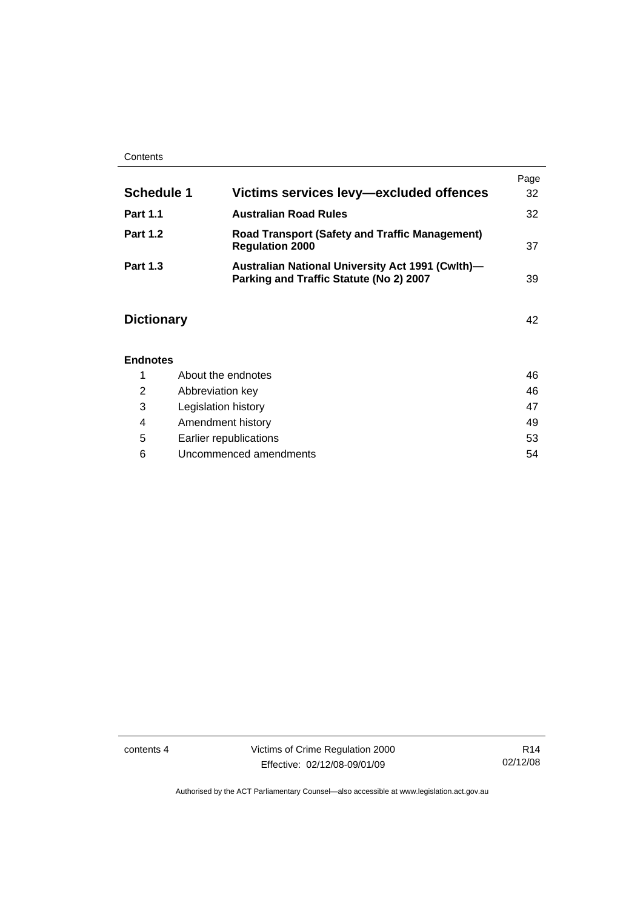| | | Page |
|---|---|---|
| **Schedule 1** | **Victims services levy—excluded offences** | 32 |
| **Part 1.1** | **Australian Road Rules** | 32 |
| **Part 1.2** | **Road Transport (Safety and Traffic Management) Regulation 2000** | 37 |
| **Part 1.3** | **Australian National University Act 1991 (Cwlth)—Parking and Traffic Statute (No 2) 2007** | 39 |

| | Page |
|---|---|
| **Dictionary** | 42 |

**Endnotes**

| | | |
|---|---|---|
| 1 | About the endnotes | 46 |
| 2 | Abbreviation key | 46 |
| 3 | Legislation history | 47 |
| 4 | Amendment history | 49 |
| 5 | Earlier republications | 53 |
| 6 | Uncommenced amendments | 54 |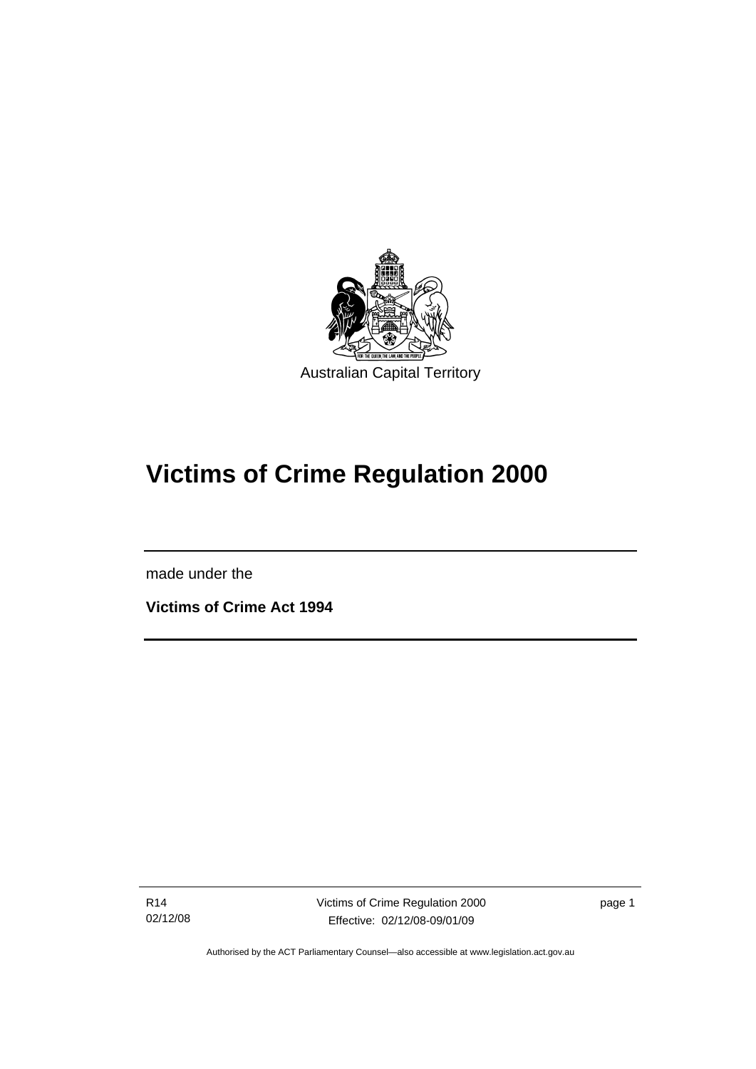Australian Capital Territory

# Victims of Crime Regulation 2000

made under the

**Victims of Crime Act 1994**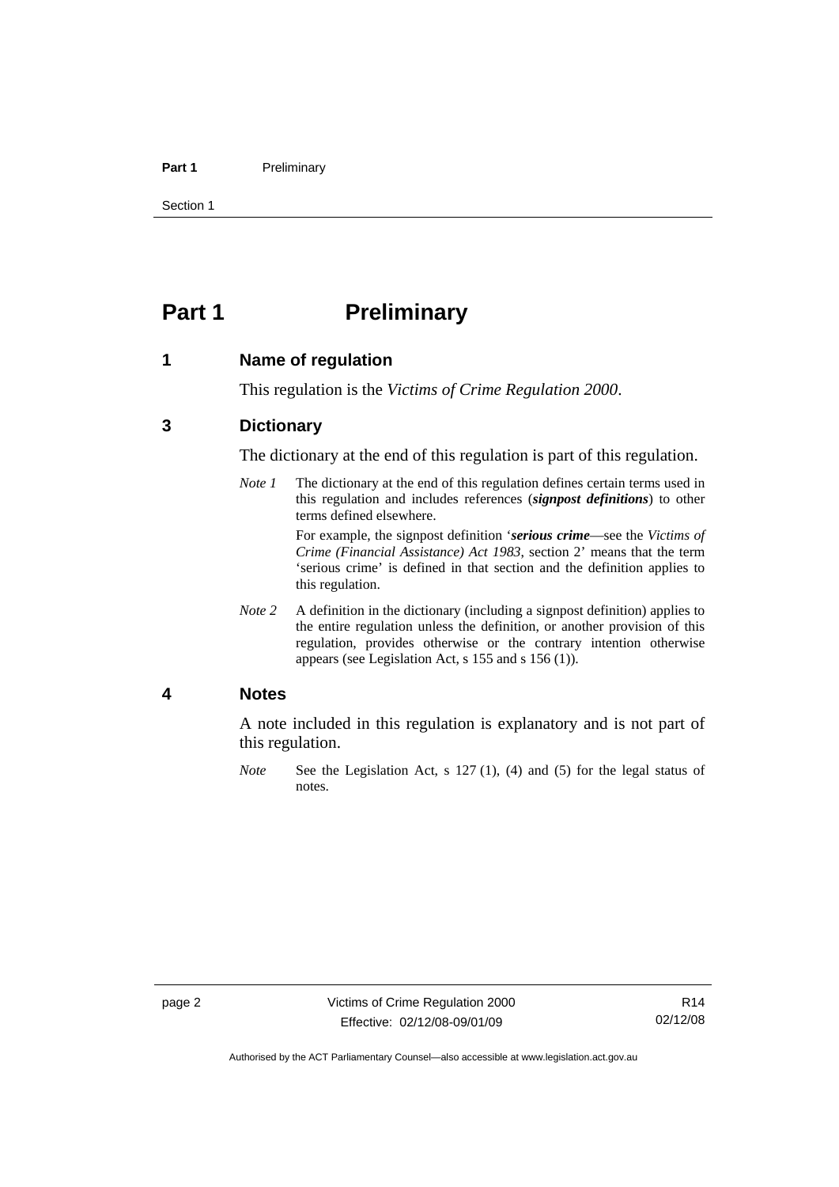# Part 1 Preliminary

## 1 Name of regulation

This regulation is the *Victims of Crime Regulation 2000*.

## 3 Dictionary

The dictionary at the end of this regulation is part of this regulation.

*Note 1* The dictionary at the end of this regulation defines certain terms used in this regulation and includes references (***signpost definitions***) to other terms defined elsewhere.

For example, the signpost definition '***serious crime***—see the *Victims of Crime (Financial Assistance) Act 1983*, section 2' means that the term 'serious crime' is defined in that section and the definition applies to this regulation.

*Note 2* A definition in the dictionary (including a signpost definition) applies to the entire regulation unless the definition, or another provision of this regulation, provides otherwise or the contrary intention otherwise appears (see Legislation Act, s 155 and s 156 (1)).

## 4 Notes

A note included in this regulation is explanatory and is not part of this regulation.

*Note* See the Legislation Act, s 127 (1), (4) and (5) for the legal status of notes.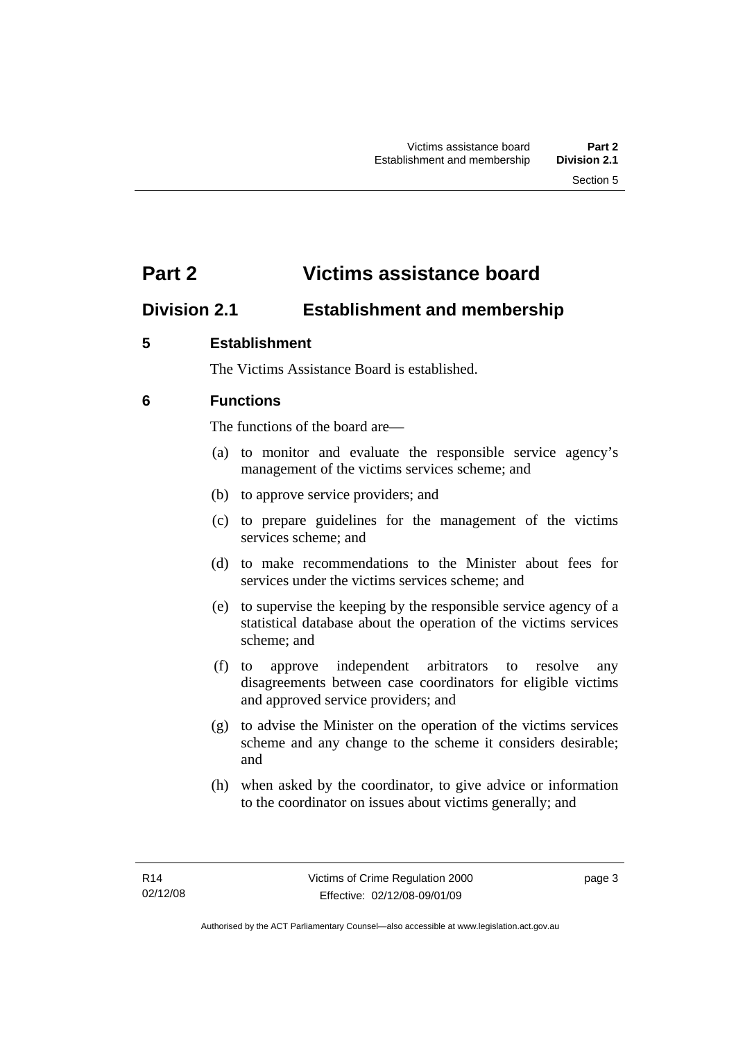# Part 2 Victims assistance board

## Division 2.1 Establishment and membership

### 5 Establishment

The Victims Assistance Board is established.

### 6 Functions

The functions of the board are—

(a) to monitor and evaluate the responsible service agency's management of the victims services scheme; and

(b) to approve service providers; and

(c) to prepare guidelines for the management of the victims services scheme; and

(d) to make recommendations to the Minister about fees for services under the victims services scheme; and

(e) to supervise the keeping by the responsible service agency of a statistical database about the operation of the victims services scheme; and

(f) to approve independent arbitrators to resolve any disagreements between case coordinators for eligible victims and approved service providers; and

(g) to advise the Minister on the operation of the victims services scheme and any change to the scheme it considers desirable; and

(h) when asked by the coordinator, to give advice or information to the coordinator on issues about victims generally; and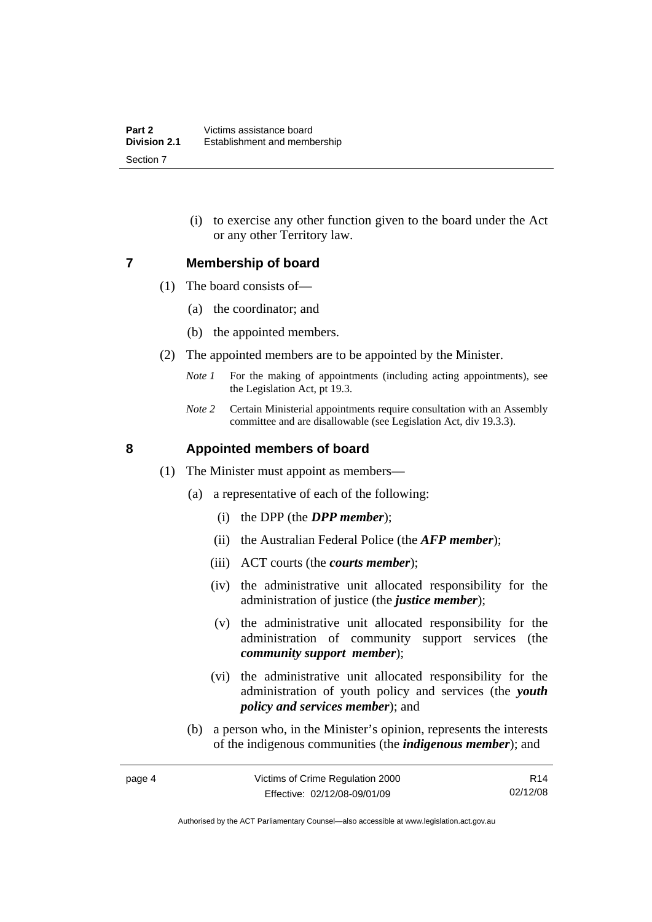(i) to exercise any other function given to the board under the Act or any other Territory law.

## 7 Membership of board

(1) The board consists of—

(a) the coordinator; and

(b) the appointed members.

(2) The appointed members are to be appointed by the Minister.

*Note 1* For the making of appointments (including acting appointments), see the Legislation Act, pt 19.3.

*Note 2* Certain Ministerial appointments require consultation with an Assembly committee and are disallowable (see Legislation Act, div 19.3.3).

## 8 Appointed members of board

(1) The Minister must appoint as members—

(a) a representative of each of the following:

(i) the DPP (the ***DPP member***);

(ii) the Australian Federal Police (the ***AFP member***);

(iii) ACT courts (the ***courts member***);

(iv) the administrative unit allocated responsibility for the administration of justice (the ***justice member***);

(v) the administrative unit allocated responsibility for the administration of community support services (the ***community support member***);

(vi) the administrative unit allocated responsibility for the administration of youth policy and services (the ***youth policy and services member***); and

(b) a person who, in the Minister's opinion, represents the interests of the indigenous communities (the ***indigenous member***); and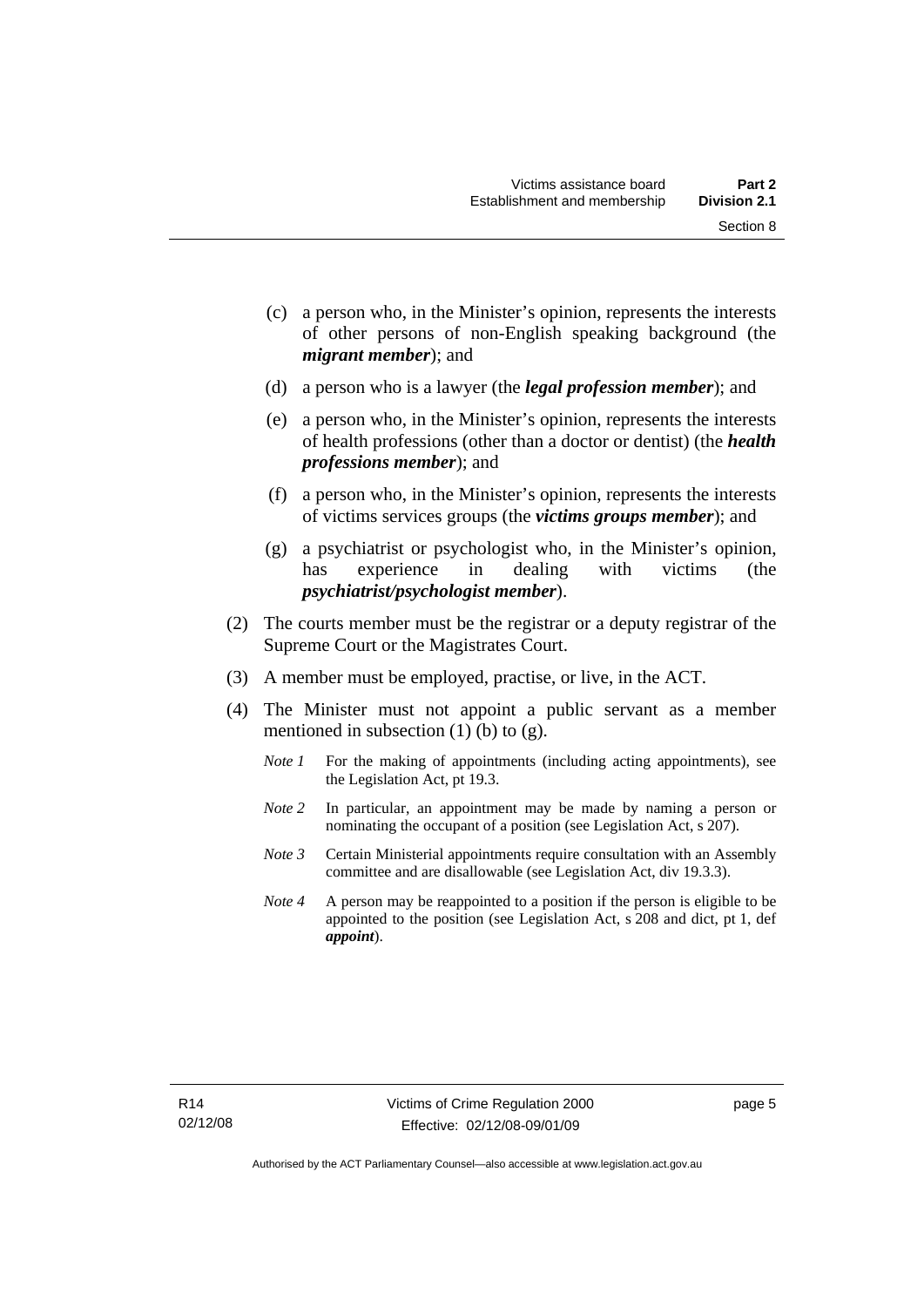(c) a person who, in the Minister's opinion, represents the interests of other persons of non-English speaking background (the ***migrant member***); and

(d) a person who is a lawyer (the ***legal profession member***); and

(e) a person who, in the Minister's opinion, represents the interests of health professions (other than a doctor or dentist) (the ***health professions member***); and

(f) a person who, in the Minister's opinion, represents the interests of victims services groups (the ***victims groups member***); and

(g) a psychiatrist or psychologist who, in the Minister's opinion, has experience in dealing with victims (the ***psychiatrist/psychologist member***).

(2) The courts member must be the registrar or a deputy registrar of the Supreme Court or the Magistrates Court.

(3) A member must be employed, practise, or live, in the ACT.

(4) The Minister must not appoint a public servant as a member mentioned in subsection (1) (b) to (g).

*Note 1* For the making of appointments (including acting appointments), see the Legislation Act, pt 19.3.

*Note 2* In particular, an appointment may be made by naming a person or nominating the occupant of a position (see Legislation Act, s 207).

*Note 3* Certain Ministerial appointments require consultation with an Assembly committee and are disallowable (see Legislation Act, div 19.3.3).

*Note 4* A person may be reappointed to a position if the person is eligible to be appointed to the position (see Legislation Act, s 208 and dict, pt 1, def ***appoint***).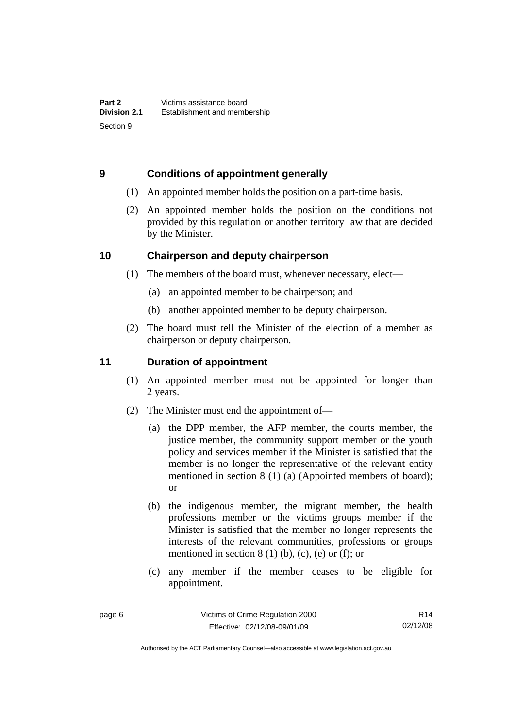## 9 Conditions of appointment generally

(1) An appointed member holds the position on a part-time basis.

(2) An appointed member holds the position on the conditions not provided by this regulation or another territory law that are decided by the Minister.

## 10 Chairperson and deputy chairperson

(1) The members of the board must, whenever necessary, elect—

(a) an appointed member to be chairperson; and

(b) another appointed member to be deputy chairperson.

(2) The board must tell the Minister of the election of a member as chairperson or deputy chairperson.

## 11 Duration of appointment

(1) An appointed member must not be appointed for longer than 2 years.

(2) The Minister must end the appointment of—

(a) the DPP member, the AFP member, the courts member, the justice member, the community support member or the youth policy and services member if the Minister is satisfied that the member is no longer the representative of the relevant entity mentioned in section 8 (1) (a) (Appointed members of board); or

(b) the indigenous member, the migrant member, the health professions member or the victims groups member if the Minister is satisfied that the member no longer represents the interests of the relevant communities, professions or groups mentioned in section 8 (1) (b), (c), (e) or (f); or

(c) any member if the member ceases to be eligible for appointment.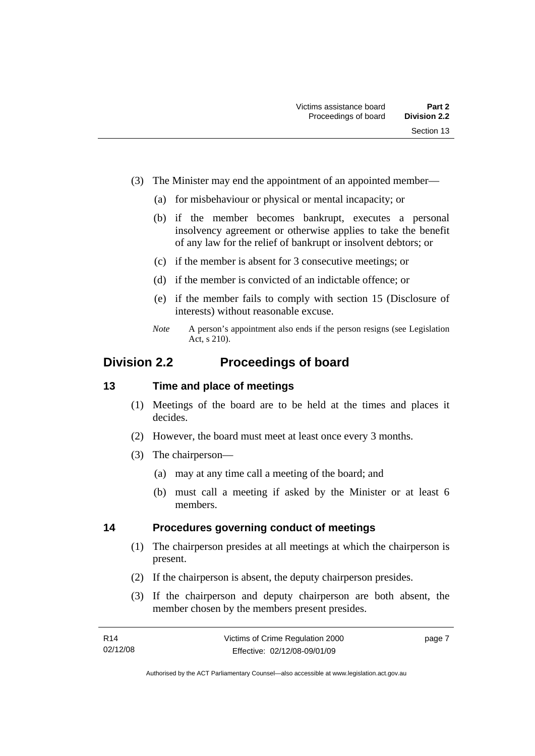(3) The Minister may end the appointment of an appointed member—

(a) for misbehaviour or physical or mental incapacity; or

(b) if the member becomes bankrupt, executes a personal insolvency agreement or otherwise applies to take the benefit of any law for the relief of bankrupt or insolvent debtors; or

(c) if the member is absent for 3 consecutive meetings; or

(d) if the member is convicted of an indictable offence; or

(e) if the member fails to comply with section 15 (Disclosure of interests) without reasonable excuse.

*Note* A person's appointment also ends if the person resigns (see Legislation Act, s 210).

## Division 2.2 Proceedings of board

### 13 Time and place of meetings

(1) Meetings of the board are to be held at the times and places it decides.

(2) However, the board must meet at least once every 3 months.

(3) The chairperson—

(a) may at any time call a meeting of the board; and

(b) must call a meeting if asked by the Minister or at least 6 members.

### 14 Procedures governing conduct of meetings

(1) The chairperson presides at all meetings at which the chairperson is present.

(2) If the chairperson is absent, the deputy chairperson presides.

(3) If the chairperson and deputy chairperson are both absent, the member chosen by the members present presides.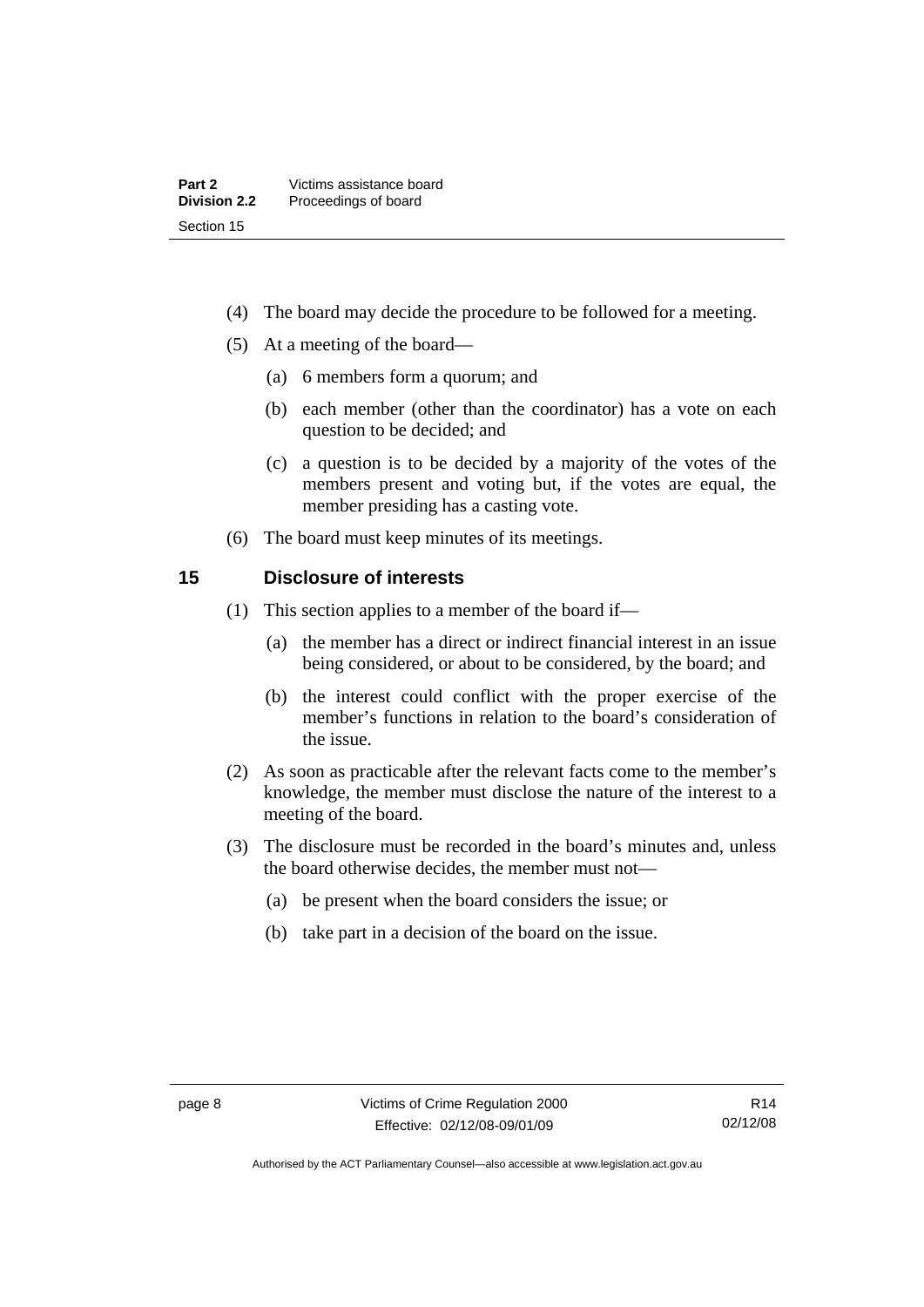(4) The board may decide the procedure to be followed for a meeting.

(5) At a meeting of the board—

(a) 6 members form a quorum; and

(b) each member (other than the coordinator) has a vote on each question to be decided; and

(c) a question is to be decided by a majority of the votes of the members present and voting but, if the votes are equal, the member presiding has a casting vote.

(6) The board must keep minutes of its meetings.

## 15 Disclosure of interests

(1) This section applies to a member of the board if—

(a) the member has a direct or indirect financial interest in an issue being considered, or about to be considered, by the board; and

(b) the interest could conflict with the proper exercise of the member's functions in relation to the board's consideration of the issue.

(2) As soon as practicable after the relevant facts come to the member's knowledge, the member must disclose the nature of the interest to a meeting of the board.

(3) The disclosure must be recorded in the board's minutes and, unless the board otherwise decides, the member must not—

(a) be present when the board considers the issue; or

(b) take part in a decision of the board on the issue.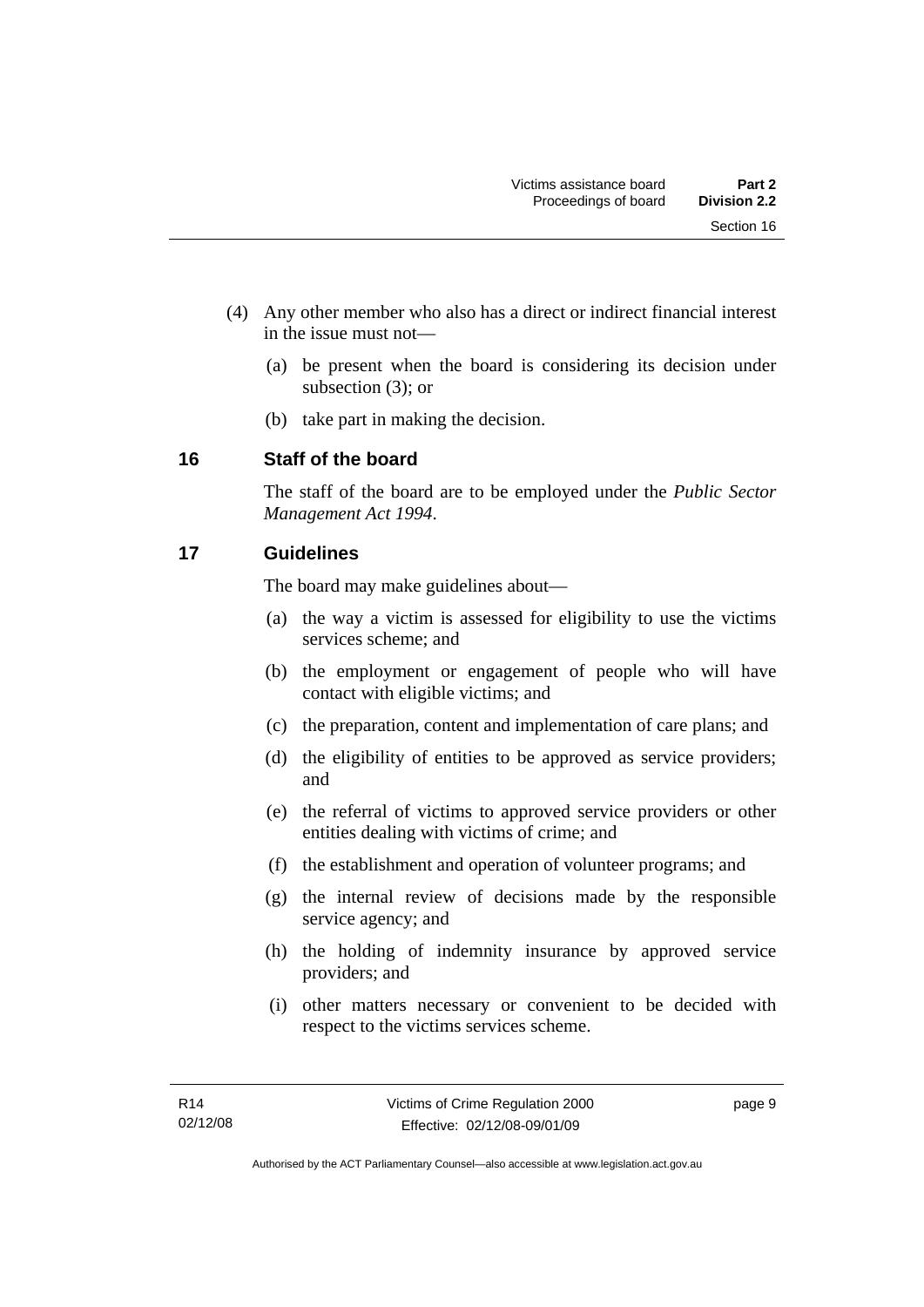(4) Any other member who also has a direct or indirect financial interest in the issue must not—

(a) be present when the board is considering its decision under subsection (3); or

(b) take part in making the decision.

## 16 Staff of the board

The staff of the board are to be employed under the *Public Sector Management Act 1994*.

## 17 Guidelines

The board may make guidelines about—

(a) the way a victim is assessed for eligibility to use the victims services scheme; and

(b) the employment or engagement of people who will have contact with eligible victims; and

(c) the preparation, content and implementation of care plans; and

(d) the eligibility of entities to be approved as service providers; and

(e) the referral of victims to approved service providers or other entities dealing with victims of crime; and

(f) the establishment and operation of volunteer programs; and

(g) the internal review of decisions made by the responsible service agency; and

(h) the holding of indemnity insurance by approved service providers; and

(i) other matters necessary or convenient to be decided with respect to the victims services scheme.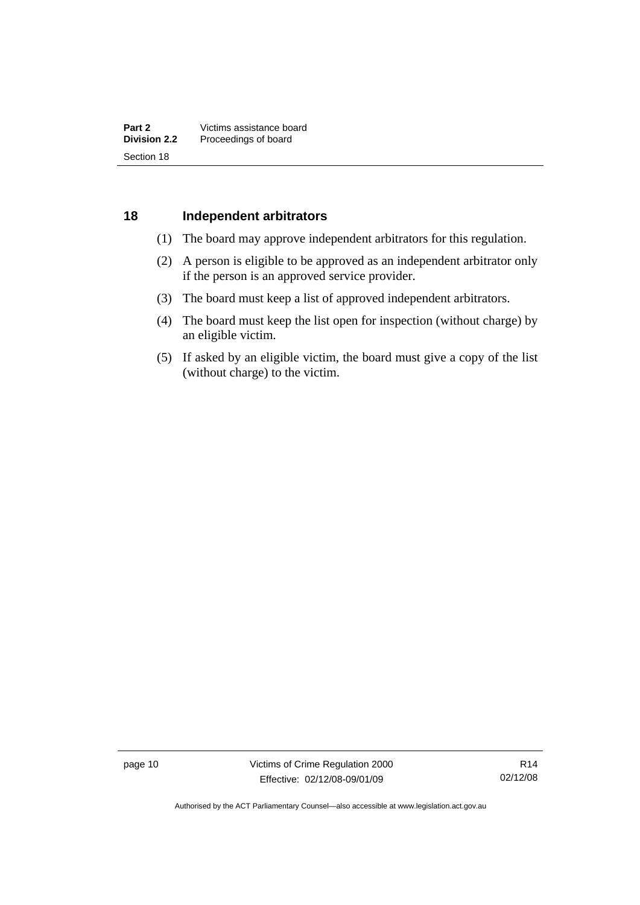## 18 Independent arbitrators

(1) The board may approve independent arbitrators for this regulation.

(2) A person is eligible to be approved as an independent arbitrator only if the person is an approved service provider.

(3) The board must keep a list of approved independent arbitrators.

(4) The board must keep the list open for inspection (without charge) by an eligible victim.

(5) If asked by an eligible victim, the board must give a copy of the list (without charge) to the victim.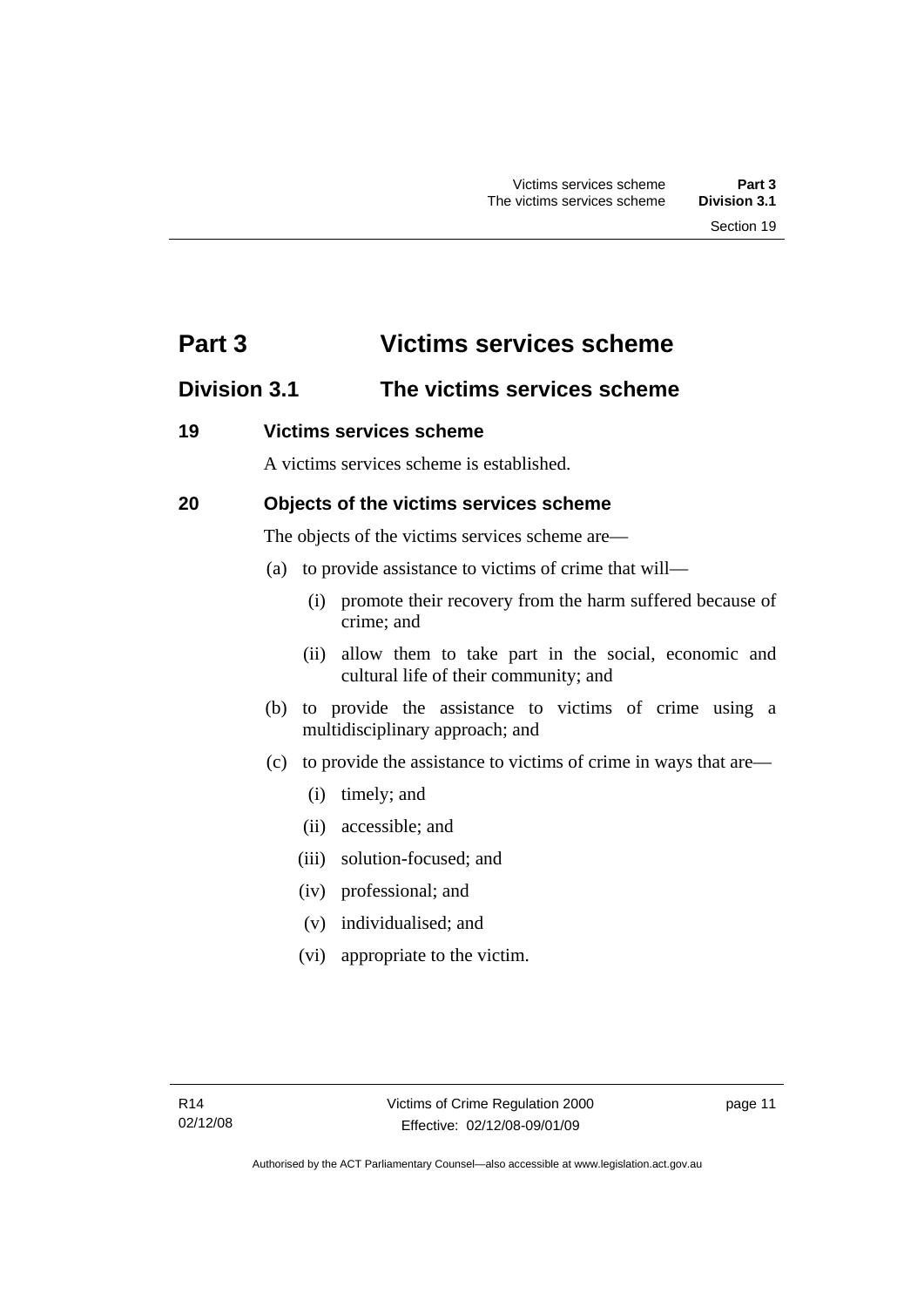# Part 3 Victims services scheme

## Division 3.1 The victims services scheme

### 19 Victims services scheme

A victims services scheme is established.

### 20 Objects of the victims services scheme

The objects of the victims services scheme are—

(a) to provide assistance to victims of crime that will—

   (i) promote their recovery from the harm suffered because of crime; and

   (ii) allow them to take part in the social, economic and cultural life of their community; and

(b) to provide the assistance to victims of crime using a multidisciplinary approach; and

(c) to provide the assistance to victims of crime in ways that are—

   (i) timely; and

   (ii) accessible; and

   (iii) solution-focused; and

   (iv) professional; and

   (v) individualised; and

   (vi) appropriate to the victim.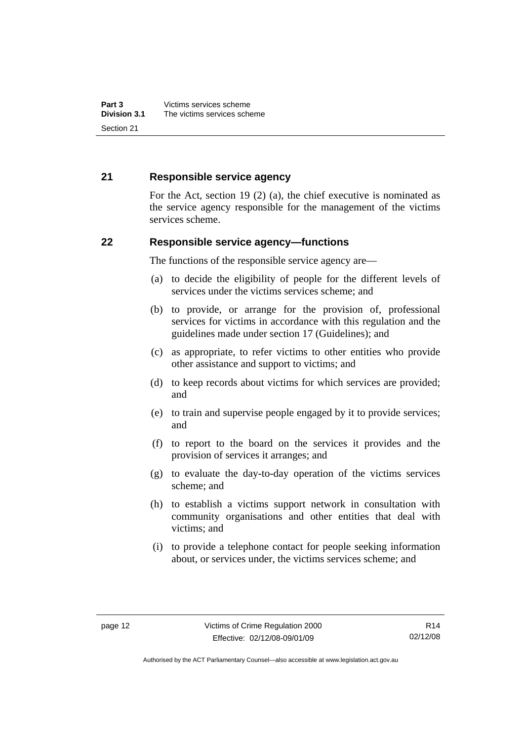## 21 Responsible service agency

For the Act, section 19 (2) (a), the chief executive is nominated as the service agency responsible for the management of the victims services scheme.

## 22 Responsible service agency—functions

The functions of the responsible service agency are—

(a) to decide the eligibility of people for the different levels of services under the victims services scheme; and

(b) to provide, or arrange for the provision of, professional services for victims in accordance with this regulation and the guidelines made under section 17 (Guidelines); and

(c) as appropriate, to refer victims to other entities who provide other assistance and support to victims; and

(d) to keep records about victims for which services are provided; and

(e) to train and supervise people engaged by it to provide services; and

(f) to report to the board on the services it provides and the provision of services it arranges; and

(g) to evaluate the day-to-day operation of the victims services scheme; and

(h) to establish a victims support network in consultation with community organisations and other entities that deal with victims; and

(i) to provide a telephone contact for people seeking information about, or services under, the victims services scheme; and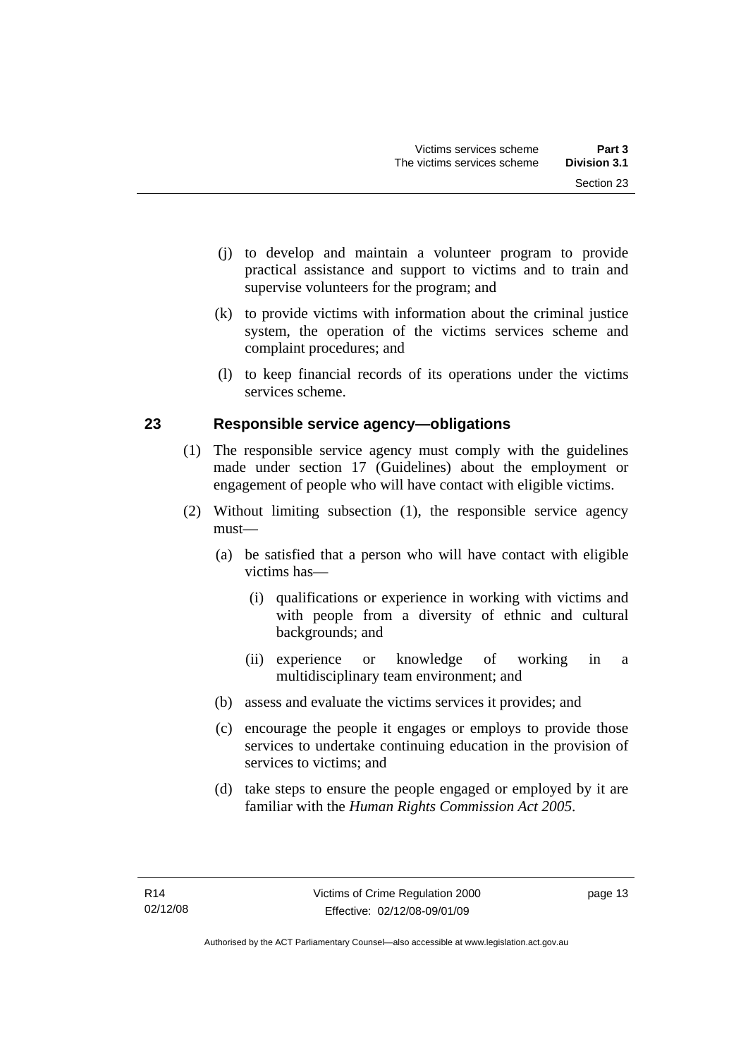(j) to develop and maintain a volunteer program to provide practical assistance and support to victims and to train and supervise volunteers for the program; and

(k) to provide victims with information about the criminal justice system, the operation of the victims services scheme and complaint procedures; and

(l) to keep financial records of its operations under the victims services scheme.

## 23 Responsible service agency—obligations

(1) The responsible service agency must comply with the guidelines made under section 17 (Guidelines) about the employment or engagement of people who will have contact with eligible victims.

(2) Without limiting subsection (1), the responsible service agency must—

(a) be satisfied that a person who will have contact with eligible victims has—

(i) qualifications or experience in working with victims and with people from a diversity of ethnic and cultural backgrounds; and

(ii) experience or knowledge of working in a multidisciplinary team environment; and

(b) assess and evaluate the victims services it provides; and

(c) encourage the people it engages or employs to provide those services to undertake continuing education in the provision of services to victims; and

(d) take steps to ensure the people engaged or employed by it are familiar with the *Human Rights Commission Act 2005*.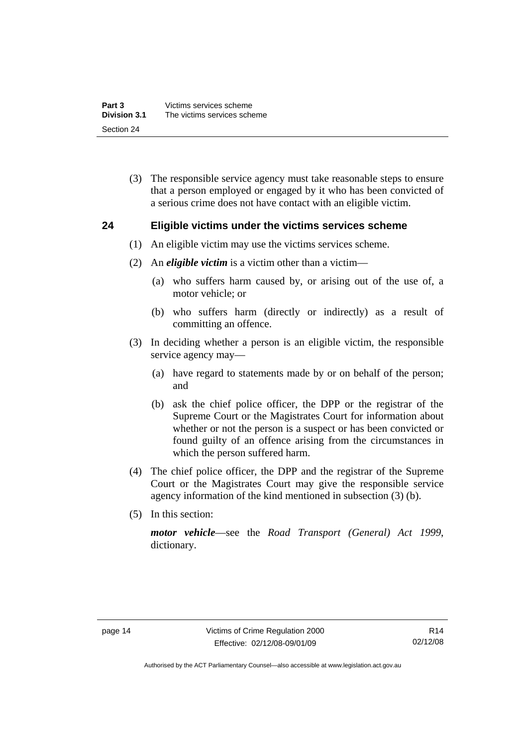(3) The responsible service agency must take reasonable steps to ensure that a person employed or engaged by it who has been convicted of a serious crime does not have contact with an eligible victim.

## 24 Eligible victims under the victims services scheme

(1) An eligible victim may use the victims services scheme.

(2) An ***eligible victim*** is a victim other than a victim—

(a) who suffers harm caused by, or arising out of the use of, a motor vehicle; or

(b) who suffers harm (directly or indirectly) as a result of committing an offence.

(3) In deciding whether a person is an eligible victim, the responsible service agency may—

(a) have regard to statements made by or on behalf of the person; and

(b) ask the chief police officer, the DPP or the registrar of the Supreme Court or the Magistrates Court for information about whether or not the person is a suspect or has been convicted or found guilty of an offence arising from the circumstances in which the person suffered harm.

(4) The chief police officer, the DPP and the registrar of the Supreme Court or the Magistrates Court may give the responsible service agency information of the kind mentioned in subsection (3) (b).

(5) In this section:

***motor vehicle***—see the *Road Transport (General) Act 1999*, dictionary.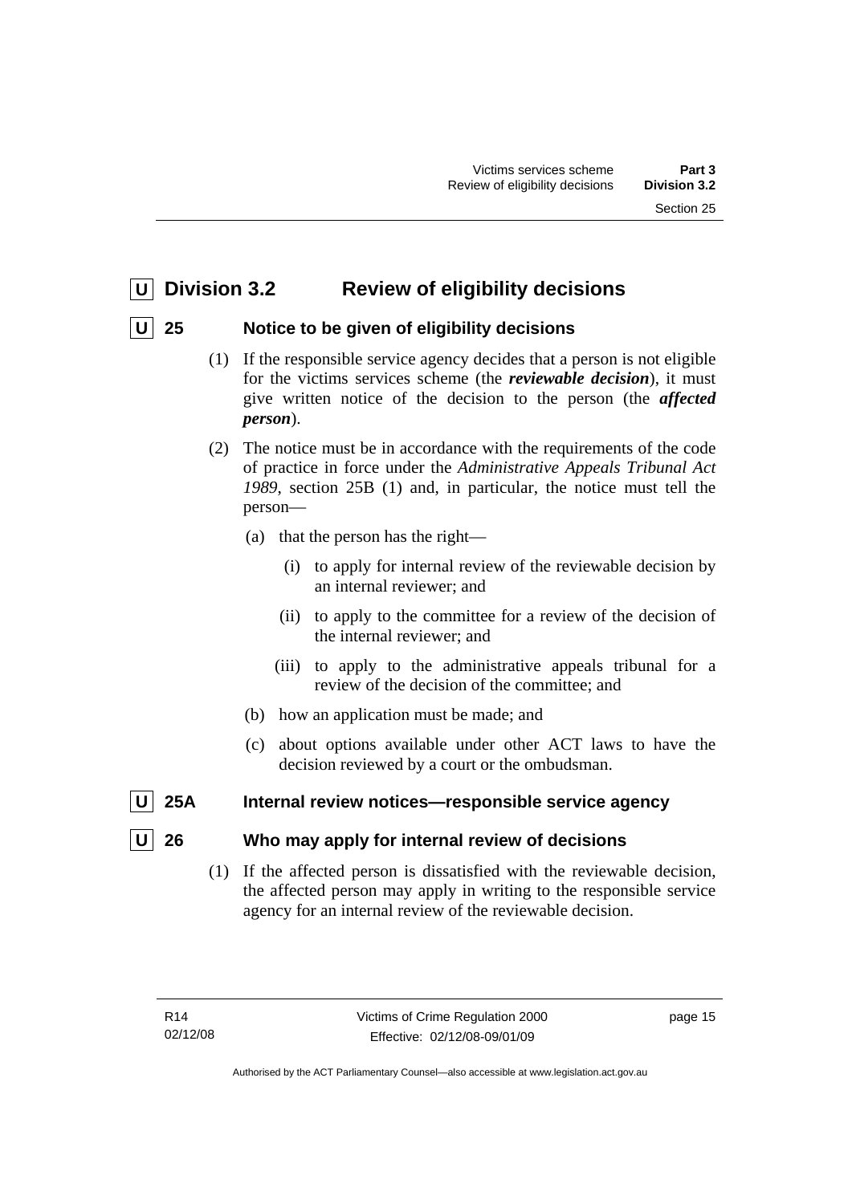## U Division 3.2 Review of eligibility decisions

### U 25 Notice to be given of eligibility decisions

(1) If the responsible service agency decides that a person is not eligible for the victims services scheme (the ***reviewable decision***), it must give written notice of the decision to the person (the ***affected person***).

(2) The notice must be in accordance with the requirements of the code of practice in force under the *Administrative Appeals Tribunal Act 1989*, section 25B (1) and, in particular, the notice must tell the person—

(a) that the person has the right—

(i) to apply for internal review of the reviewable decision by an internal reviewer; and

(ii) to apply to the committee for a review of the decision of the internal reviewer; and

(iii) to apply to the administrative appeals tribunal for a review of the decision of the committee; and

(b) how an application must be made; and

(c) about options available under other ACT laws to have the decision reviewed by a court or the ombudsman.

### U 25A Internal review notices—responsible service agency

### U 26 Who may apply for internal review of decisions

(1) If the affected person is dissatisfied with the reviewable decision, the affected person may apply in writing to the responsible service agency for an internal review of the reviewable decision.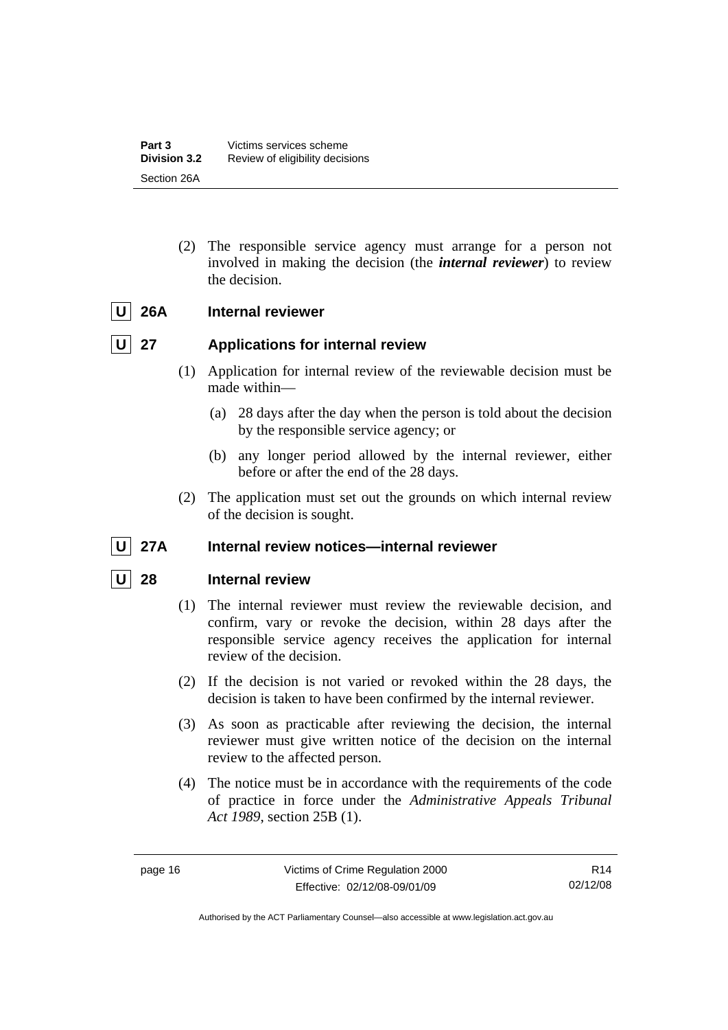(2) The responsible service agency must arrange for a person not involved in making the decision (the ***internal reviewer***) to review the decision.

### U 26A Internal reviewer

### U 27 Applications for internal review

(1) Application for internal review of the reviewable decision must be made within—

(a) 28 days after the day when the person is told about the decision by the responsible service agency; or

(b) any longer period allowed by the internal reviewer, either before or after the end of the 28 days.

(2) The application must set out the grounds on which internal review of the decision is sought.

### U 27A Internal review notices—internal reviewer

### U 28 Internal review

(1) The internal reviewer must review the reviewable decision, and confirm, vary or revoke the decision, within 28 days after the responsible service agency receives the application for internal review of the decision.

(2) If the decision is not varied or revoked within the 28 days, the decision is taken to have been confirmed by the internal reviewer.

(3) As soon as practicable after reviewing the decision, the internal reviewer must give written notice of the decision on the internal review to the affected person.

(4) The notice must be in accordance with the requirements of the code of practice in force under the *Administrative Appeals Tribunal Act 1989*, section 25B (1).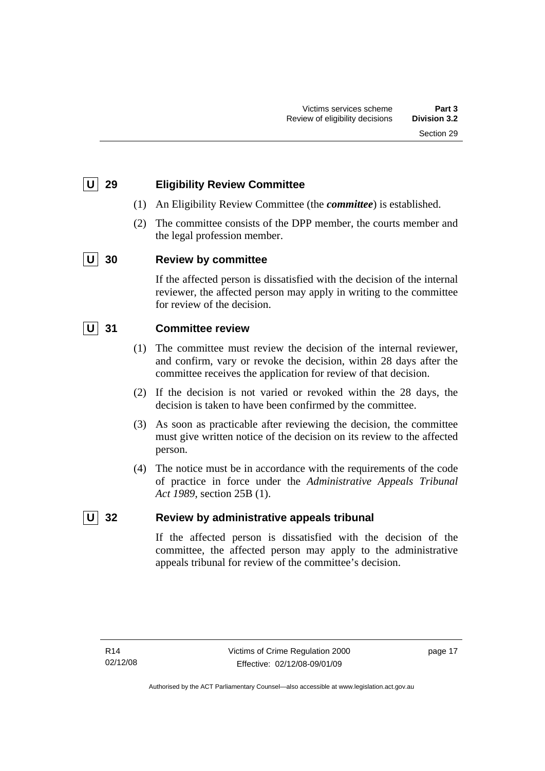## U 29 Eligibility Review Committee

(1) An Eligibility Review Committee (the ***committee***) is established.

(2) The committee consists of the DPP member, the courts member and the legal profession member.

## U 30 Review by committee

If the affected person is dissatisfied with the decision of the internal reviewer, the affected person may apply in writing to the committee for review of the decision.

## U 31 Committee review

(1) The committee must review the decision of the internal reviewer, and confirm, vary or revoke the decision, within 28 days after the committee receives the application for review of that decision.

(2) If the decision is not varied or revoked within the 28 days, the decision is taken to have been confirmed by the committee.

(3) As soon as practicable after reviewing the decision, the committee must give written notice of the decision on its review to the affected person.

(4) The notice must be in accordance with the requirements of the code of practice in force under the *Administrative Appeals Tribunal Act 1989*, section 25B (1).

## U 32 Review by administrative appeals tribunal

If the affected person is dissatisfied with the decision of the committee, the affected person may apply to the administrative appeals tribunal for review of the committee's decision.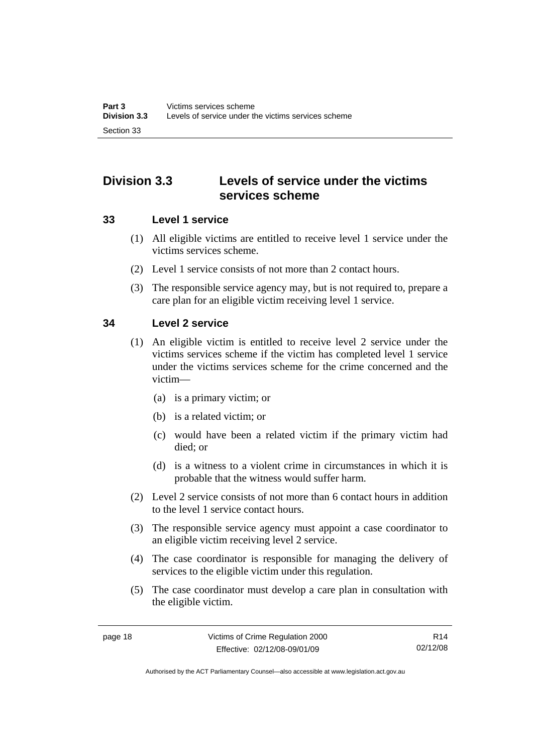## Division 3.3 Levels of service under the victims services scheme

### 33 Level 1 service

(1) All eligible victims are entitled to receive level 1 service under the victims services scheme.

(2) Level 1 service consists of not more than 2 contact hours.

(3) The responsible service agency may, but is not required to, prepare a care plan for an eligible victim receiving level 1 service.

### 34 Level 2 service

(1) An eligible victim is entitled to receive level 2 service under the victims services scheme if the victim has completed level 1 service under the victims services scheme for the crime concerned and the victim—

(a) is a primary victim; or

(b) is a related victim; or

(c) would have been a related victim if the primary victim had died; or

(d) is a witness to a violent crime in circumstances in which it is probable that the witness would suffer harm.

(2) Level 2 service consists of not more than 6 contact hours in addition to the level 1 service contact hours.

(3) The responsible service agency must appoint a case coordinator to an eligible victim receiving level 2 service.

(4) The case coordinator is responsible for managing the delivery of services to the eligible victim under this regulation.

(5) The case coordinator must develop a care plan in consultation with the eligible victim.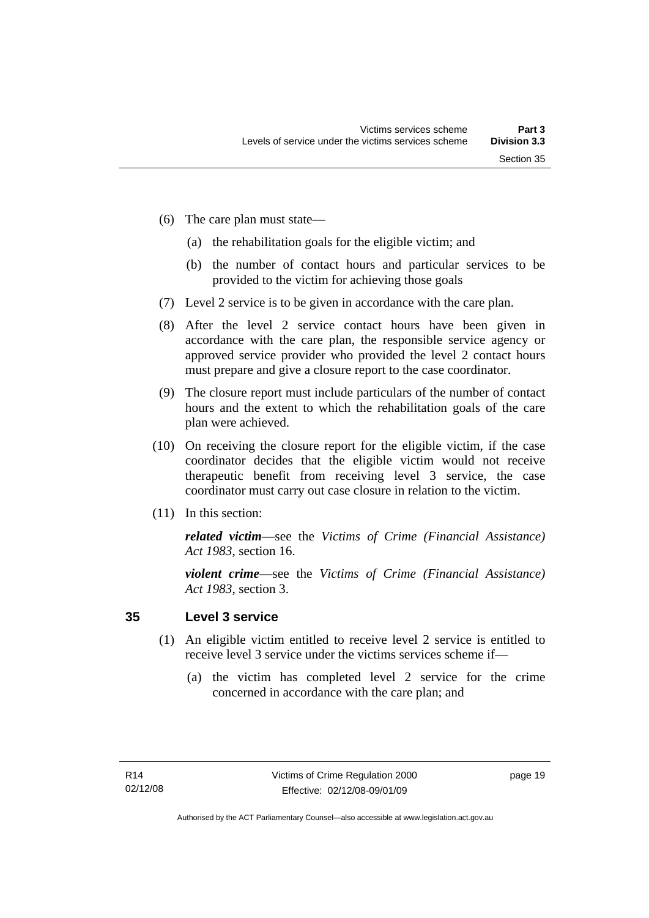(6) The care plan must state—

(a) the rehabilitation goals for the eligible victim; and

(b) the number of contact hours and particular services to be provided to the victim for achieving those goals

(7) Level 2 service is to be given in accordance with the care plan.

(8) After the level 2 service contact hours have been given in accordance with the care plan, the responsible service agency or approved service provider who provided the level 2 contact hours must prepare and give a closure report to the case coordinator.

(9) The closure report must include particulars of the number of contact hours and the extent to which the rehabilitation goals of the care plan were achieved.

(10) On receiving the closure report for the eligible victim, if the case coordinator decides that the eligible victim would not receive therapeutic benefit from receiving level 3 service, the case coordinator must carry out case closure in relation to the victim.

(11) In this section:

***related victim***—see the *Victims of Crime (Financial Assistance) Act 1983*, section 16.

***violent crime***—see the *Victims of Crime (Financial Assistance) Act 1983*, section 3.

## 35 Level 3 service

(1) An eligible victim entitled to receive level 2 service is entitled to receive level 3 service under the victims services scheme if—

(a) the victim has completed level 2 service for the crime concerned in accordance with the care plan; and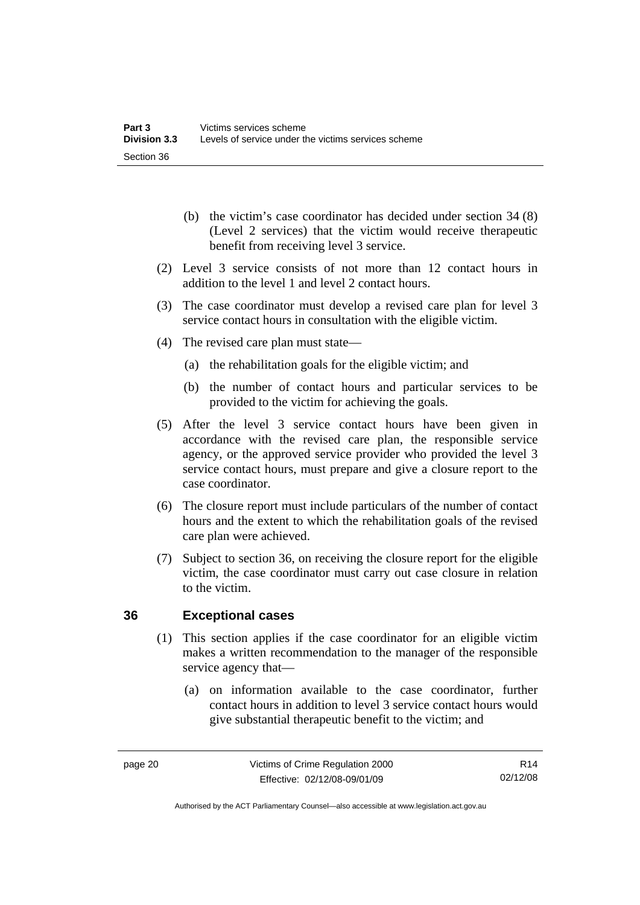(b) the victim's case coordinator has decided under section 34 (8) (Level 2 services) that the victim would receive therapeutic benefit from receiving level 3 service.

(2) Level 3 service consists of not more than 12 contact hours in addition to the level 1 and level 2 contact hours.

(3) The case coordinator must develop a revised care plan for level 3 service contact hours in consultation with the eligible victim.

(4) The revised care plan must state—

(a) the rehabilitation goals for the eligible victim; and

(b) the number of contact hours and particular services to be provided to the victim for achieving the goals.

(5) After the level 3 service contact hours have been given in accordance with the revised care plan, the responsible service agency, or the approved service provider who provided the level 3 service contact hours, must prepare and give a closure report to the case coordinator.

(6) The closure report must include particulars of the number of contact hours and the extent to which the rehabilitation goals of the revised care plan were achieved.

(7) Subject to section 36, on receiving the closure report for the eligible victim, the case coordinator must carry out case closure in relation to the victim.

## 36 Exceptional cases

(1) This section applies if the case coordinator for an eligible victim makes a written recommendation to the manager of the responsible service agency that—

(a) on information available to the case coordinator, further contact hours in addition to level 3 service contact hours would give substantial therapeutic benefit to the victim; and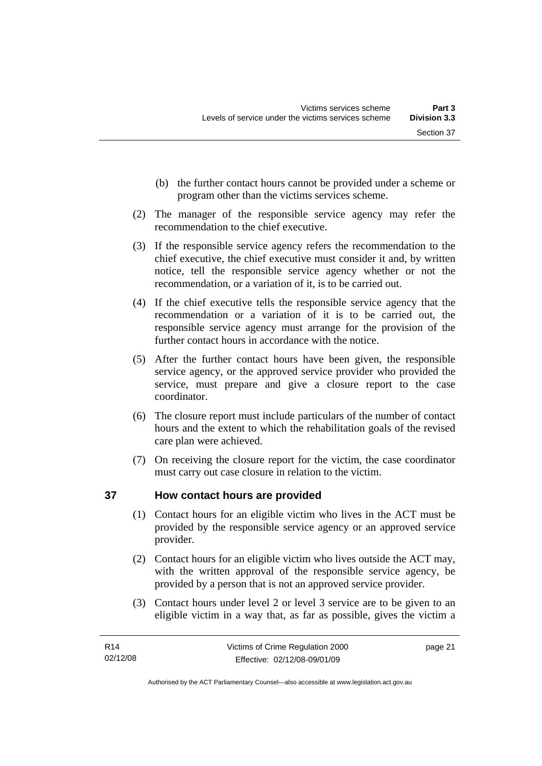(b) the further contact hours cannot be provided under a scheme or program other than the victims services scheme.

(2) The manager of the responsible service agency may refer the recommendation to the chief executive.

(3) If the responsible service agency refers the recommendation to the chief executive, the chief executive must consider it and, by written notice, tell the responsible service agency whether or not the recommendation, or a variation of it, is to be carried out.

(4) If the chief executive tells the responsible service agency that the recommendation or a variation of it is to be carried out, the responsible service agency must arrange for the provision of the further contact hours in accordance with the notice.

(5) After the further contact hours have been given, the responsible service agency, or the approved service provider who provided the service, must prepare and give a closure report to the case coordinator.

(6) The closure report must include particulars of the number of contact hours and the extent to which the rehabilitation goals of the revised care plan were achieved.

(7) On receiving the closure report for the victim, the case coordinator must carry out case closure in relation to the victim.

## 37 How contact hours are provided

(1) Contact hours for an eligible victim who lives in the ACT must be provided by the responsible service agency or an approved service provider.

(2) Contact hours for an eligible victim who lives outside the ACT may, with the written approval of the responsible service agency, be provided by a person that is not an approved service provider.

(3) Contact hours under level 2 or level 3 service are to be given to an eligible victim in a way that, as far as possible, gives the victim a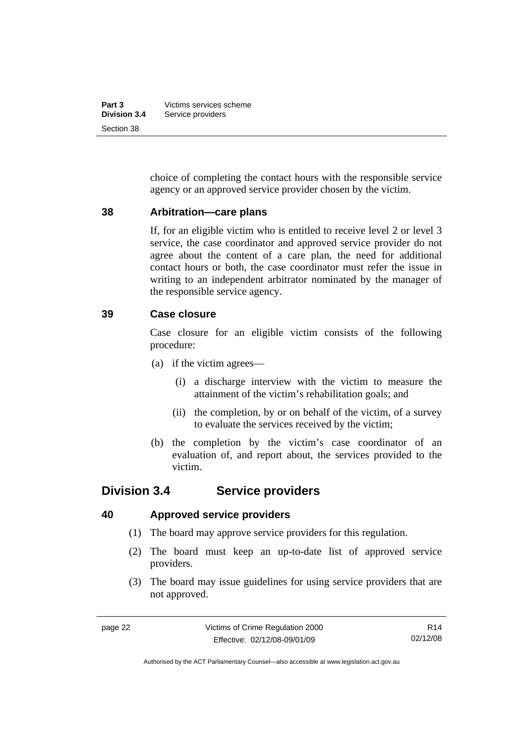choice of completing the contact hours with the responsible service agency or an approved service provider chosen by the victim.

### 38 Arbitration—care plans

If, for an eligible victim who is entitled to receive level 2 or level 3 service, the case coordinator and approved service provider do not agree about the content of a care plan, the need for additional contact hours or both, the case coordinator must refer the issue in writing to an independent arbitrator nominated by the manager of the responsible service agency.

### 39 Case closure

Case closure for an eligible victim consists of the following procedure:

(a) if the victim agrees—

(i) a discharge interview with the victim to measure the attainment of the victim's rehabilitation goals; and

(ii) the completion, by or on behalf of the victim, of a survey to evaluate the services received by the victim;

(b) the completion by the victim's case coordinator of an evaluation of, and report about, the services provided to the victim.

## Division 3.4 Service providers

### 40 Approved service providers

(1) The board may approve service providers for this regulation.

(2) The board must keep an up-to-date list of approved service providers.

(3) The board may issue guidelines for using service providers that are not approved.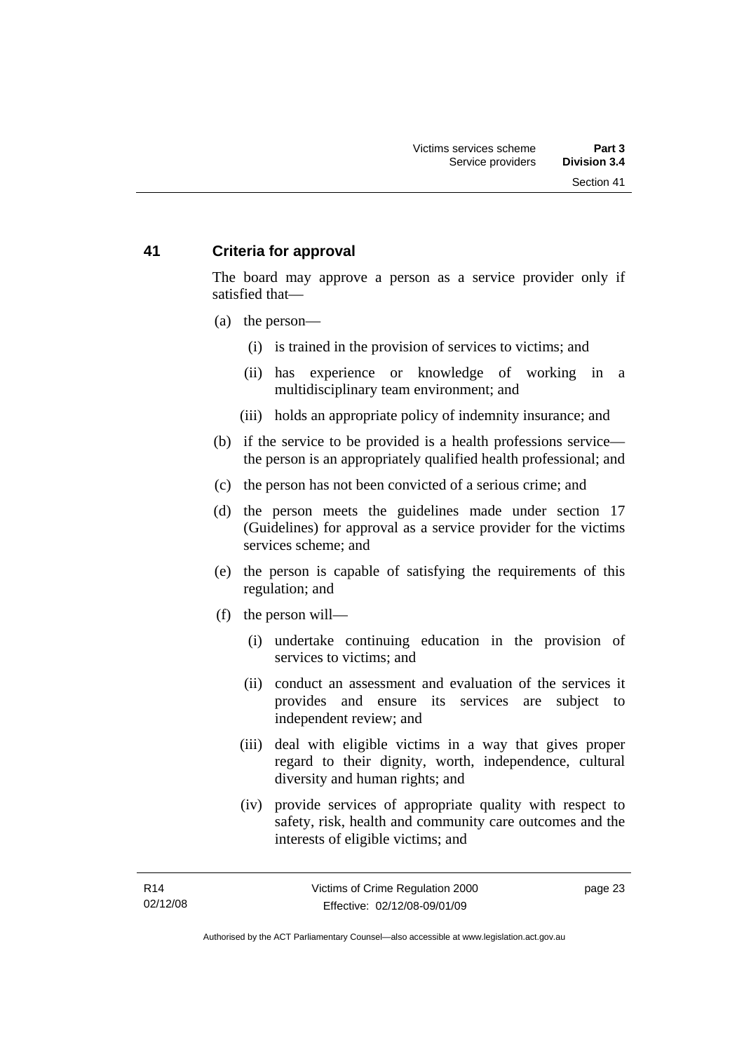## 41 Criteria for approval

The board may approve a person as a service provider only if satisfied that—

(a) the person—

 (i) is trained in the provision of services to victims; and

 (ii) has experience or knowledge of working in a multidisciplinary team environment; and

 (iii) holds an appropriate policy of indemnity insurance; and

(b) if the service to be provided is a health professions service—the person is an appropriately qualified health professional; and

(c) the person has not been convicted of a serious crime; and

(d) the person meets the guidelines made under section 17 (Guidelines) for approval as a service provider for the victims services scheme; and

(e) the person is capable of satisfying the requirements of this regulation; and

(f) the person will—

 (i) undertake continuing education in the provision of services to victims; and

 (ii) conduct an assessment and evaluation of the services it provides and ensure its services are subject to independent review; and

 (iii) deal with eligible victims in a way that gives proper regard to their dignity, worth, independence, cultural diversity and human rights; and

 (iv) provide services of appropriate quality with respect to safety, risk, health and community care outcomes and the interests of eligible victims; and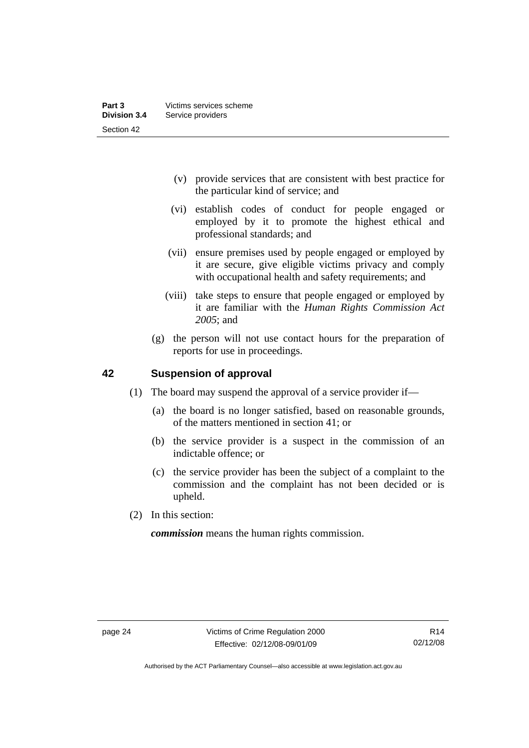(v) provide services that are consistent with best practice for the particular kind of service; and

(vi) establish codes of conduct for people engaged or employed by it to promote the highest ethical and professional standards; and

(vii) ensure premises used by people engaged or employed by it are secure, give eligible victims privacy and comply with occupational health and safety requirements; and

(viii) take steps to ensure that people engaged or employed by it are familiar with the *Human Rights Commission Act 2005*; and

(g) the person will not use contact hours for the preparation of reports for use in proceedings.

## 42 Suspension of approval

(1) The board may suspend the approval of a service provider if—

(a) the board is no longer satisfied, based on reasonable grounds, of the matters mentioned in section 41; or

(b) the service provider is a suspect in the commission of an indictable offence; or

(c) the service provider has been the subject of a complaint to the commission and the complaint has not been decided or is upheld.

(2) In this section:

***commission*** means the human rights commission.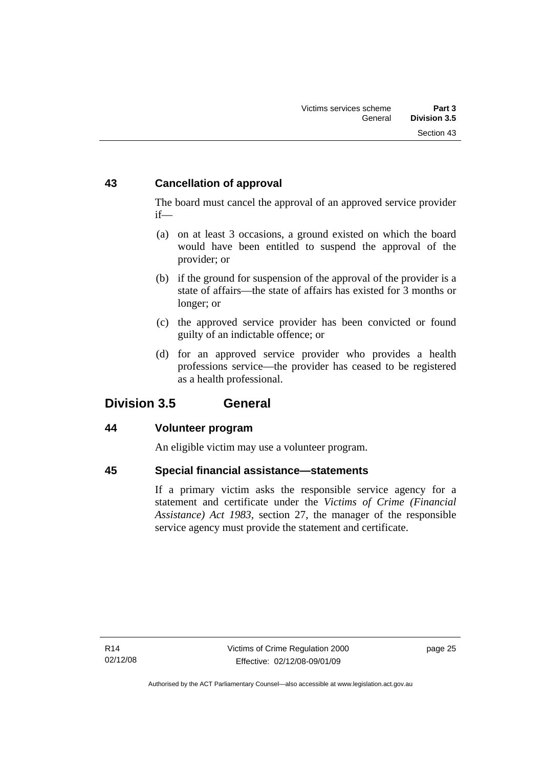### 43 Cancellation of approval

The board must cancel the approval of an approved service provider if—

(a) on at least 3 occasions, a ground existed on which the board would have been entitled to suspend the approval of the provider; or

(b) if the ground for suspension of the approval of the provider is a state of affairs—the state of affairs has existed for 3 months or longer; or

(c) the approved service provider has been convicted or found guilty of an indictable offence; or

(d) for an approved service provider who provides a health professions service—the provider has ceased to be registered as a health professional.

## Division 3.5 General

### 44 Volunteer program

An eligible victim may use a volunteer program.

### 45 Special financial assistance—statements

If a primary victim asks the responsible service agency for a statement and certificate under the *Victims of Crime (Financial Assistance) Act 1983*, section 27, the manager of the responsible service agency must provide the statement and certificate.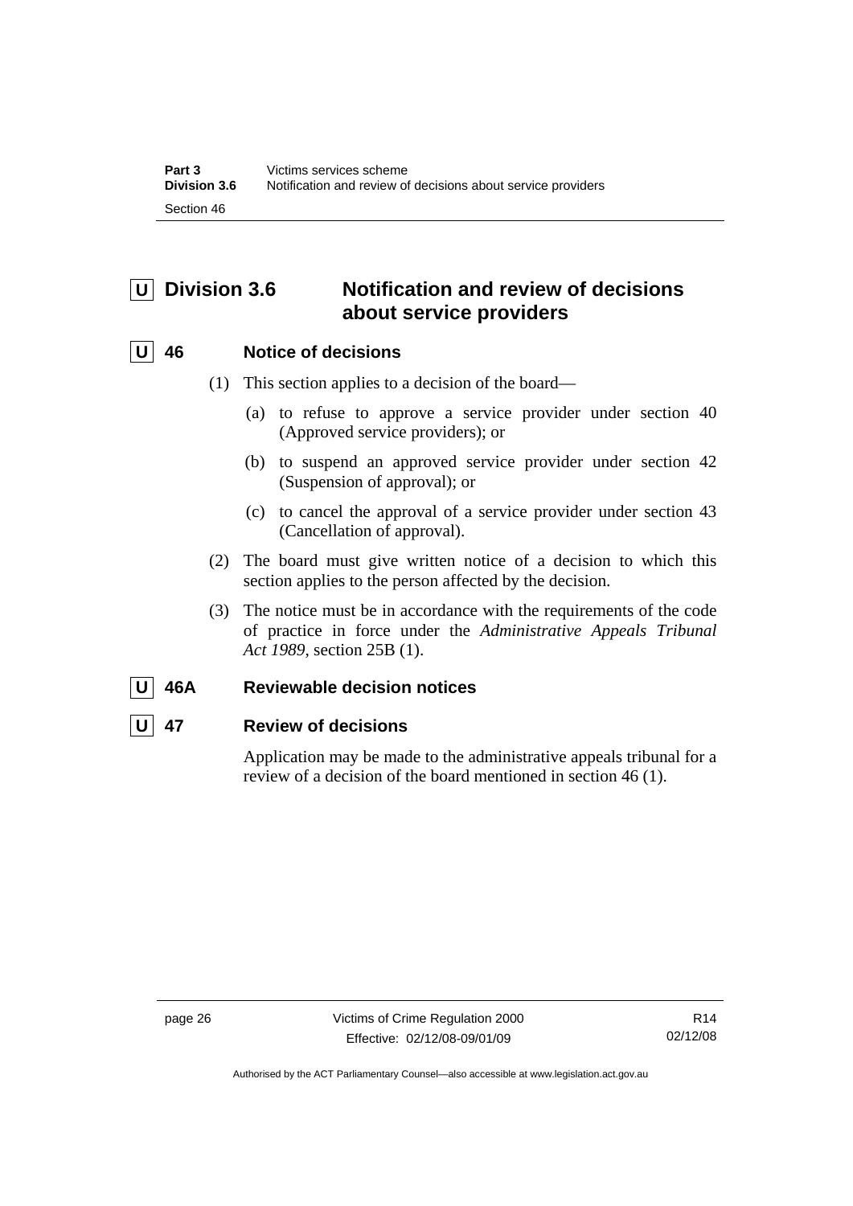## U Division 3.6 Notification and review of decisions about service providers

### U 46 Notice of decisions

(1) This section applies to a decision of the board—

(a) to refuse to approve a service provider under section 40 (Approved service providers); or

(b) to suspend an approved service provider under section 42 (Suspension of approval); or

(c) to cancel the approval of a service provider under section 43 (Cancellation of approval).

(2) The board must give written notice of a decision to which this section applies to the person affected by the decision.

(3) The notice must be in accordance with the requirements of the code of practice in force under the *Administrative Appeals Tribunal Act 1989*, section 25B (1).

### U 46A Reviewable decision notices

### U 47 Review of decisions

Application may be made to the administrative appeals tribunal for a review of a decision of the board mentioned in section 46 (1).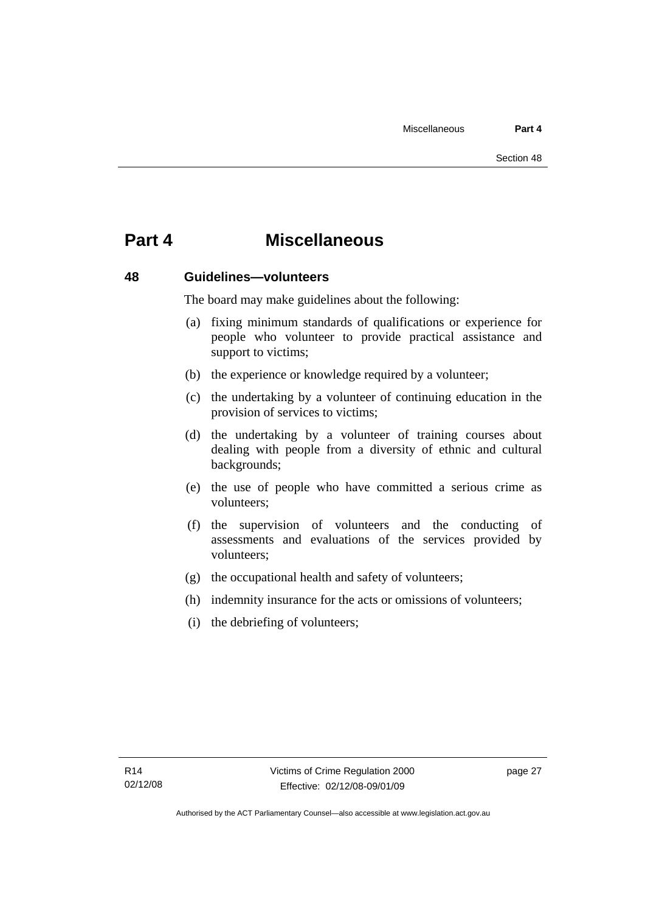# Part 4 Miscellaneous

### 48 Guidelines—volunteers

The board may make guidelines about the following:

(a) fixing minimum standards of qualifications or experience for people who volunteer to provide practical assistance and support to victims;

(b) the experience or knowledge required by a volunteer;

(c) the undertaking by a volunteer of continuing education in the provision of services to victims;

(d) the undertaking by a volunteer of training courses about dealing with people from a diversity of ethnic and cultural backgrounds;

(e) the use of people who have committed a serious crime as volunteers;

(f) the supervision of volunteers and the conducting of assessments and evaluations of the services provided by volunteers;

(g) the occupational health and safety of volunteers;

(h) indemnity insurance for the acts or omissions of volunteers;

(i) the debriefing of volunteers;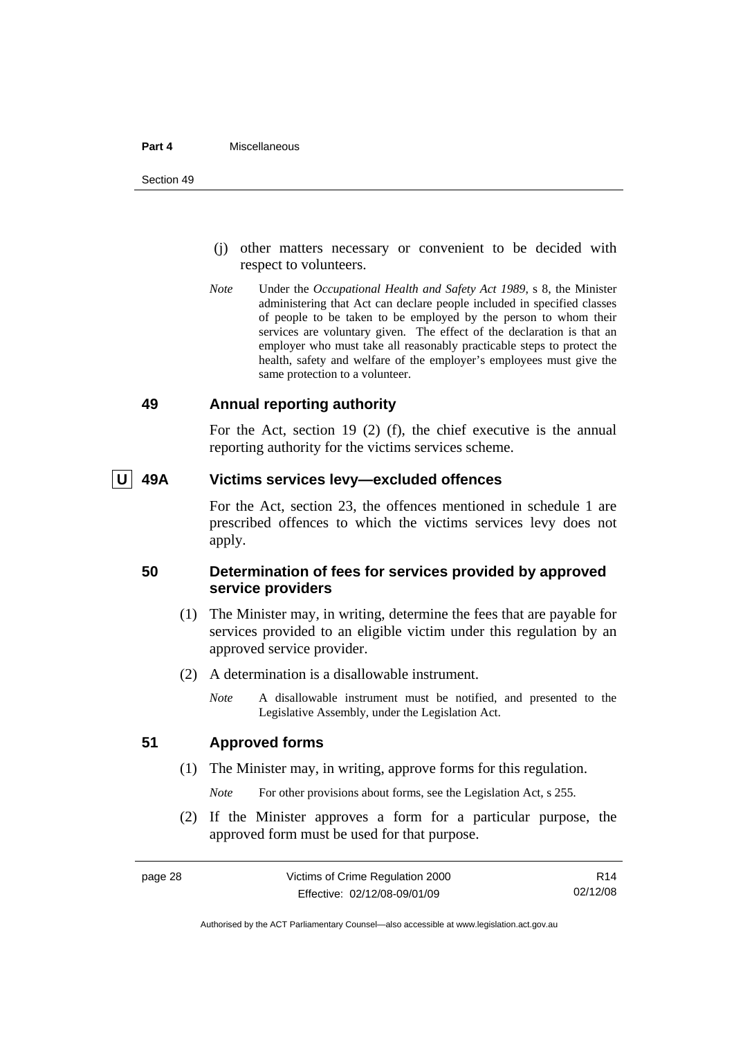(j) other matters necessary or convenient to be decided with respect to volunteers.

*Note* Under the *Occupational Health and Safety Act 1989*, s 8, the Minister administering that Act can declare people included in specified classes of people to be taken to be employed by the person to whom their services are voluntary given. The effect of the declaration is that an employer who must take all reasonably practicable steps to protect the health, safety and welfare of the employer's employees must give the same protection to a volunteer.

## 49 Annual reporting authority

For the Act, section 19 (2) (f), the chief executive is the annual reporting authority for the victims services scheme.

## U 49A Victims services levy—excluded offences

For the Act, section 23, the offences mentioned in schedule 1 are prescribed offences to which the victims services levy does not apply.

## 50 Determination of fees for services provided by approved service providers

(1) The Minister may, in writing, determine the fees that are payable for services provided to an eligible victim under this regulation by an approved service provider.

(2) A determination is a disallowable instrument.

*Note* A disallowable instrument must be notified, and presented to the Legislative Assembly, under the Legislation Act.

## 51 Approved forms

(1) The Minister may, in writing, approve forms for this regulation.

*Note* For other provisions about forms, see the Legislation Act, s 255.

(2) If the Minister approves a form for a particular purpose, the approved form must be used for that purpose.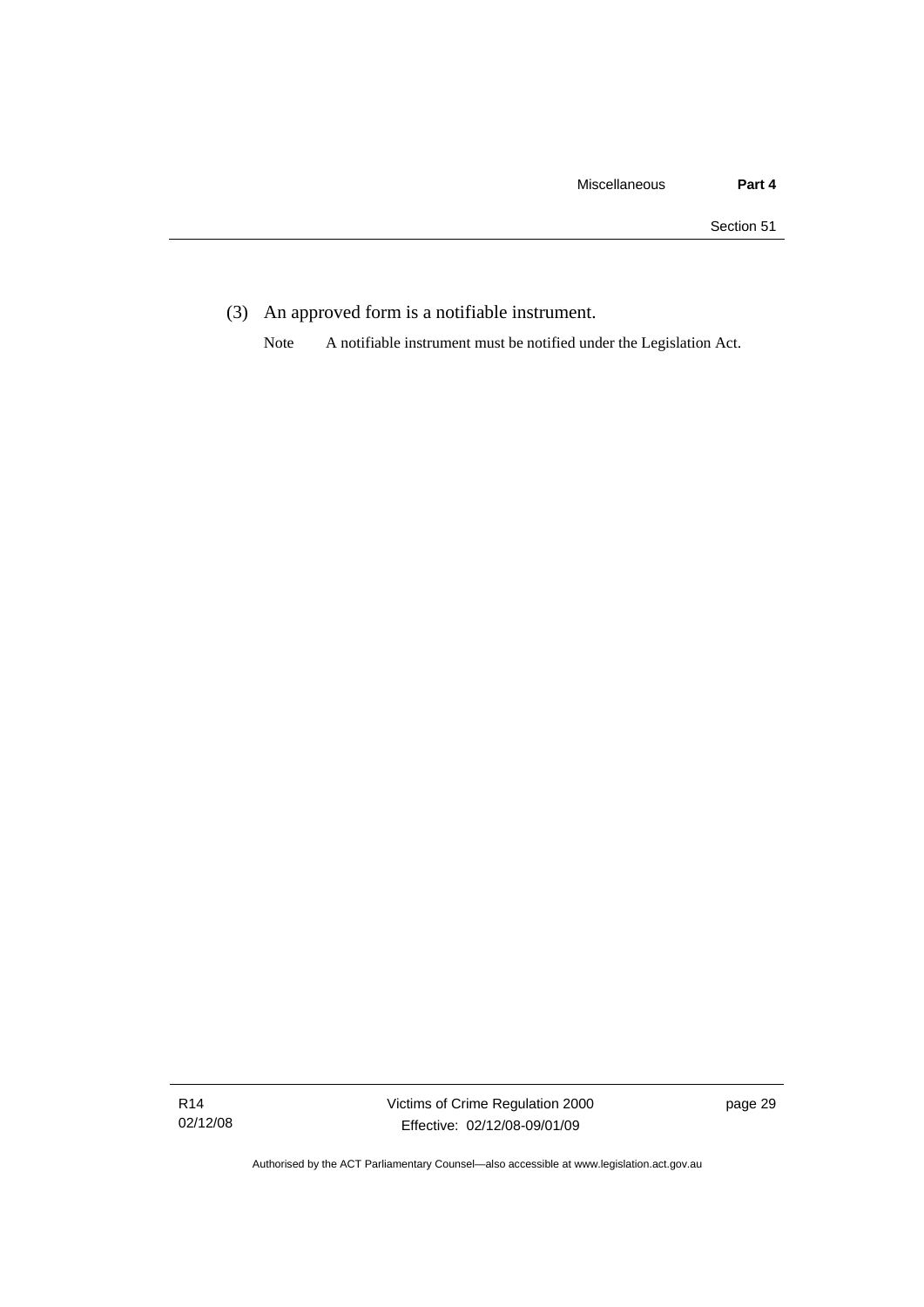(3) An approved form is a notifiable instrument.

Note A notifiable instrument must be notified under the Legislation Act.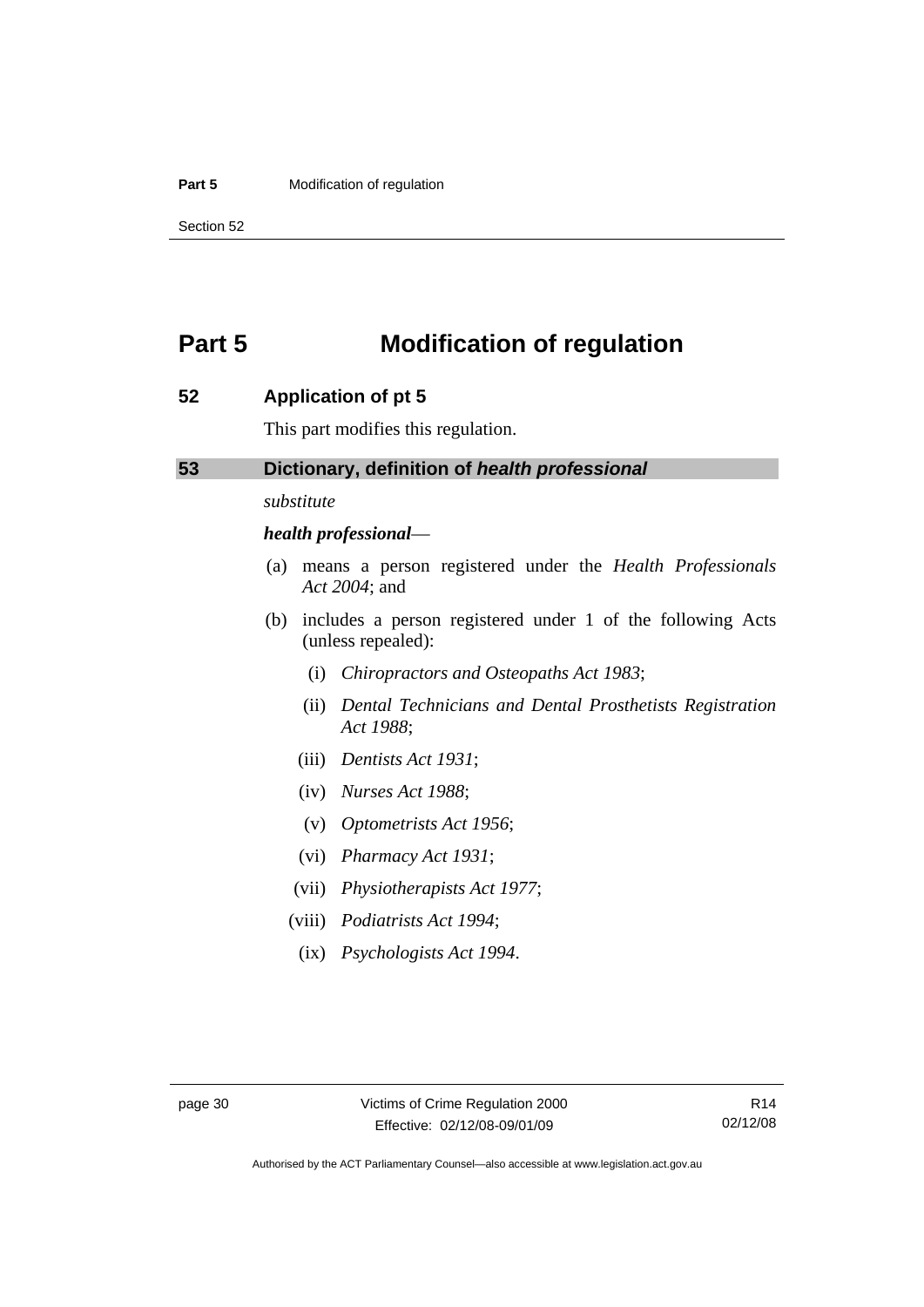# Part 5 Modification of regulation

## 52 Application of pt 5

This part modifies this regulation.

## 53 Dictionary, definition of *health professional*

*substitute*

***health professional***—

(a) means a person registered under the *Health Professionals Act 2004*; and

(b) includes a person registered under 1 of the following Acts (unless repealed):

  (i) *Chiropractors and Osteopaths Act 1983*;

  (ii) *Dental Technicians and Dental Prosthetists Registration Act 1988*;

  (iii) *Dentists Act 1931*;

  (iv) *Nurses Act 1988*;

  (v) *Optometrists Act 1956*;

  (vi) *Pharmacy Act 1931*;

  (vii) *Physiotherapists Act 1977*;

  (viii) *Podiatrists Act 1994*;

  (ix) *Psychologists Act 1994*.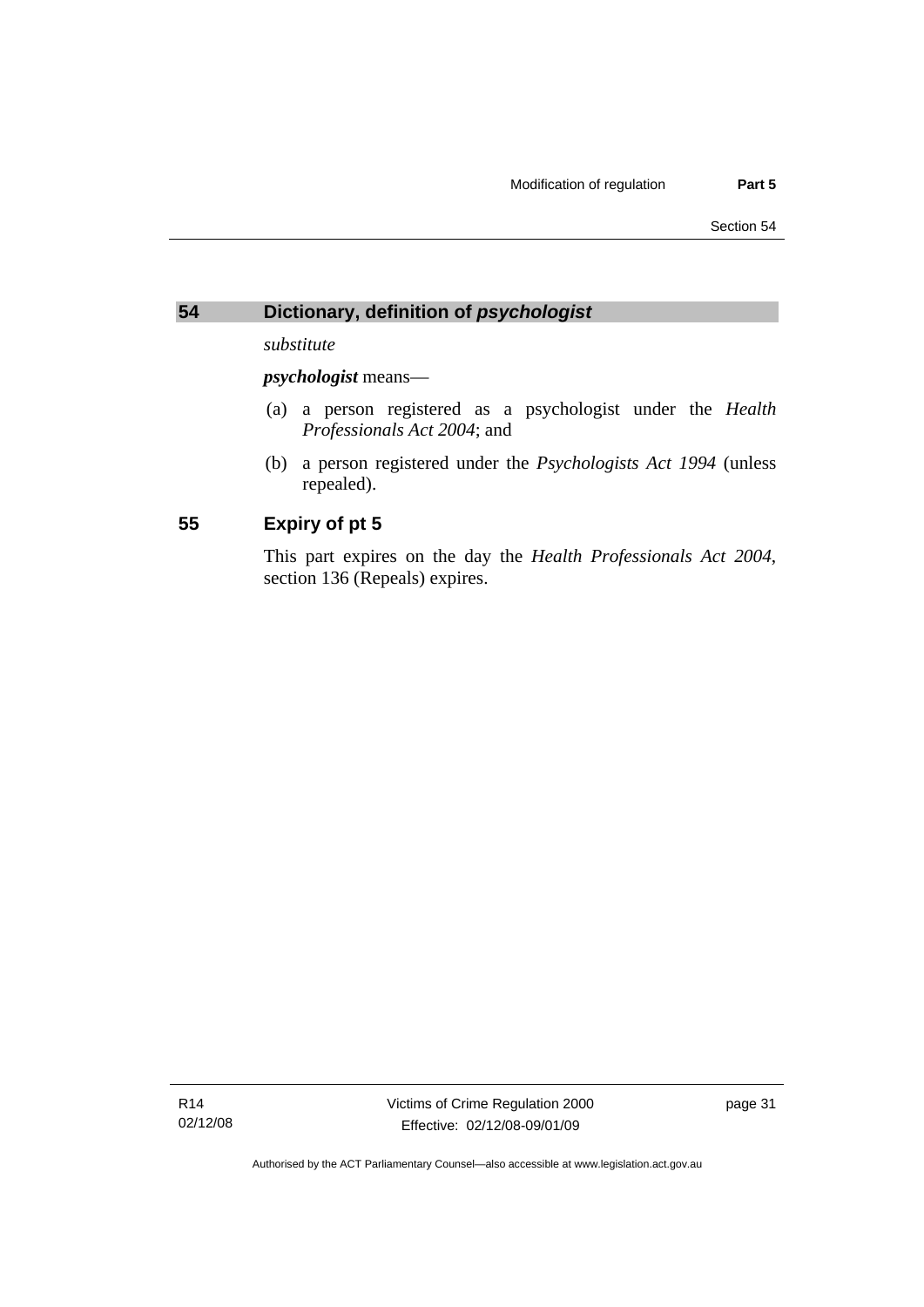## 54 Dictionary, definition of *psychologist*

*substitute*

***psychologist*** means—

(a) a person registered as a psychologist under the *Health Professionals Act 2004*; and

(b) a person registered under the *Psychologists Act 1994* (unless repealed).

## 55 Expiry of pt 5

This part expires on the day the *Health Professionals Act 2004*, section 136 (Repeals) expires.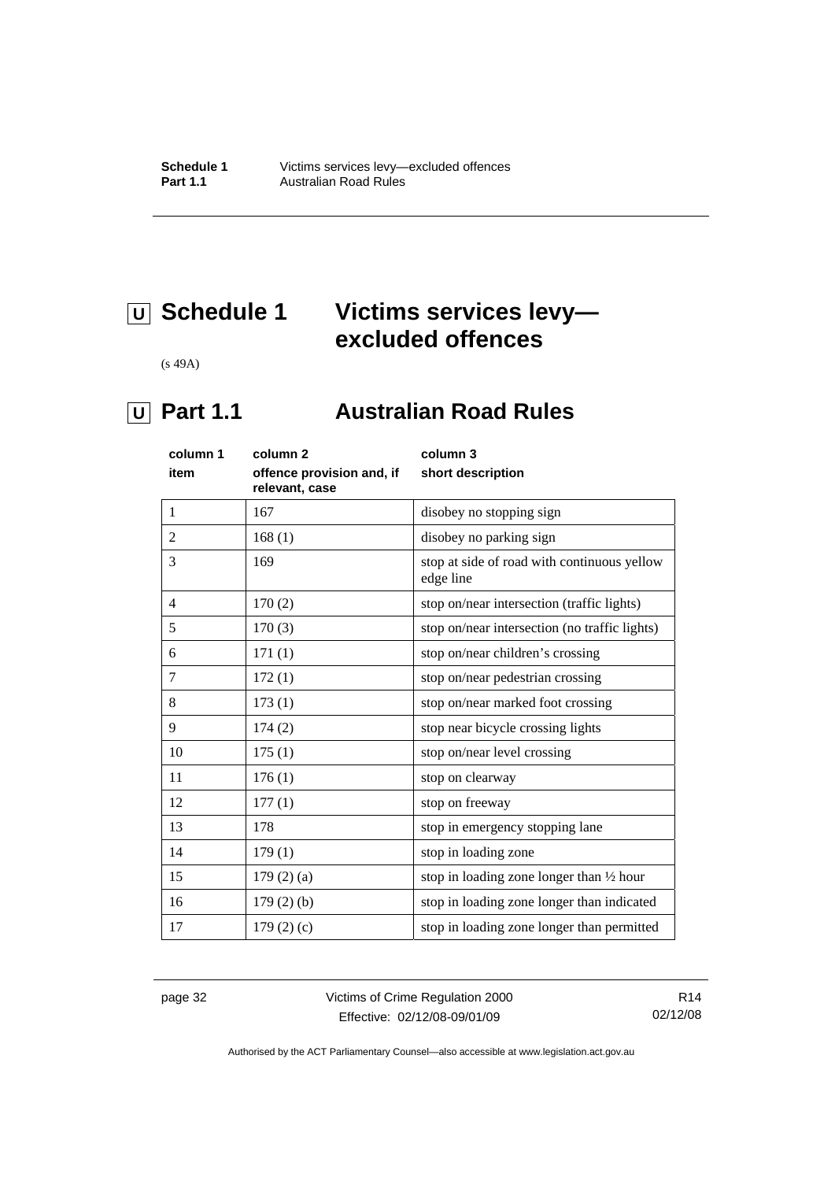# U Schedule 1 Victims services levy—excluded offences

(s 49A)

## U Part 1.1 Australian Road Rules

| column 1<br>item | column 2<br>offence provision and, if relevant, case | column 3<br>short description |
|---|---|---|
| 1 | 167 | disobey no stopping sign |
| 2 | 168 (1) | disobey no parking sign |
| 3 | 169 | stop at side of road with continuous yellow edge line |
| 4 | 170 (2) | stop on/near intersection (traffic lights) |
| 5 | 170 (3) | stop on/near intersection (no traffic lights) |
| 6 | 171 (1) | stop on/near children's crossing |
| 7 | 172 (1) | stop on/near pedestrian crossing |
| 8 | 173 (1) | stop on/near marked foot crossing |
| 9 | 174 (2) | stop near bicycle crossing lights |
| 10 | 175 (1) | stop on/near level crossing |
| 11 | 176 (1) | stop on clearway |
| 12 | 177 (1) | stop on freeway |
| 13 | 178 | stop in emergency stopping lane |
| 14 | 179 (1) | stop in loading zone |
| 15 | 179 (2) (a) | stop in loading zone longer than ½ hour |
| 16 | 179 (2) (b) | stop in loading zone longer than indicated |
| 17 | 179 (2) (c) | stop in loading zone longer than permitted |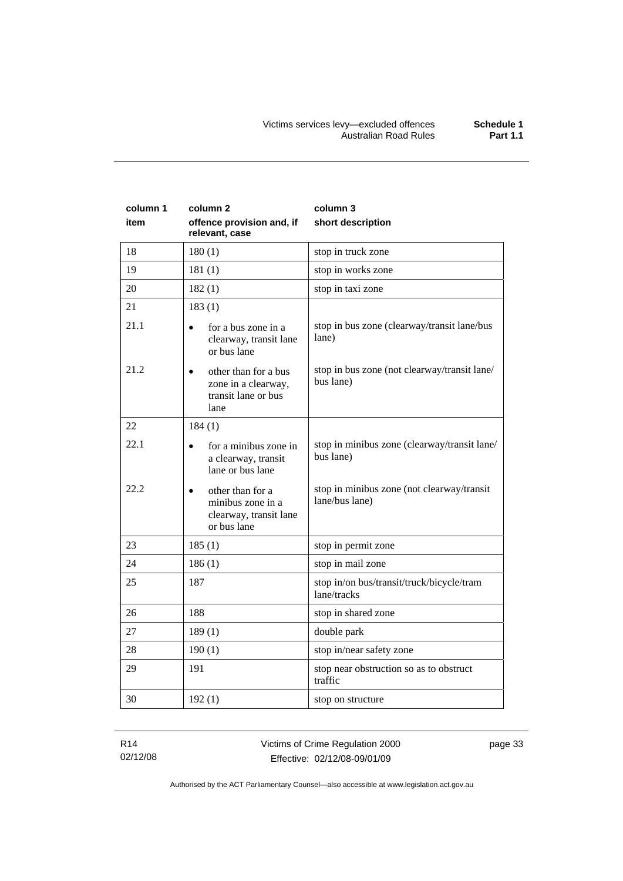| column 1 item | column 2 offence provision and, if relevant, case | column 3 short description |
|---|---|---|
| 18 | 180 (1) | stop in truck zone |
| 19 | 181 (1) | stop in works zone |
| 20 | 182 (1) | stop in taxi zone |
| 21 | 183 (1) | |
| 21.1 | • for a bus zone in a clearway, transit lane or bus lane | stop in bus zone (clearway/transit lane/bus lane) |
| 21.2 | • other than for a bus zone in a clearway, transit lane or bus lane | stop in bus zone (not clearway/transit lane/ bus lane) |
| 22 | 184 (1) | |
| 22.1 | • for a minibus zone in a clearway, transit lane or bus lane | stop in minibus zone (clearway/transit lane/ bus lane) |
| 22.2 | • other than for a minibus zone in a clearway, transit lane or bus lane | stop in minibus zone (not clearway/transit lane/bus lane) |
| 23 | 185 (1) | stop in permit zone |
| 24 | 186 (1) | stop in mail zone |
| 25 | 187 | stop in/on bus/transit/truck/bicycle/tram lane/tracks |
| 26 | 188 | stop in shared zone |
| 27 | 189 (1) | double park |
| 28 | 190 (1) | stop in/near safety zone |
| 29 | 191 | stop near obstruction so as to obstruct traffic |
| 30 | 192 (1) | stop on structure |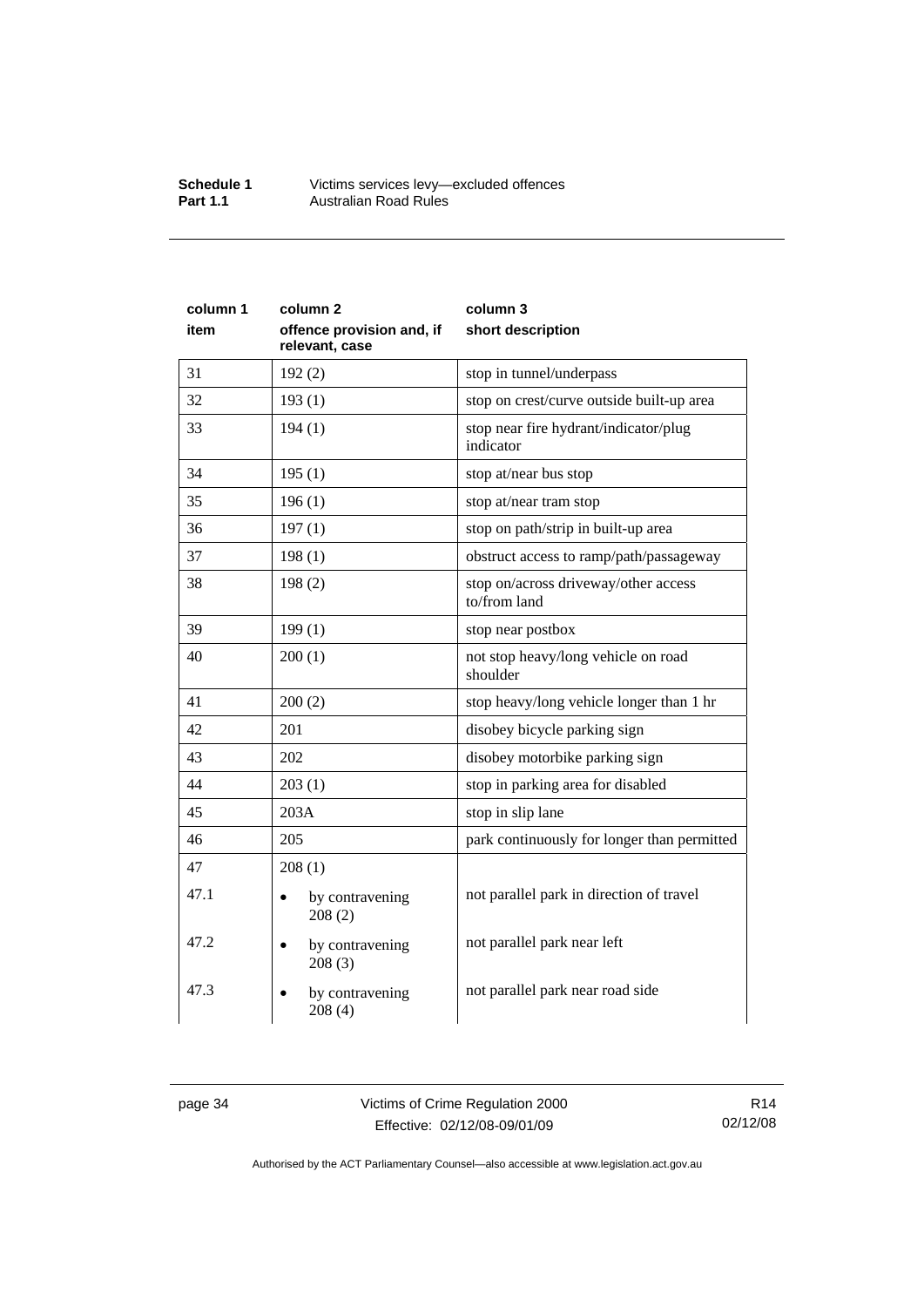| column 1 item | column 2 offence provision and, if relevant, case | column 3 short description |
|---|---|---|
| 31 | 192 (2) | stop in tunnel/underpass |
| 32 | 193 (1) | stop on crest/curve outside built-up area |
| 33 | 194 (1) | stop near fire hydrant/indicator/plug indicator |
| 34 | 195 (1) | stop at/near bus stop |
| 35 | 196 (1) | stop at/near tram stop |
| 36 | 197 (1) | stop on path/strip in built-up area |
| 37 | 198 (1) | obstruct access to ramp/path/passageway |
| 38 | 198 (2) | stop on/across driveway/other access to/from land |
| 39 | 199 (1) | stop near postbox |
| 40 | 200 (1) | not stop heavy/long vehicle on road shoulder |
| 41 | 200 (2) | stop heavy/long vehicle longer than 1 hr |
| 42 | 201 | disobey bicycle parking sign |
| 43 | 202 | disobey motorbike parking sign |
| 44 | 203 (1) | stop in parking area for disabled |
| 45 | 203A | stop in slip lane |
| 46 | 205 | park continuously for longer than permitted |
| 47 | 208 (1) | |
| 47.1 | • by contravening 208 (2) | not parallel park in direction of travel |
| 47.2 | • by contravening 208 (3) | not parallel park near left |
| 47.3 | • by contravening 208 (4) | not parallel park near road side |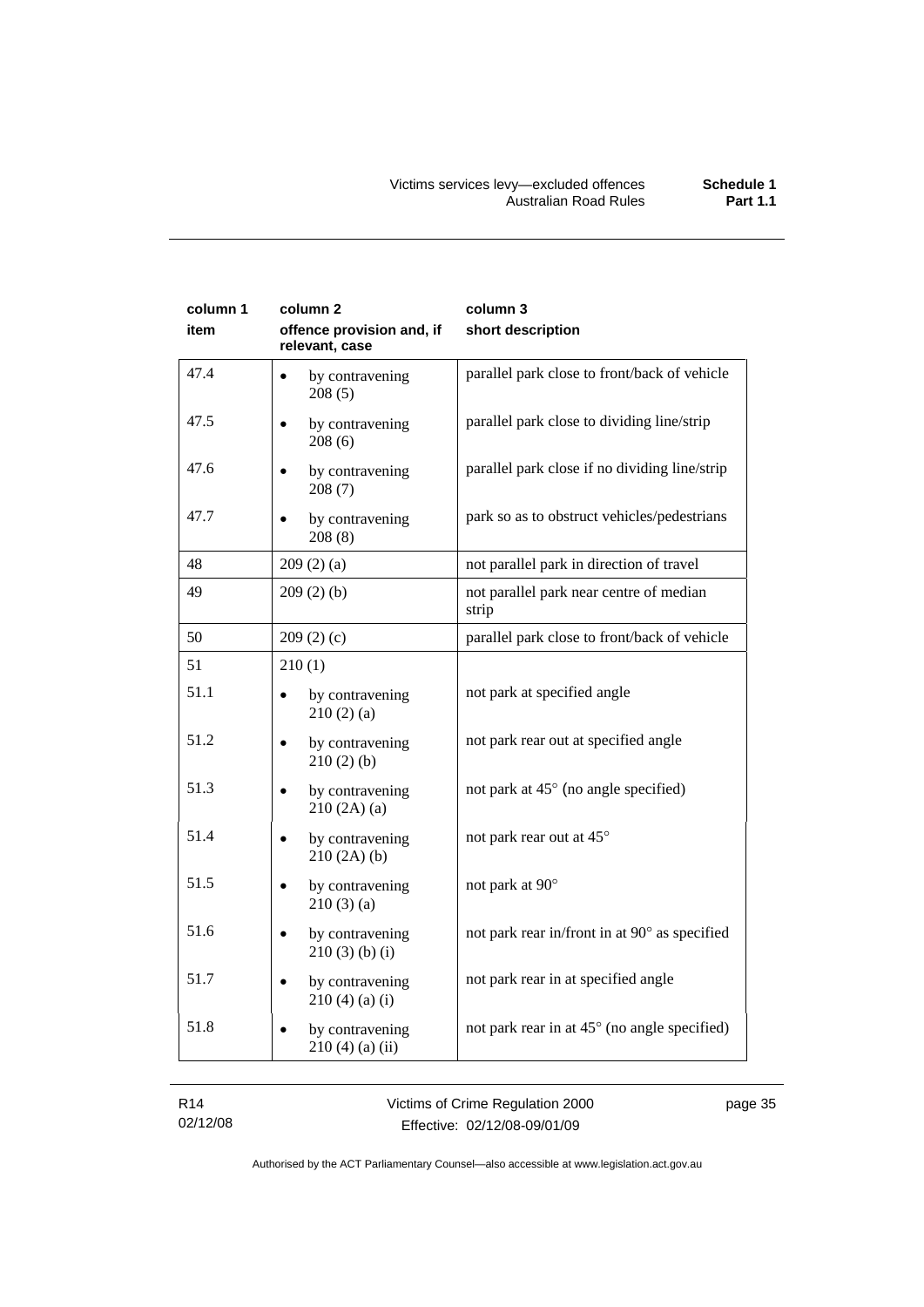| column 1 item | column 2 offence provision and, if relevant, case | column 3 short description |
|---|---|---|
| 47.4 | • by contravening 208 (5) | parallel park close to front/back of vehicle |
| 47.5 | • by contravening 208 (6) | parallel park close to dividing line/strip |
| 47.6 | • by contravening 208 (7) | parallel park close if no dividing line/strip |
| 47.7 | • by contravening 208 (8) | park so as to obstruct vehicles/pedestrians |
| 48 | 209 (2) (a) | not parallel park in direction of travel |
| 49 | 209 (2) (b) | not parallel park near centre of median strip |
| 50 | 209 (2) (c) | parallel park close to front/back of vehicle |
| 51 | 210 (1) | |
| 51.1 | • by contravening 210 (2) (a) | not park at specified angle |
| 51.2 | • by contravening 210 (2) (b) | not park rear out at specified angle |
| 51.3 | • by contravening 210 (2A) (a) | not park at 45° (no angle specified) |
| 51.4 | • by contravening 210 (2A) (b) | not park rear out at 45° |
| 51.5 | • by contravening 210 (3) (a) | not park at 90° |
| 51.6 | • by contravening 210 (3) (b) (i) | not park rear in/front in at 90° as specified |
| 51.7 | • by contravening 210 (4) (a) (i) | not park rear in at specified angle |
| 51.8 | • by contravening 210 (4) (a) (ii) | not park rear in at 45° (no angle specified) |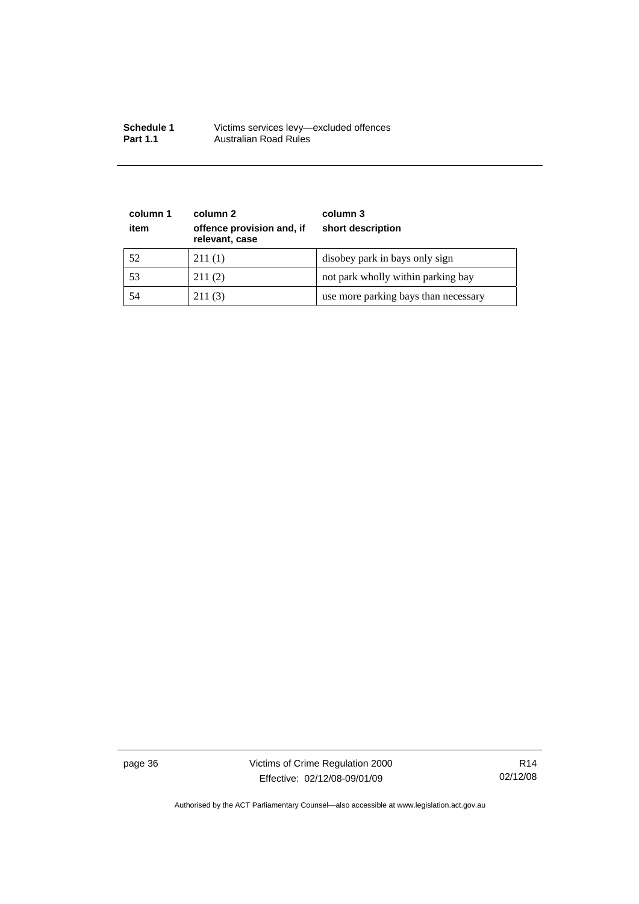| column 1<br>item | column 2<br>offence provision and, if relevant, case | column 3<br>short description |
|---|---|---|
| 52 | 211 (1) | disobey park in bays only sign |
| 53 | 211 (2) | not park wholly within parking bay |
| 54 | 211 (3) | use more parking bays than necessary |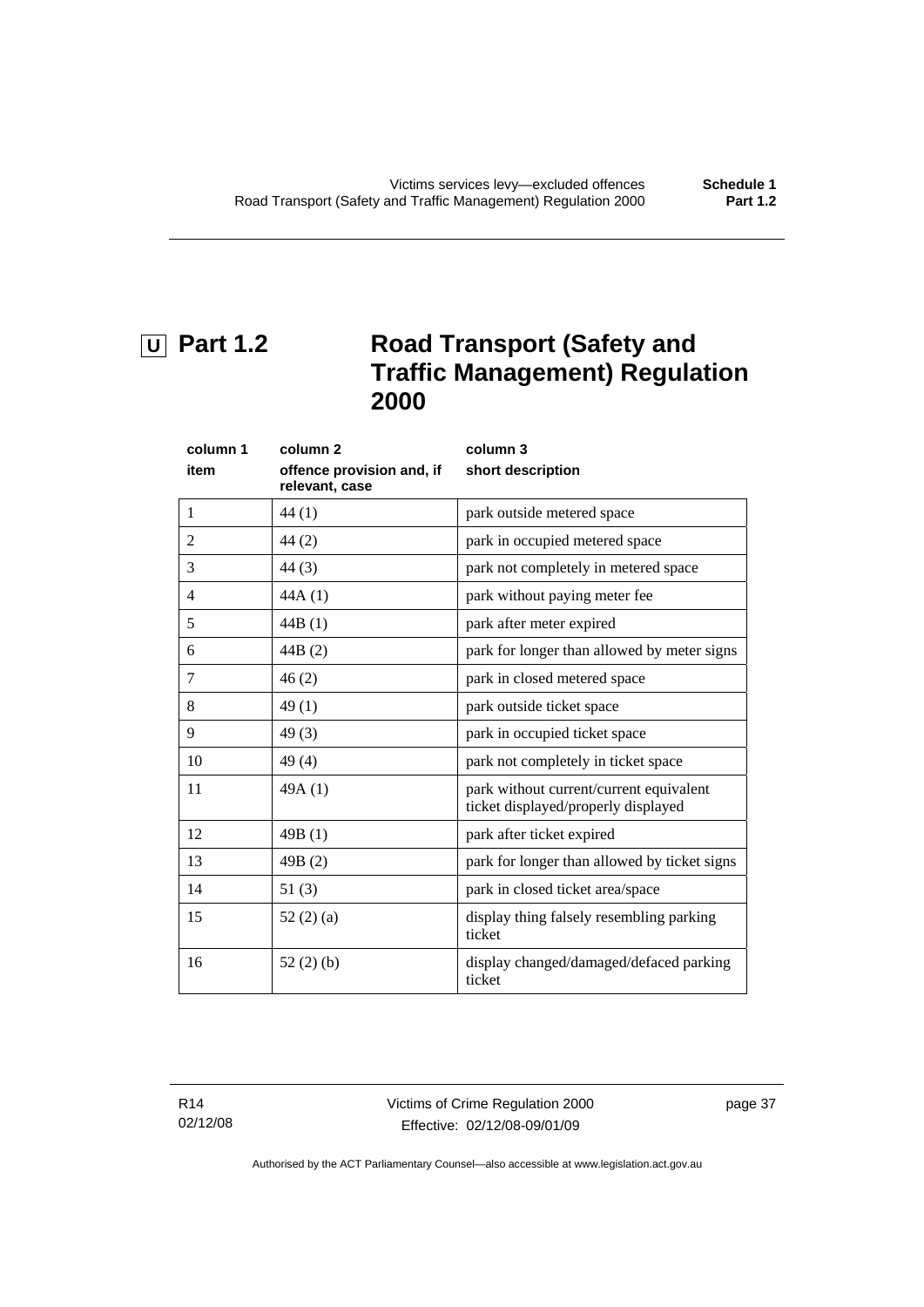## U Part 1.2 Road Transport (Safety and Traffic Management) Regulation 2000

| column 1<br>item | column 2<br>offence provision and, if relevant, case | column 3<br>short description |
|---|---|---|
| 1 | 44 (1) | park outside metered space |
| 2 | 44 (2) | park in occupied metered space |
| 3 | 44 (3) | park not completely in metered space |
| 4 | 44A (1) | park without paying meter fee |
| 5 | 44B (1) | park after meter expired |
| 6 | 44B (2) | park for longer than allowed by meter signs |
| 7 | 46 (2) | park in closed metered space |
| 8 | 49 (1) | park outside ticket space |
| 9 | 49 (3) | park in occupied ticket space |
| 10 | 49 (4) | park not completely in ticket space |
| 11 | 49A (1) | park without current/current equivalent ticket displayed/properly displayed |
| 12 | 49B (1) | park after ticket expired |
| 13 | 49B (2) | park for longer than allowed by ticket signs |
| 14 | 51 (3) | park in closed ticket area/space |
| 15 | 52 (2) (a) | display thing falsely resembling parking ticket |
| 16 | 52 (2) (b) | display changed/damaged/defaced parking ticket |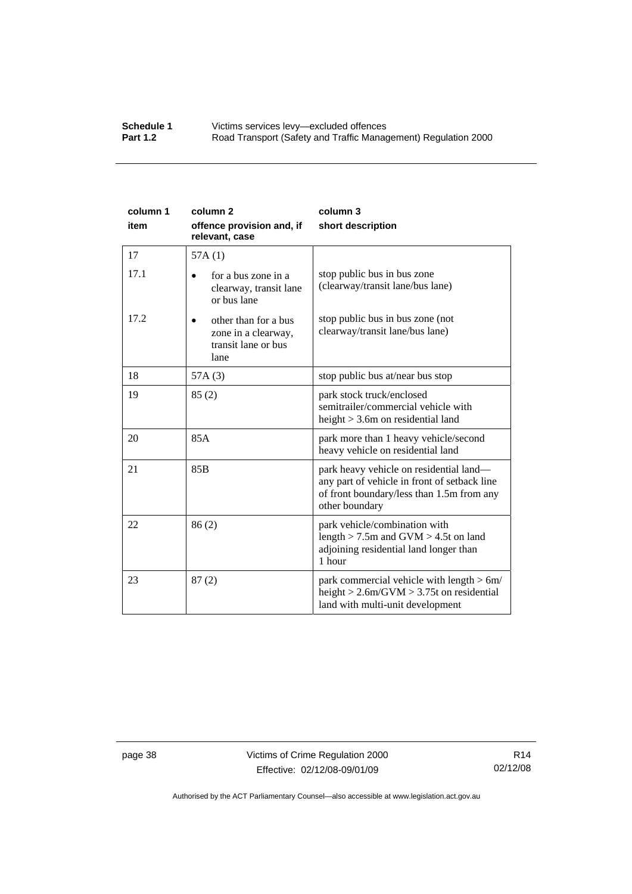| column 1 item | column 2 offence provision and, if relevant, case | column 3 short description |
|---|---|---|
| 17 | 57A (1) | |
| 17.1 | • for a bus zone in a clearway, transit lane or bus lane | stop public bus in bus zone (clearway/transit lane/bus lane) |
| 17.2 | • other than for a bus zone in a clearway, transit lane or bus lane | stop public bus in bus zone (not clearway/transit lane/bus lane) |
| 18 | 57A (3) | stop public bus at/near bus stop |
| 19 | 85 (2) | park stock truck/enclosed semitrailer/commercial vehicle with height > 3.6m on residential land |
| 20 | 85A | park more than 1 heavy vehicle/second heavy vehicle on residential land |
| 21 | 85B | park heavy vehicle on residential land—any part of vehicle in front of setback line of front boundary/less than 1.5m from any other boundary |
| 22 | 86 (2) | park vehicle/combination with length > 7.5m and GVM > 4.5t on land adjoining residential land longer than 1 hour |
| 23 | 87 (2) | park commercial vehicle with length > 6m/ height > 2.6m/GVM > 3.75t on residential land with multi-unit development |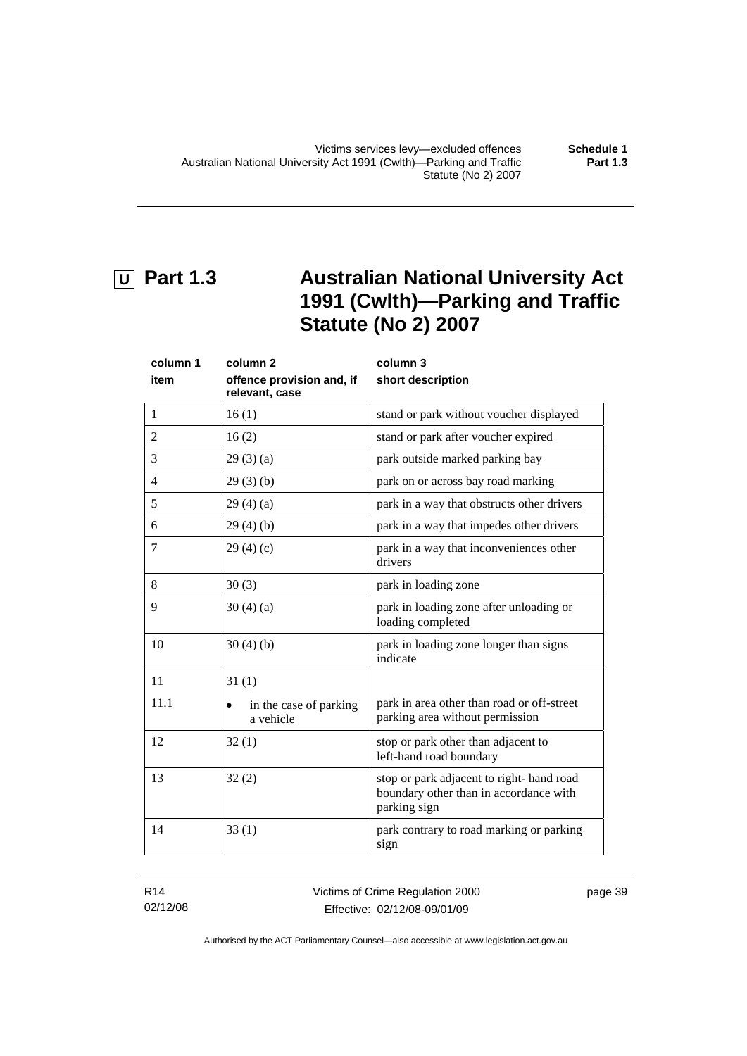# Part 1.3 Australian National University Act 1991 (Cwlth)—Parking and Traffic Statute (No 2) 2007

| column 1<br>item | column 2<br>offence provision and, if relevant, case | column 3<br>short description |
|---|---|---|
| 1 | 16 (1) | stand or park without voucher displayed |
| 2 | 16 (2) | stand or park after voucher expired |
| 3 | 29 (3) (a) | park outside marked parking bay |
| 4 | 29 (3) (b) | park on or across bay road marking |
| 5 | 29 (4) (a) | park in a way that obstructs other drivers |
| 6 | 29 (4) (b) | park in a way that impedes other drivers |
| 7 | 29 (4) (c) | park in a way that inconveniences other drivers |
| 8 | 30 (3) | park in loading zone |
| 9 | 30 (4) (a) | park in loading zone after unloading or loading completed |
| 10 | 30 (4) (b) | park in loading zone longer than signs indicate |
| 11 | 31 (1) | |
| 11.1 | • in the case of parking a vehicle | park in area other than road or off-street parking area without permission |
| 12 | 32 (1) | stop or park other than adjacent to left-hand road boundary |
| 13 | 32 (2) | stop or park adjacent to right- hand road boundary other than in accordance with parking sign |
| 14 | 33 (1) | park contrary to road marking or parking sign |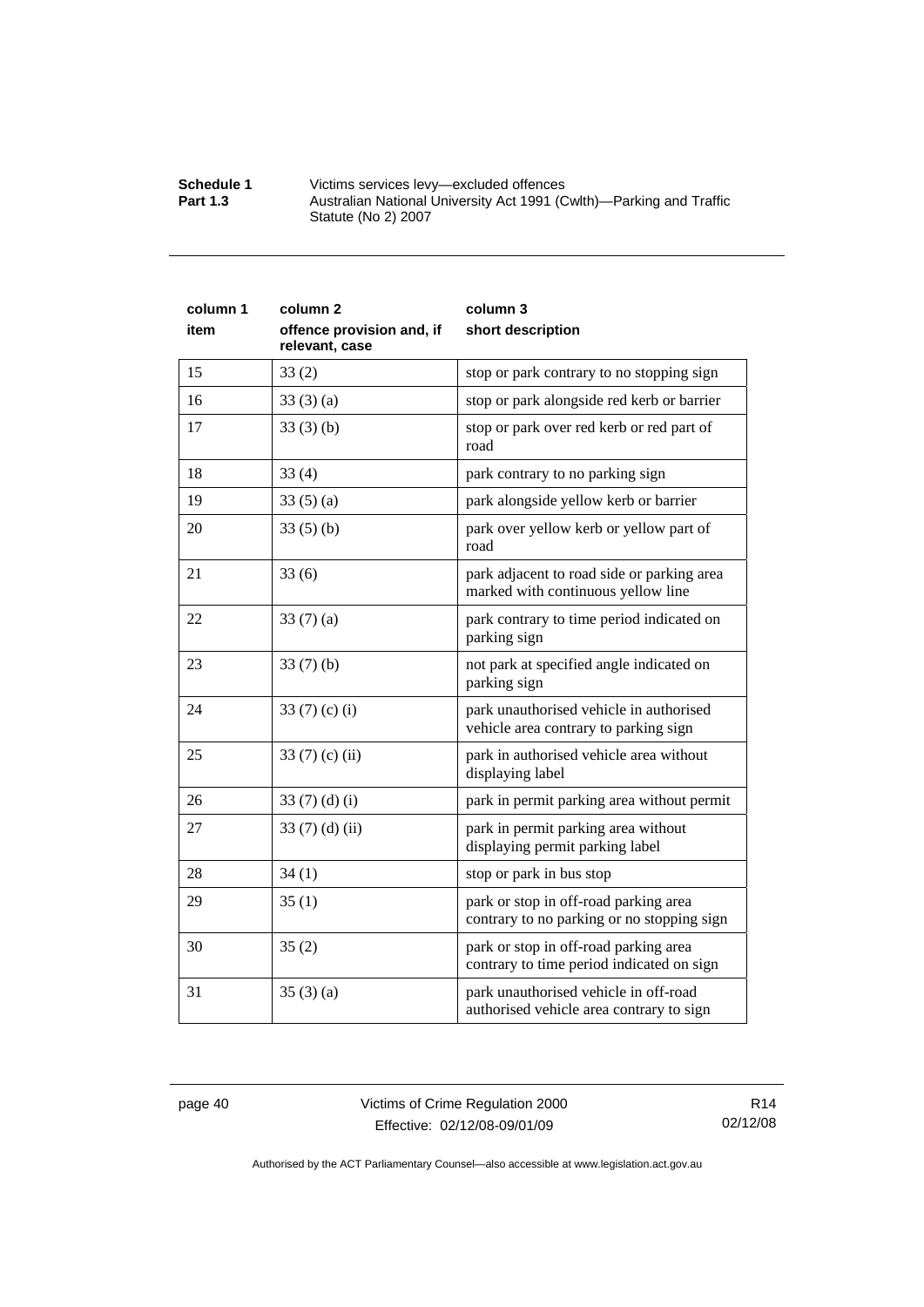| column 1 item | column 2 offence provision and, if relevant, case | column 3 short description |
|---|---|---|
| 15 | 33 (2) | stop or park contrary to no stopping sign |
| 16 | 33 (3) (a) | stop or park alongside red kerb or barrier |
| 17 | 33 (3) (b) | stop or park over red kerb or red part of road |
| 18 | 33 (4) | park contrary to no parking sign |
| 19 | 33 (5) (a) | park alongside yellow kerb or barrier |
| 20 | 33 (5) (b) | park over yellow kerb or yellow part of road |
| 21 | 33 (6) | park adjacent to road side or parking area marked with continuous yellow line |
| 22 | 33 (7) (a) | park contrary to time period indicated on parking sign |
| 23 | 33 (7) (b) | not park at specified angle indicated on parking sign |
| 24 | 33 (7) (c) (i) | park unauthorised vehicle in authorised vehicle area contrary to parking sign |
| 25 | 33 (7) (c) (ii) | park in authorised vehicle area without displaying label |
| 26 | 33 (7) (d) (i) | park in permit parking area without permit |
| 27 | 33 (7) (d) (ii) | park in permit parking area without displaying permit parking label |
| 28 | 34 (1) | stop or park in bus stop |
| 29 | 35 (1) | park or stop in off-road parking area contrary to no parking or no stopping sign |
| 30 | 35 (2) | park or stop in off-road parking area contrary to time period indicated on sign |
| 31 | 35 (3) (a) | park unauthorised vehicle in off-road authorised vehicle area contrary to sign |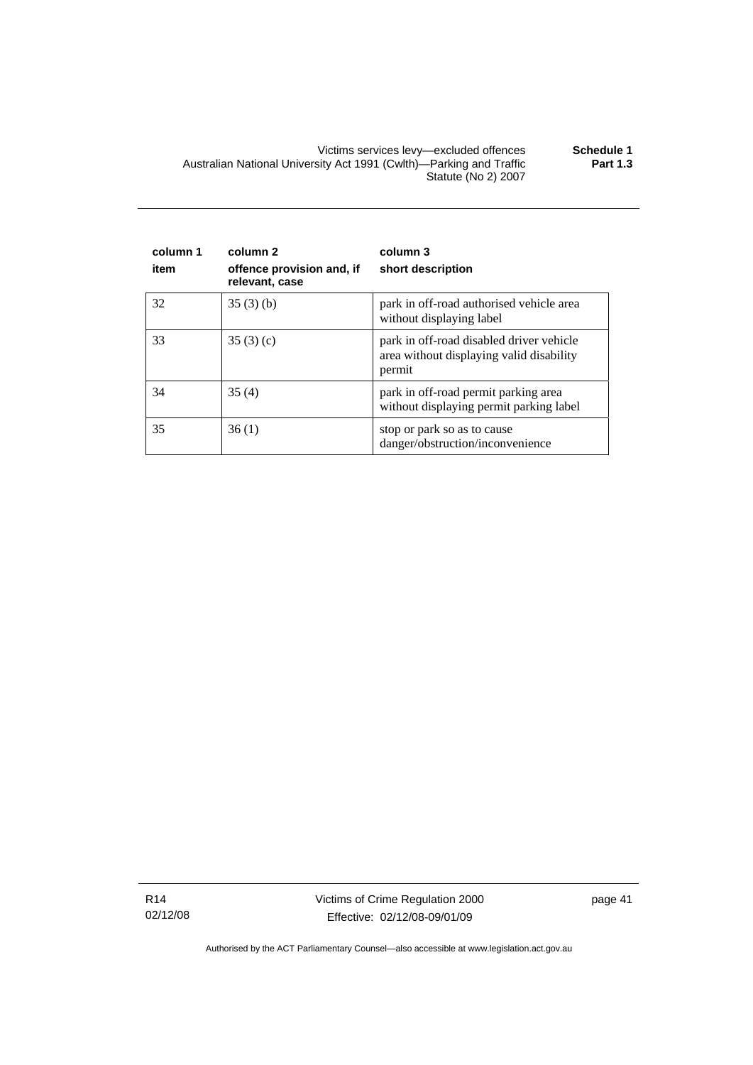| column 1 item | column 2 offence provision and, if relevant, case | column 3 short description |
|---|---|---|
| 32 | 35 (3) (b) | park in off-road authorised vehicle area without displaying label |
| 33 | 35 (3) (c) | park in off-road disabled driver vehicle area without displaying valid disability permit |
| 34 | 35 (4) | park in off-road permit parking area without displaying permit parking label |
| 35 | 36 (1) | stop or park so as to cause danger/obstruction/inconvenience |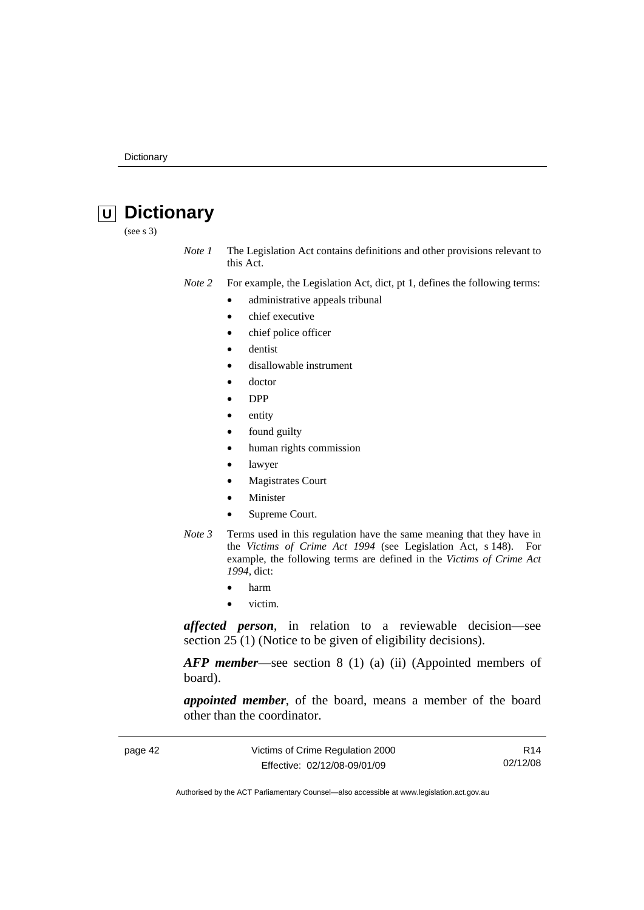# U Dictionary

(see s 3)

*Note 1* The Legislation Act contains definitions and other provisions relevant to this Act.

*Note 2* For example, the Legislation Act, dict, pt 1, defines the following terms:

- administrative appeals tribunal
- chief executive
- chief police officer
- dentist
- disallowable instrument
- doctor
- DPP
- entity
- found guilty
- human rights commission
- lawyer
- Magistrates Court
- Minister
- Supreme Court.

*Note 3* Terms used in this regulation have the same meaning that they have in the *Victims of Crime Act 1994* (see Legislation Act, s 148). For example, the following terms are defined in the *Victims of Crime Act 1994*, dict:

- harm
- victim.

***affected person***, in relation to a reviewable decision—see section 25 (1) (Notice to be given of eligibility decisions).

***AFP member***—see section 8 (1) (a) (ii) (Appointed members of board).

***appointed member***, of the board, means a member of the board other than the coordinator.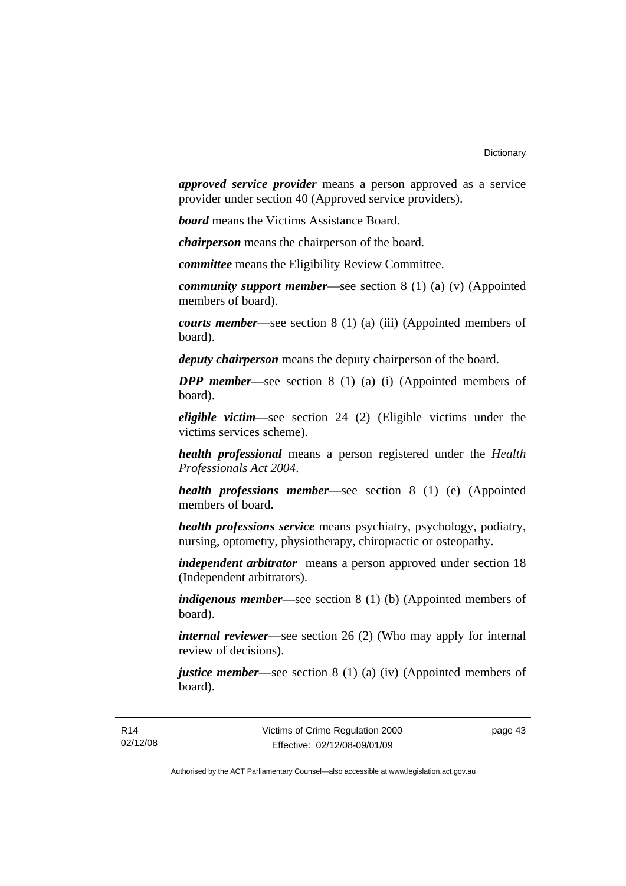***approved service provider*** means a person approved as a service provider under section 40 (Approved service providers).

***board*** means the Victims Assistance Board.

***chairperson*** means the chairperson of the board.

***committee*** means the Eligibility Review Committee.

***community support member***—see section 8 (1) (a) (v) (Appointed members of board).

***courts member***—see section 8 (1) (a) (iii) (Appointed members of board).

***deputy chairperson*** means the deputy chairperson of the board.

***DPP member***—see section 8 (1) (a) (i) (Appointed members of board).

***eligible victim***—see section 24 (2) (Eligible victims under the victims services scheme).

***health professional*** means a person registered under the *Health Professionals Act 2004*.

***health professions member***—see section 8 (1) (e) (Appointed members of board.

***health professions service*** means psychiatry, psychology, podiatry, nursing, optometry, physiotherapy, chiropractic or osteopathy.

***independent arbitrator*** means a person approved under section 18 (Independent arbitrators).

***indigenous member***—see section 8 (1) (b) (Appointed members of board).

***internal reviewer***—see section 26 (2) (Who may apply for internal review of decisions).

***justice member***—see section 8 (1) (a) (iv) (Appointed members of board).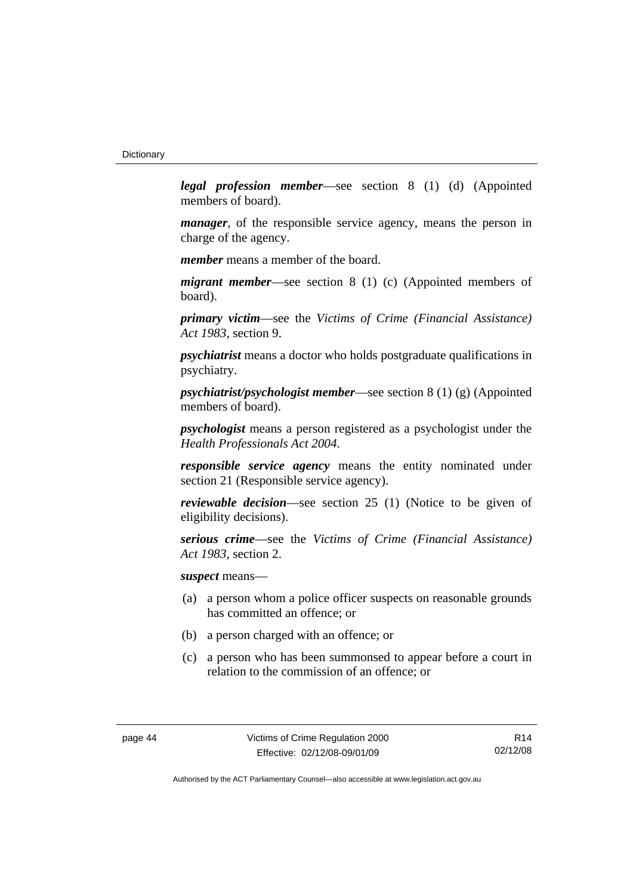***legal profession member***—see section 8 (1) (d) (Appointed members of board).

***manager***, of the responsible service agency, means the person in charge of the agency.

***member*** means a member of the board.

***migrant member***—see section 8 (1) (c) (Appointed members of board).

***primary victim***—see the *Victims of Crime (Financial Assistance) Act 1983*, section 9.

***psychiatrist*** means a doctor who holds postgraduate qualifications in psychiatry.

***psychiatrist/psychologist member***—see section 8 (1) (g) (Appointed members of board).

***psychologist*** means a person registered as a psychologist under the *Health Professionals Act 2004*.

***responsible service agency*** means the entity nominated under section 21 (Responsible service agency).

***reviewable decision***—see section 25 (1) (Notice to be given of eligibility decisions).

***serious crime***—see the *Victims of Crime (Financial Assistance) Act 1983*, section 2.

***suspect*** means—

(a) a person whom a police officer suspects on reasonable grounds has committed an offence; or

(b) a person charged with an offence; or

(c) a person who has been summonsed to appear before a court in relation to the commission of an offence; or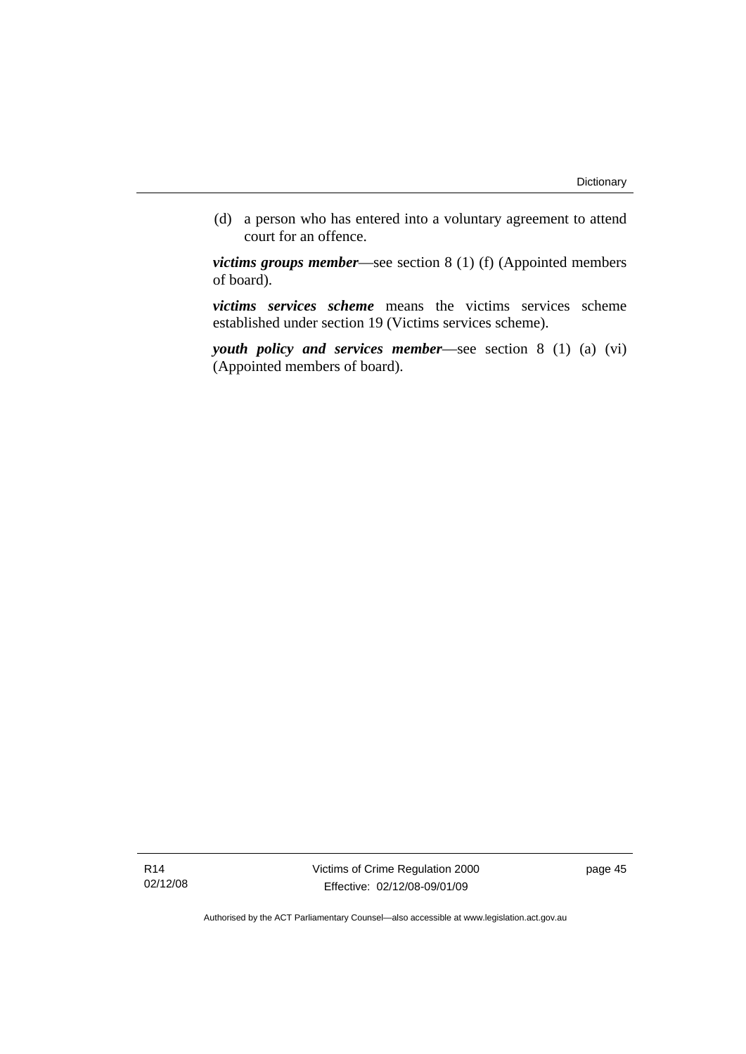(d) a person who has entered into a voluntary agreement to attend court for an offence.

***victims groups member***—see section 8 (1) (f) (Appointed members of board).

***victims services scheme*** means the victims services scheme established under section 19 (Victims services scheme).

***youth policy and services member***—see section 8 (1) (a) (vi) (Appointed members of board).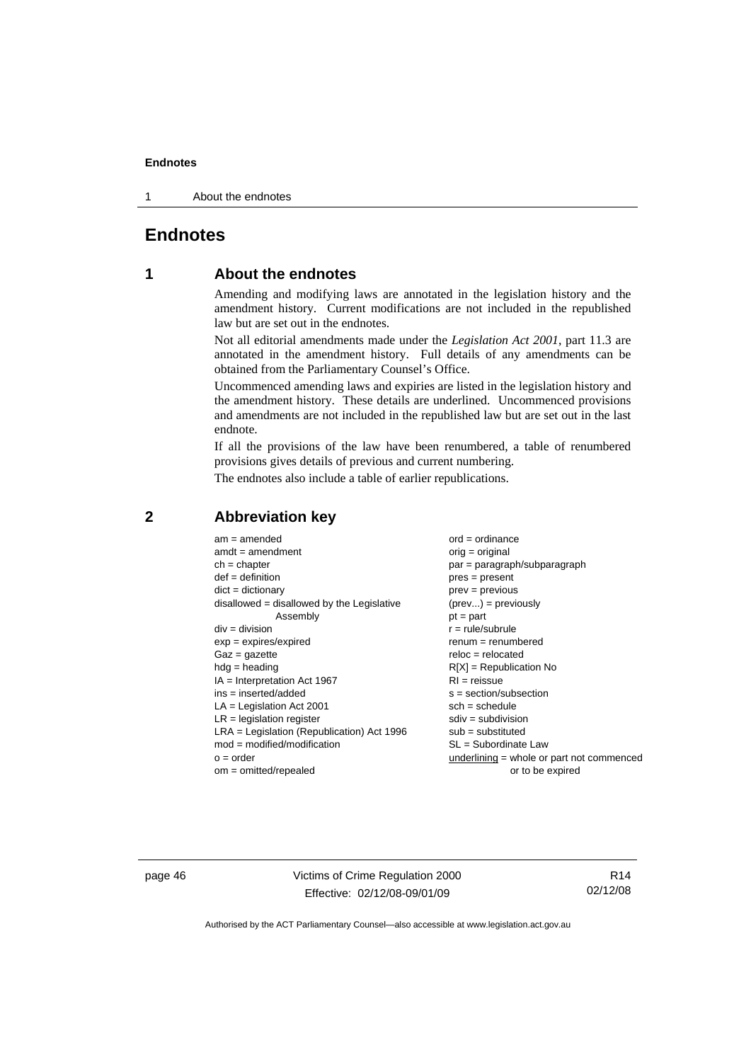# Endnotes

## 1 About the endnotes

Amending and modifying laws are annotated in the legislation history and the amendment history. Current modifications are not included in the republished law but are set out in the endnotes.

Not all editorial amendments made under the *Legislation Act 2001*, part 11.3 are annotated in the amendment history. Full details of any amendments can be obtained from the Parliamentary Counsel's Office.

Uncommenced amending laws and expiries are listed in the legislation history and the amendment history. These details are underlined. Uncommenced provisions and amendments are not included in the republished law but are set out in the last endnote.

If all the provisions of the law have been renumbered, a table of renumbered provisions gives details of previous and current numbering.

The endnotes also include a table of earlier republications.

## 2 Abbreviation key

am = amended
amdt = amendment
ch = chapter
def = definition
dict = dictionary
disallowed = disallowed by the Legislative Assembly
div = division
exp = expires/expired
Gaz = gazette
hdg = heading
IA = Interpretation Act 1967
ins = inserted/added
LA = Legislation Act 2001
LR = legislation register
LRA = Legislation (Republication) Act 1996
mod = modified/modification
o = order
om = omitted/repealed
ord = ordinance
orig = original
par = paragraph/subparagraph
pres = present
prev = previous
(prev...) = previously
pt = part
r = rule/subrule
renum = renumbered
reloc = relocated
R[X] = Republication No
RI = reissue
s = section/subsection
sch = schedule
sdiv = subdivision
sub = substituted
SL = Subordinate Law
underlining = whole or part not commenced or to be expired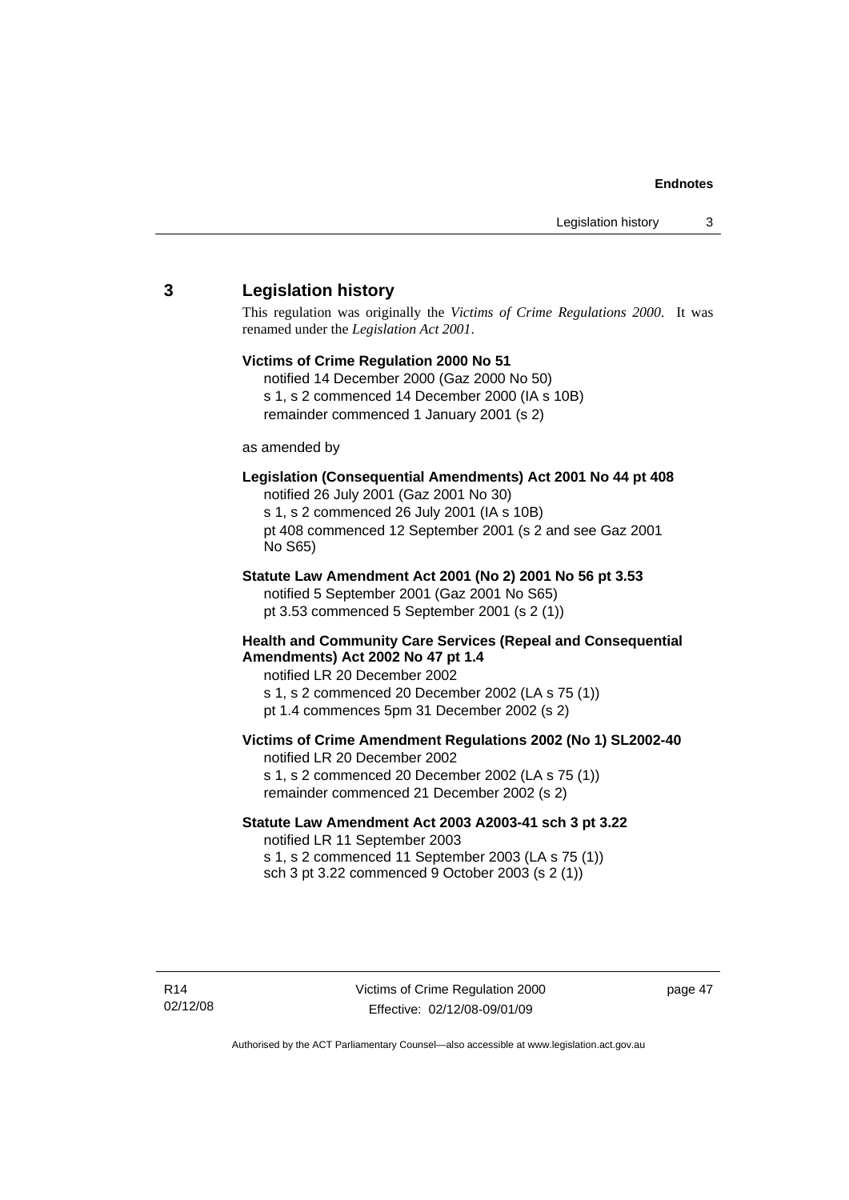## 3 Legislation history

This regulation was originally the *Victims of Crime Regulations 2000*. It was renamed under the *Legislation Act 2001*.

**Victims of Crime Regulation 2000 No 51**
notified 14 December 2000 (Gaz 2000 No 50)
s 1, s 2 commenced 14 December 2000 (IA s 10B)
remainder commenced 1 January 2001 (s 2)

as amended by

**Legislation (Consequential Amendments) Act 2001 No 44 pt 408**
notified 26 July 2001 (Gaz 2001 No 30)
s 1, s 2 commenced 26 July 2001 (IA s 10B)
pt 408 commenced 12 September 2001 (s 2 and see Gaz 2001 No S65)

**Statute Law Amendment Act 2001 (No 2) 2001 No 56 pt 3.53**
notified 5 September 2001 (Gaz 2001 No S65)
pt 3.53 commenced 5 September 2001 (s 2 (1))

**Health and Community Care Services (Repeal and Consequential Amendments) Act 2002 No 47 pt 1.4**
notified LR 20 December 2002
s 1, s 2 commenced 20 December 2002 (LA s 75 (1))
pt 1.4 commences 5pm 31 December 2002 (s 2)

**Victims of Crime Amendment Regulations 2002 (No 1) SL2002-40**
notified LR 20 December 2002
s 1, s 2 commenced 20 December 2002 (LA s 75 (1))
remainder commenced 21 December 2002 (s 2)

**Statute Law Amendment Act 2003 A2003-41 sch 3 pt 3.22**
notified LR 11 September 2003
s 1, s 2 commenced 11 September 2003 (LA s 75 (1))
sch 3 pt 3.22 commenced 9 October 2003 (s 2 (1))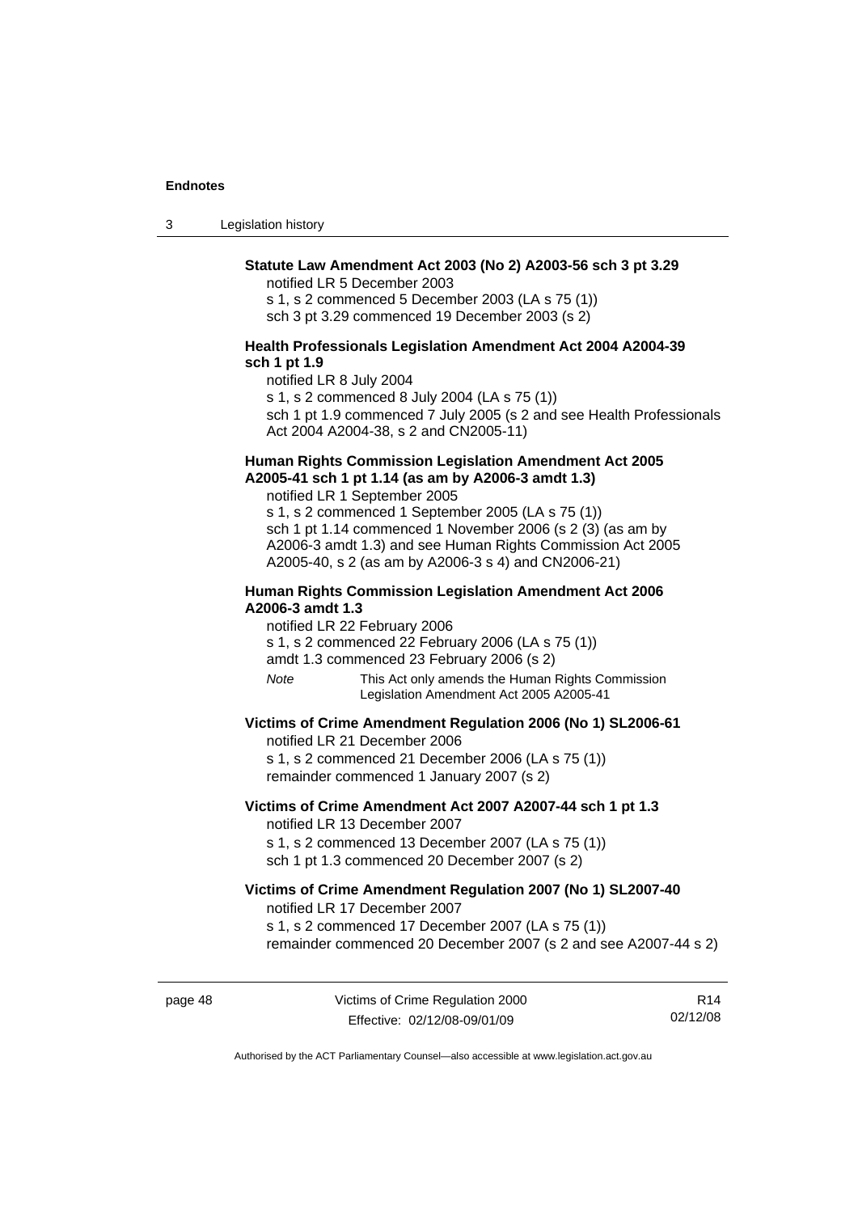**Statute Law Amendment Act 2003 (No 2) A2003-56 sch 3 pt 3.29**

notified LR 5 December 2003

s 1, s 2 commenced 5 December 2003 (LA s 75 (1))

sch 3 pt 3.29 commenced 19 December 2003 (s 2)

**Health Professionals Legislation Amendment Act 2004 A2004-39 sch 1 pt 1.9**

notified LR 8 July 2004

s 1, s 2 commenced 8 July 2004 (LA s 75 (1))

sch 1 pt 1.9 commenced 7 July 2005 (s 2 and see Health Professionals Act 2004 A2004-38, s 2 and CN2005-11)

**Human Rights Commission Legislation Amendment Act 2005 A2005-41 sch 1 pt 1.14 (as am by A2006-3 amdt 1.3)**

notified LR 1 September 2005

s 1, s 2 commenced 1 September 2005 (LA s 75 (1))

sch 1 pt 1.14 commenced 1 November 2006 (s 2 (3) (as am by A2006-3 amdt 1.3) and see Human Rights Commission Act 2005 A2005-40, s 2 (as am by A2006-3 s 4) and CN2006-21)

**Human Rights Commission Legislation Amendment Act 2006 A2006-3 amdt 1.3**

notified LR 22 February 2006

s 1, s 2 commenced 22 February 2006 (LA s 75 (1))

amdt 1.3 commenced 23 February 2006 (s 2)

*Note* This Act only amends the Human Rights Commission Legislation Amendment Act 2005 A2005-41

**Victims of Crime Amendment Regulation 2006 (No 1) SL2006-61**

notified LR 21 December 2006

s 1, s 2 commenced 21 December 2006 (LA s 75 (1))

remainder commenced 1 January 2007 (s 2)

**Victims of Crime Amendment Act 2007 A2007-44 sch 1 pt 1.3**

notified LR 13 December 2007

s 1, s 2 commenced 13 December 2007 (LA s 75 (1))

sch 1 pt 1.3 commenced 20 December 2007 (s 2)

**Victims of Crime Amendment Regulation 2007 (No 1) SL2007-40**

notified LR 17 December 2007

s 1, s 2 commenced 17 December 2007 (LA s 75 (1))

remainder commenced 20 December 2007 (s 2 and see A2007-44 s 2)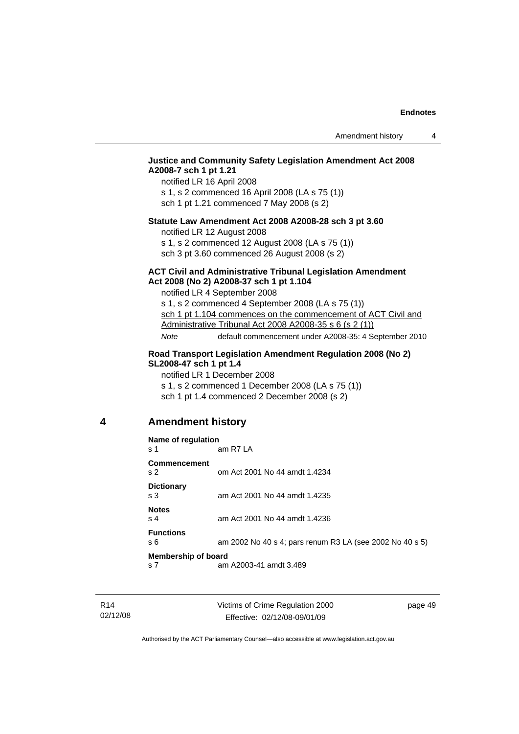**Justice and Community Safety Legislation Amendment Act 2008 A2008-7 sch 1 pt 1.21**

notified LR 16 April 2008

s 1, s 2 commenced 16 April 2008 (LA s 75 (1))

sch 1 pt 1.21 commenced 7 May 2008 (s 2)

**Statute Law Amendment Act 2008 A2008-28 sch 3 pt 3.60**

notified LR 12 August 2008

s 1, s 2 commenced 12 August 2008 (LA s 75 (1))

sch 3 pt 3.60 commenced 26 August 2008 (s 2)

**ACT Civil and Administrative Tribunal Legislation Amendment Act 2008 (No 2) A2008-37 sch 1 pt 1.104**

notified LR 4 September 2008

s 1, s 2 commenced 4 September 2008 (LA s 75 (1))

sch 1 pt 1.104 commences on the commencement of ACT Civil and Administrative Tribunal Act 2008 A2008-35 s 6 (s 2 (1))

*Note* default commencement under A2008-35: 4 September 2010

**Road Transport Legislation Amendment Regulation 2008 (No 2) SL2008-47 sch 1 pt 1.4**

notified LR 1 December 2008

s 1, s 2 commenced 1 December 2008 (LA s 75 (1))

sch 1 pt 1.4 commenced 2 December 2008 (s 2)

## 4 Amendment history

**Name of regulation**
s 1 am R7 LA

**Commencement**
s 2 om Act 2001 No 44 amdt 1.4234

**Dictionary**
s 3 am Act 2001 No 44 amdt 1.4235

**Notes**
s 4 am Act 2001 No 44 amdt 1.4236

**Functions**
s 6 am 2002 No 40 s 4; pars renum R3 LA (see 2002 No 40 s 5)

**Membership of board**
s 7 am A2003-41 amdt 3.489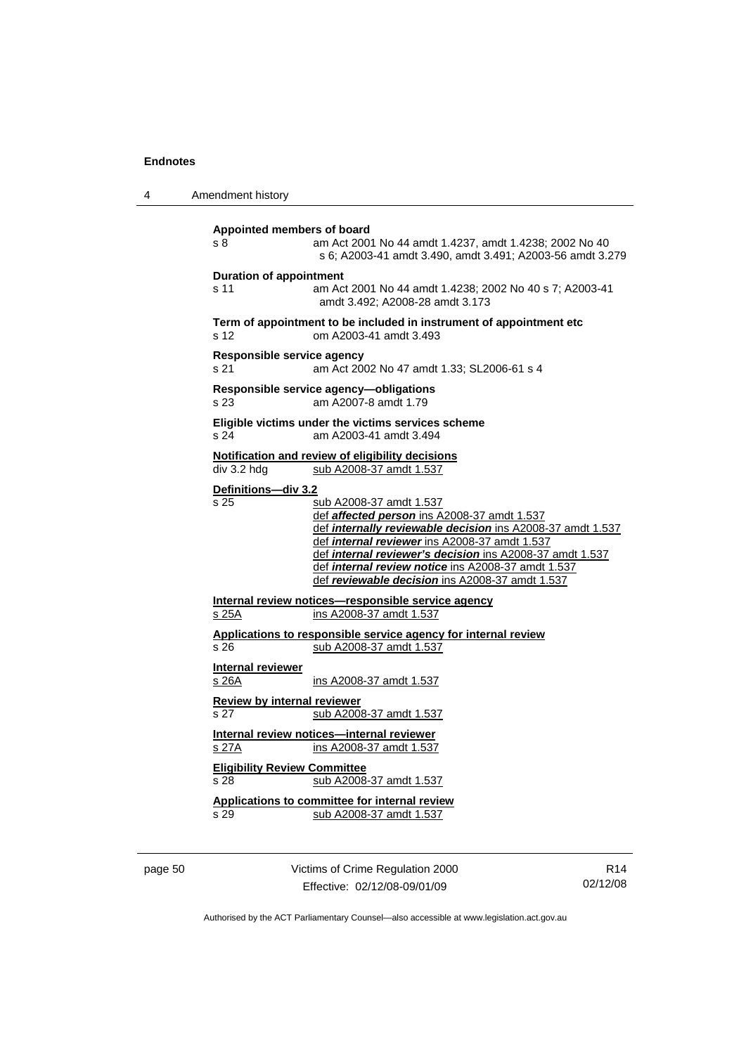**Appointed members of board**

s 8 am Act 2001 No 44 amdt 1.4237, amdt 1.4238; 2002 No 40 s 6; A2003-41 amdt 3.490, amdt 3.491; A2003-56 amdt 3.279

**Duration of appointment**

s 11 am Act 2001 No 44 amdt 1.4238; 2002 No 40 s 7; A2003-41 amdt 3.492; A2008-28 amdt 3.173

**Term of appointment to be included in instrument of appointment etc**

s 12 om A2003-41 amdt 3.493

**Responsible service agency**

s 21 am Act 2002 No 47 amdt 1.33; SL2006-61 s 4

**Responsible service agency—obligations**

s 23 am A2007-8 amdt 1.79

**Eligible victims under the victims services scheme**

s 24 am A2003-41 amdt 3.494

**Notification and review of eligibility decisions**

div 3.2 hdg sub A2008-37 amdt 1.537

**Definitions—div 3.2**

s 25 sub A2008-37 amdt 1.537
def ***affected person*** ins A2008-37 amdt 1.537
def ***internally reviewable decision*** ins A2008-37 amdt 1.537
def ***internal reviewer*** ins A2008-37 amdt 1.537
def ***internal reviewer's decision*** ins A2008-37 amdt 1.537
def ***internal review notice*** ins A2008-37 amdt 1.537
def ***reviewable decision*** ins A2008-37 amdt 1.537

**Internal review notices—responsible service agency**

s 25A ins A2008-37 amdt 1.537

**Applications to responsible service agency for internal review**

s 26 sub A2008-37 amdt 1.537

**Internal reviewer**

s 26A ins A2008-37 amdt 1.537

**Review by internal reviewer**

s 27 sub A2008-37 amdt 1.537

**Internal review notices—internal reviewer**

s 27A ins A2008-37 amdt 1.537

**Eligibility Review Committee**

s 28 sub A2008-37 amdt 1.537

**Applications to committee for internal review**

s 29 sub A2008-37 amdt 1.537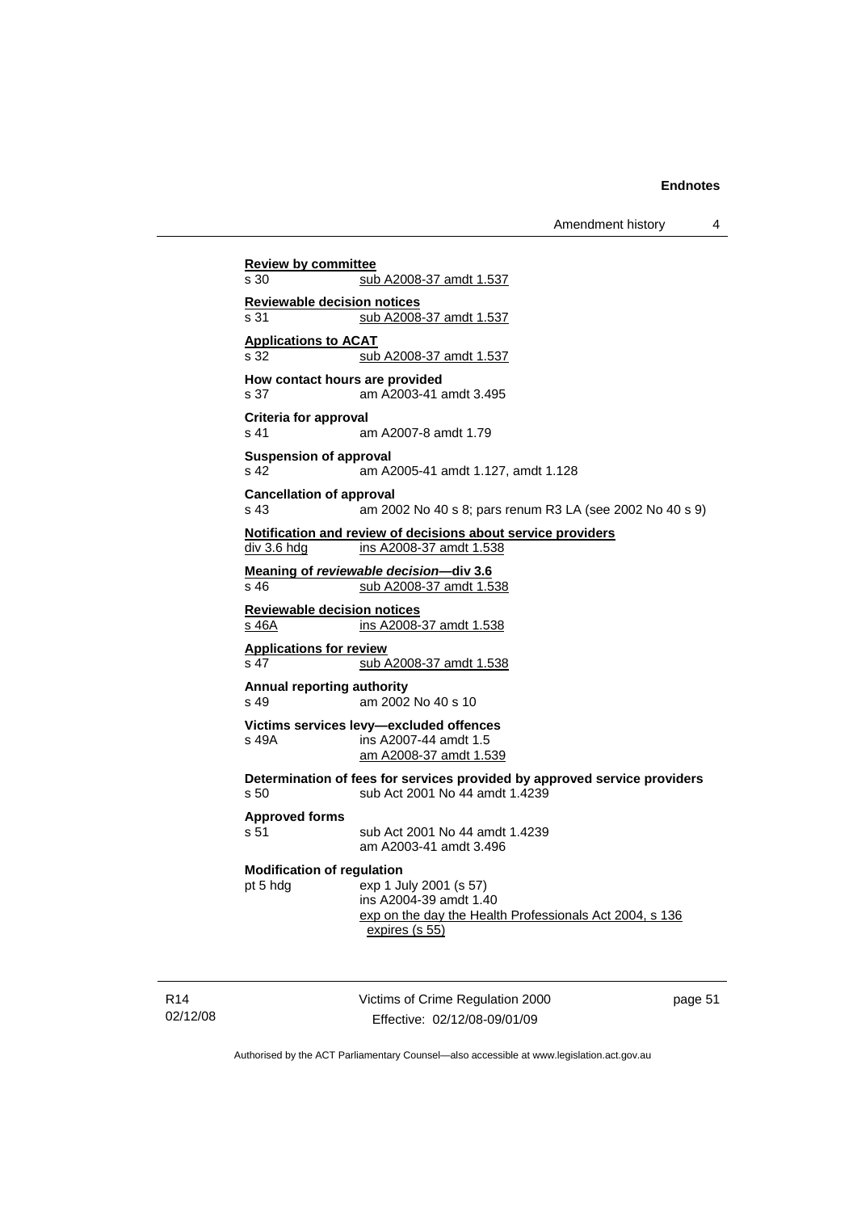**Review by committee**
s 30 sub A2008-37 amdt 1.537

**Reviewable decision notices**
s 31 sub A2008-37 amdt 1.537

**Applications to ACAT**
s 32 sub A2008-37 amdt 1.537

**How contact hours are provided**
s 37 am A2003-41 amdt 3.495

**Criteria for approval**
s 41 am A2007-8 amdt 1.79

**Suspension of approval**
s 42 am A2005-41 amdt 1.127, amdt 1.128

**Cancellation of approval**
s 43 am 2002 No 40 s 8; pars renum R3 LA (see 2002 No 40 s 9)

**Notification and review of decisions about service providers**
div 3.6 hdg ins A2008-37 amdt 1.538

**Meaning of *reviewable decision*—div 3.6**
s 46 sub A2008-37 amdt 1.538

**Reviewable decision notices**
s 46A ins A2008-37 amdt 1.538

**Applications for review**
s 47 sub A2008-37 amdt 1.538

**Annual reporting authority**
s 49 am 2002 No 40 s 10

**Victims services levy—excluded offences**
s 49A ins A2007-44 amdt 1.5
am A2008-37 amdt 1.539

**Determination of fees for services provided by approved service providers**
s 50 sub Act 2001 No 44 amdt 1.4239

**Approved forms**
s 51 sub Act 2001 No 44 amdt 1.4239
am A2003-41 amdt 3.496

**Modification of regulation**
pt 5 hdg exp 1 July 2001 (s 57)
ins A2004-39 amdt 1.40
exp on the day the Health Professionals Act 2004, s 136 expires (s 55)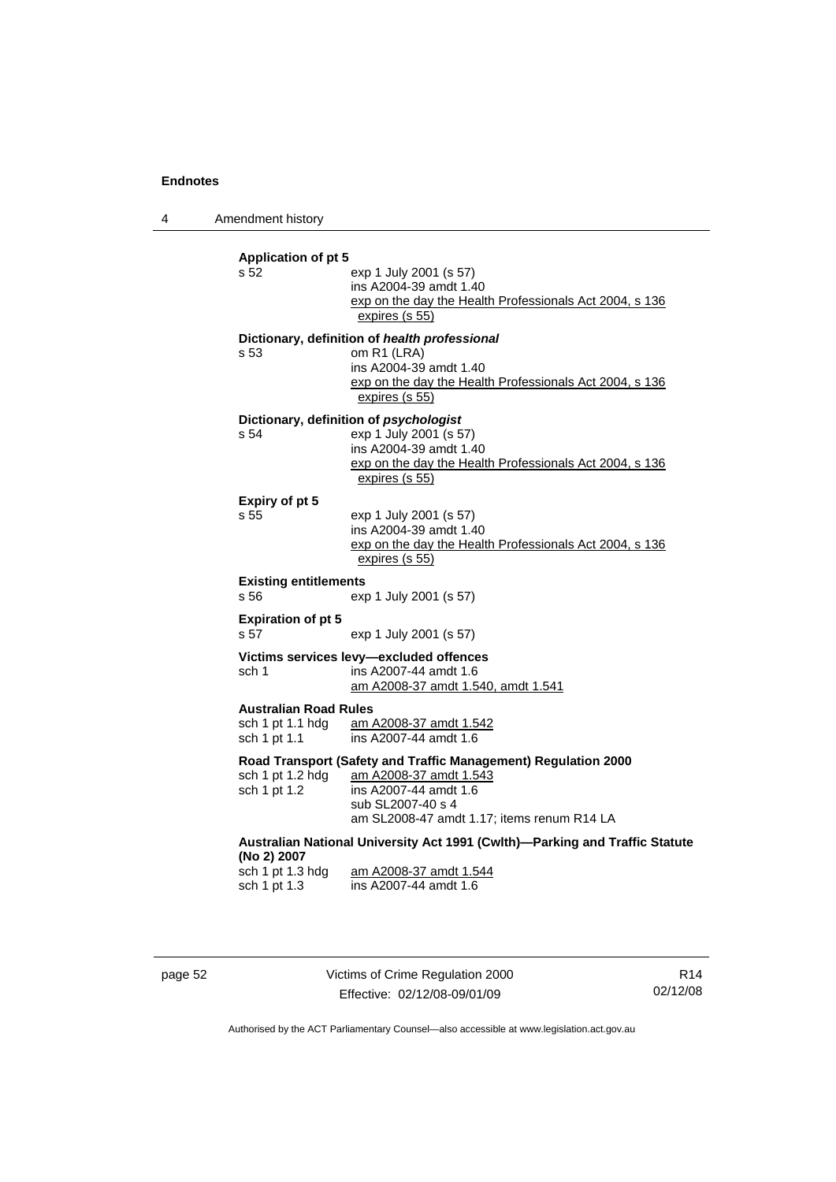**Application of pt 5**
s 52 exp 1 July 2001 (s 57)
ins A2004-39 amdt 1.40
exp on the day the Health Professionals Act 2004, s 136 expires (s 55)

**Dictionary, definition of *health professional***
s 53 om R1 (LRA)
ins A2004-39 amdt 1.40
exp on the day the Health Professionals Act 2004, s 136 expires (s 55)

**Dictionary, definition of *psychologist***
s 54 exp 1 July 2001 (s 57)
ins A2004-39 amdt 1.40
exp on the day the Health Professionals Act 2004, s 136 expires (s 55)

**Expiry of pt 5**
s 55 exp 1 July 2001 (s 57)
ins A2004-39 amdt 1.40
exp on the day the Health Professionals Act 2004, s 136 expires (s 55)

**Existing entitlements**
s 56 exp 1 July 2001 (s 57)

**Expiration of pt 5**
s 57 exp 1 July 2001 (s 57)

**Victims services levy—excluded offences**
sch 1 ins A2007-44 amdt 1.6
am A2008-37 amdt 1.540, amdt 1.541

**Australian Road Rules**
sch 1 pt 1.1 hdg am A2008-37 amdt 1.542
sch 1 pt 1.1 ins A2007-44 amdt 1.6

**Road Transport (Safety and Traffic Management) Regulation 2000**
sch 1 pt 1.2 hdg am A2008-37 amdt 1.543
sch 1 pt 1.2 ins A2007-44 amdt 1.6
sub SL2007-40 s 4
am SL2008-47 amdt 1.17; items renum R14 LA

**Australian National University Act 1991 (Cwlth)—Parking and Traffic Statute (No 2) 2007**
sch 1 pt 1.3 hdg am A2008-37 amdt 1.544
sch 1 pt 1.3 ins A2007-44 amdt 1.6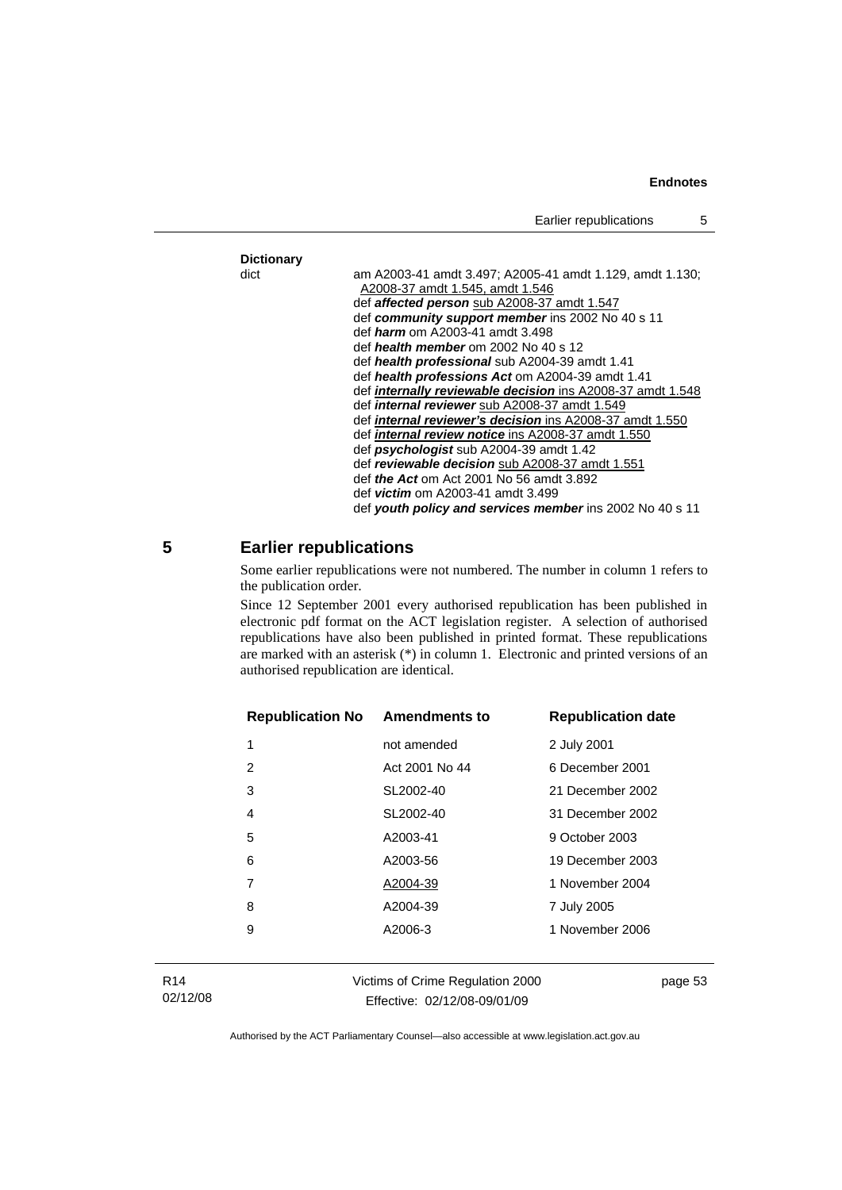**Dictionary**

dict — am A2003-41 amdt 3.497; A2005-41 amdt 1.129, amdt 1.130; A2008-37 amdt 1.545, amdt 1.546

def ***affected person*** sub A2008-37 amdt 1.547

def ***community support member*** ins 2002 No 40 s 11

def ***harm*** om A2003-41 amdt 3.498

def ***health member*** om 2002 No 40 s 12

def ***health professional*** sub A2004-39 amdt 1.41

def ***health professions Act*** om A2004-39 amdt 1.41

def ***internally reviewable decision*** ins A2008-37 amdt 1.548

def ***internal reviewer*** sub A2008-37 amdt 1.549

def ***internal reviewer's decision*** ins A2008-37 amdt 1.550

def ***internal review notice*** ins A2008-37 amdt 1.550

def ***psychologist*** sub A2004-39 amdt 1.42

def ***reviewable decision*** sub A2008-37 amdt 1.551

def ***the Act*** om Act 2001 No 56 amdt 3.892

def ***victim*** om A2003-41 amdt 3.499

def ***youth policy and services member*** ins 2002 No 40 s 11

## 5 Earlier republications

Some earlier republications were not numbered. The number in column 1 refers to the publication order.

Since 12 September 2001 every authorised republication has been published in electronic pdf format on the ACT legislation register. A selection of authorised republications have also been published in printed format. These republications are marked with an asterisk (*) in column 1. Electronic and printed versions of an authorised republication are identical.

| Republication No | Amendments to | Republication date |
|---|---|---|
| 1 | not amended | 2 July 2001 |
| 2 | Act 2001 No 44 | 6 December 2001 |
| 3 | SL2002-40 | 21 December 2002 |
| 4 | SL2002-40 | 31 December 2002 |
| 5 | A2003-41 | 9 October 2003 |
| 6 | A2003-56 | 19 December 2003 |
| 7 | A2004-39 | 1 November 2004 |
| 8 | A2004-39 | 7 July 2005 |
| 9 | A2006-3 | 1 November 2006 |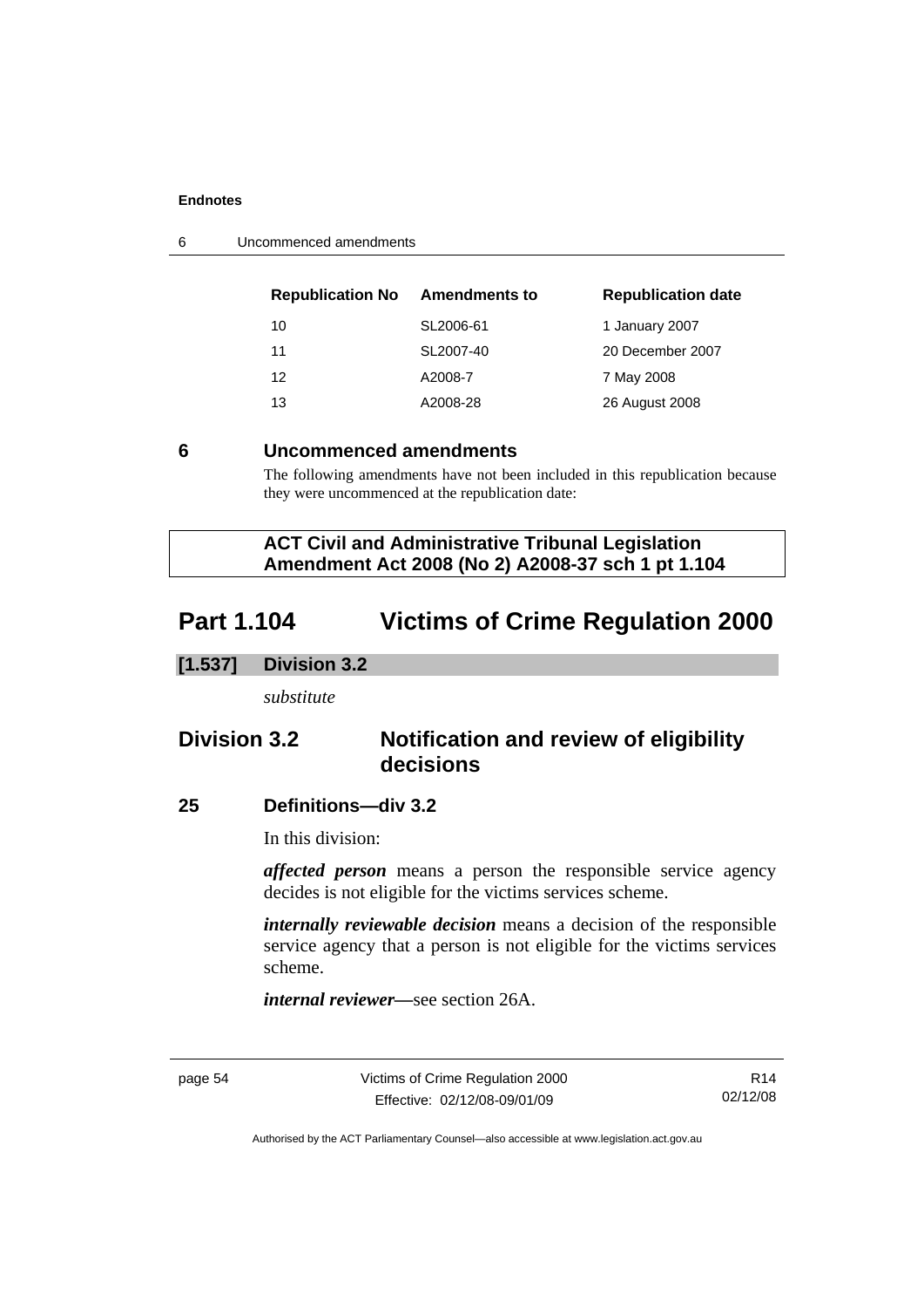| Republication No | Amendments to | Republication date |
| --- | --- | --- |
| 10 | SL2006-61 | 1 January 2007 |
| 11 | SL2007-40 | 20 December 2007 |
| 12 | A2008-7 | 7 May 2008 |
| 13 | A2008-28 | 26 August 2008 |

## 6 Uncommenced amendments

The following amendments have not been included in this republication because they were uncommenced at the republication date:

**ACT Civil and Administrative Tribunal Legislation Amendment Act 2008 (No 2) A2008-37 sch 1 pt 1.104**

# Part 1.104 Victims of Crime Regulation 2000

**[1.537] Division 3.2**

*substitute*

## Division 3.2 Notification and review of eligibility decisions

### 25 Definitions—div 3.2

In this division:

***affected person*** means a person the responsible service agency decides is not eligible for the victims services scheme.

***internally reviewable decision*** means a decision of the responsible service agency that a person is not eligible for the victims services scheme.

***internal reviewer***—see section 26A.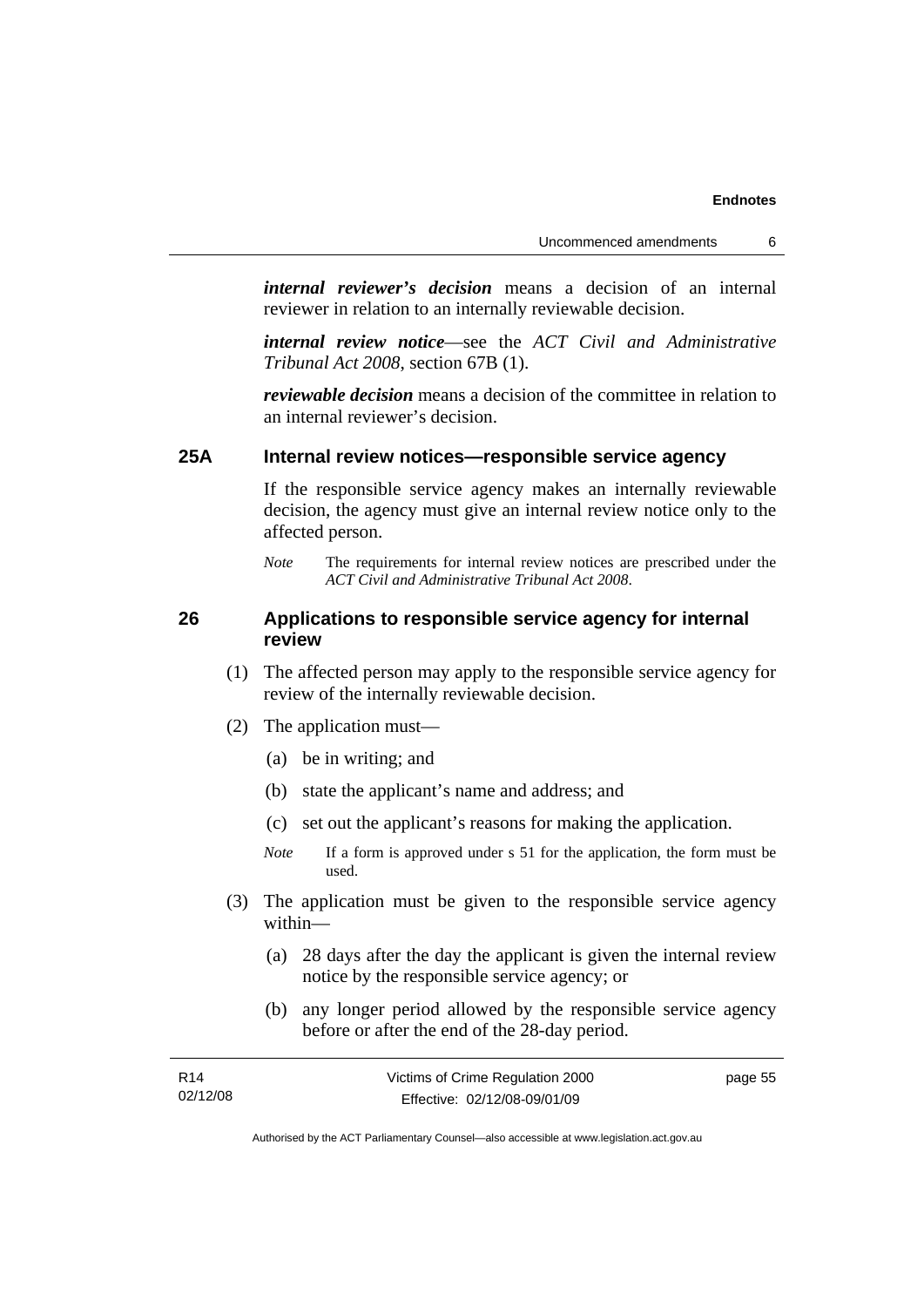***internal reviewer's decision*** means a decision of an internal reviewer in relation to an internally reviewable decision.

***internal review notice***—see the *ACT Civil and Administrative Tribunal Act 2008*, section 67B (1).

***reviewable decision*** means a decision of the committee in relation to an internal reviewer's decision.

### 25A Internal review notices—responsible service agency

If the responsible service agency makes an internally reviewable decision, the agency must give an internal review notice only to the affected person.

*Note* The requirements for internal review notices are prescribed under the *ACT Civil and Administrative Tribunal Act 2008*.

### 26 Applications to responsible service agency for internal review

(1) The affected person may apply to the responsible service agency for review of the internally reviewable decision.

(2) The application must—

(a) be in writing; and

(b) state the applicant's name and address; and

(c) set out the applicant's reasons for making the application.

*Note* If a form is approved under s 51 for the application, the form must be used.

(3) The application must be given to the responsible service agency within—

(a) 28 days after the day the applicant is given the internal review notice by the responsible service agency; or

(b) any longer period allowed by the responsible service agency before or after the end of the 28-day period.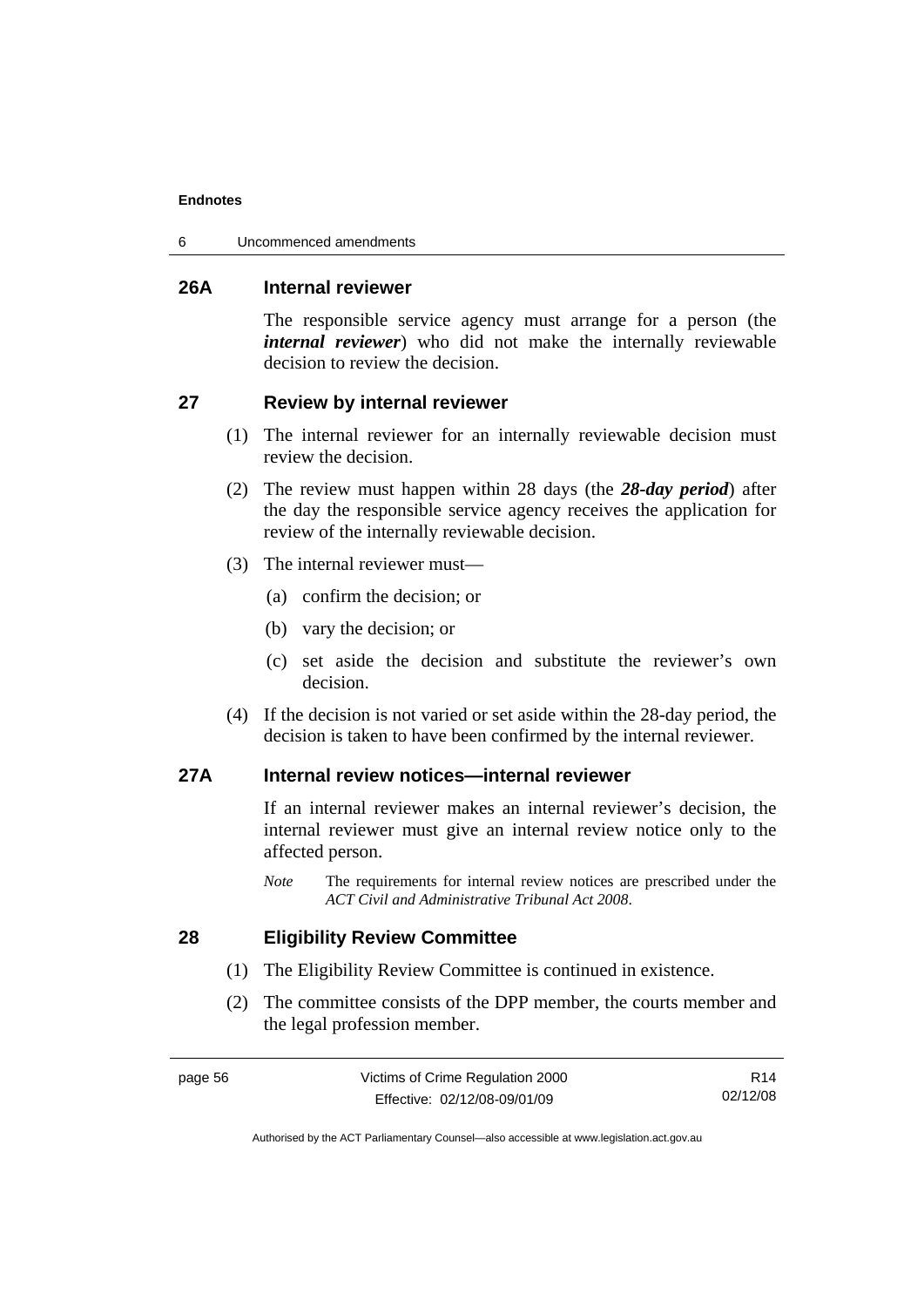### 26A Internal reviewer

The responsible service agency must arrange for a person (the ***internal reviewer***) who did not make the internally reviewable decision to review the decision.

### 27 Review by internal reviewer

(1) The internal reviewer for an internally reviewable decision must review the decision.

(2) The review must happen within 28 days (the ***28-day period***) after the day the responsible service agency receives the application for review of the internally reviewable decision.

(3) The internal reviewer must—

- (a) confirm the decision; or
- (b) vary the decision; or
- (c) set aside the decision and substitute the reviewer's own decision.

(4) If the decision is not varied or set aside within the 28-day period, the decision is taken to have been confirmed by the internal reviewer.

### 27A Internal review notices—internal reviewer

If an internal reviewer makes an internal reviewer's decision, the internal reviewer must give an internal review notice only to the affected person.

*Note* The requirements for internal review notices are prescribed under the *ACT Civil and Administrative Tribunal Act 2008*.

### 28 Eligibility Review Committee

(1) The Eligibility Review Committee is continued in existence.

(2) The committee consists of the DPP member, the courts member and the legal profession member.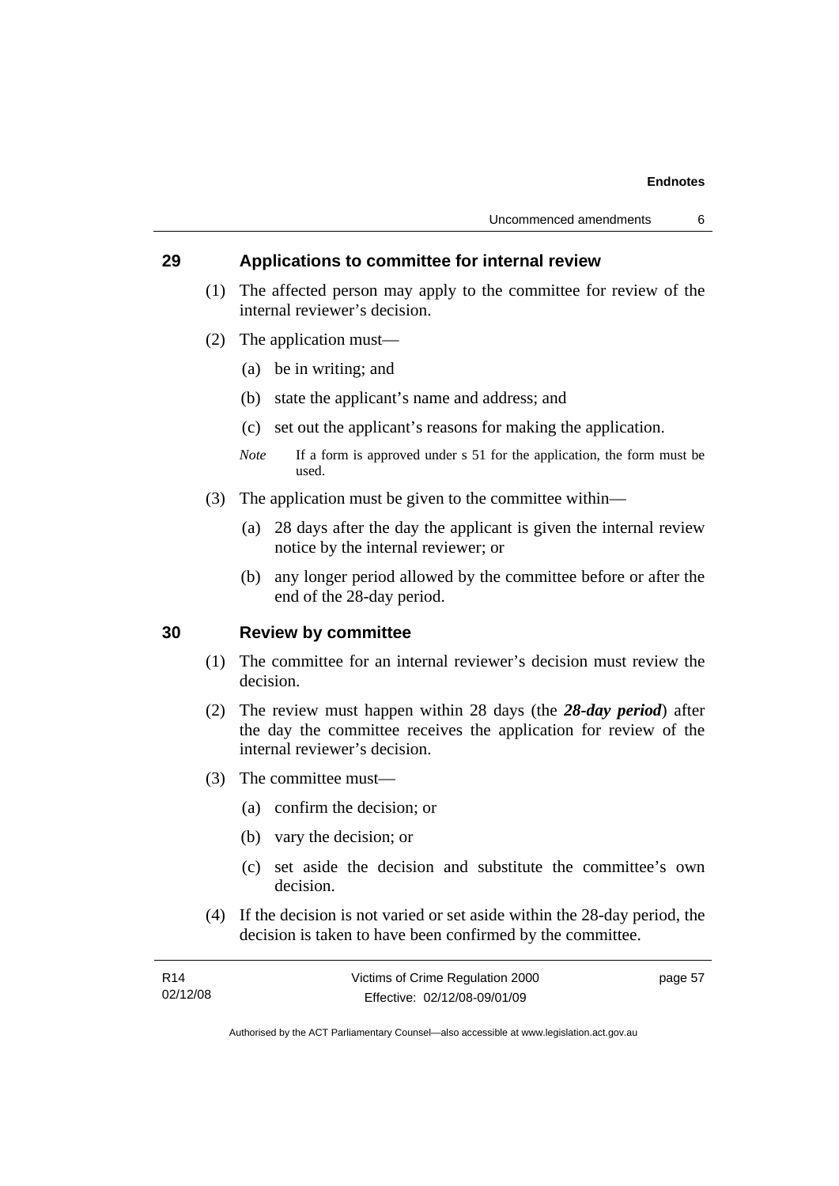## 29 Applications to committee for internal review

(1) The affected person may apply to the committee for review of the internal reviewer's decision.

(2) The application must—

(a) be in writing; and

(b) state the applicant's name and address; and

(c) set out the applicant's reasons for making the application.

*Note* If a form is approved under s 51 for the application, the form must be used.

(3) The application must be given to the committee within—

(a) 28 days after the day the applicant is given the internal review notice by the internal reviewer; or

(b) any longer period allowed by the committee before or after the end of the 28-day period.

## 30 Review by committee

(1) The committee for an internal reviewer's decision must review the decision.

(2) The review must happen within 28 days (the ***28-day period***) after the day the committee receives the application for review of the internal reviewer's decision.

(3) The committee must—

(a) confirm the decision; or

(b) vary the decision; or

(c) set aside the decision and substitute the committee's own decision.

(4) If the decision is not varied or set aside within the 28-day period, the decision is taken to have been confirmed by the committee.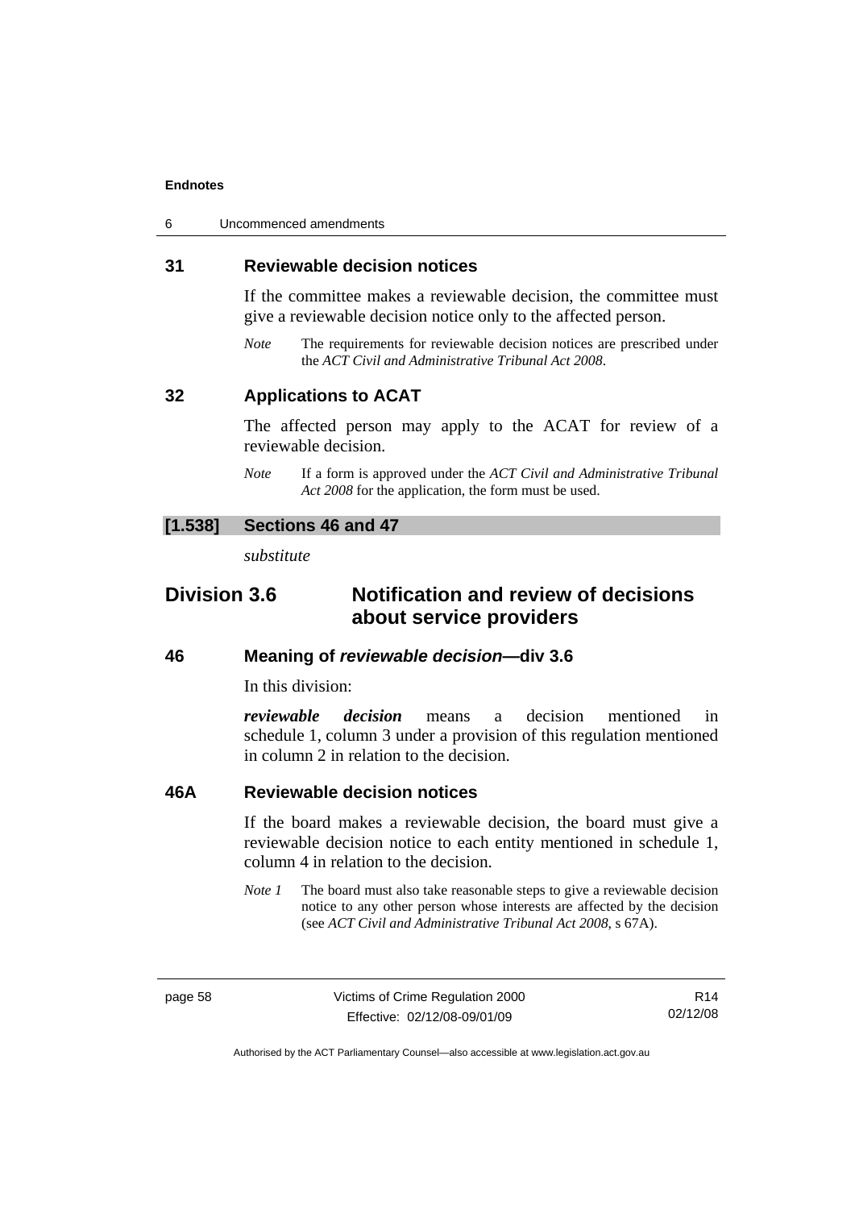## 31 Reviewable decision notices

If the committee makes a reviewable decision, the committee must give a reviewable decision notice only to the affected person.

*Note* The requirements for reviewable decision notices are prescribed under the *ACT Civil and Administrative Tribunal Act 2008*.

## 32 Applications to ACAT

The affected person may apply to the ACAT for review of a reviewable decision.

*Note* If a form is approved under the *ACT Civil and Administrative Tribunal Act 2008* for the application, the form must be used.

### [1.538] Sections 46 and 47

*substitute*

# Division 3.6 Notification and review of decisions about service providers

## 46 Meaning of *reviewable decision*—div 3.6

In this division:

***reviewable decision*** means a decision mentioned in schedule 1, column 3 under a provision of this regulation mentioned in column 2 in relation to the decision.

## 46A Reviewable decision notices

If the board makes a reviewable decision, the board must give a reviewable decision notice to each entity mentioned in schedule 1, column 4 in relation to the decision.

*Note 1* The board must also take reasonable steps to give a reviewable decision notice to any other person whose interests are affected by the decision (see *ACT Civil and Administrative Tribunal Act 2008*, s 67A).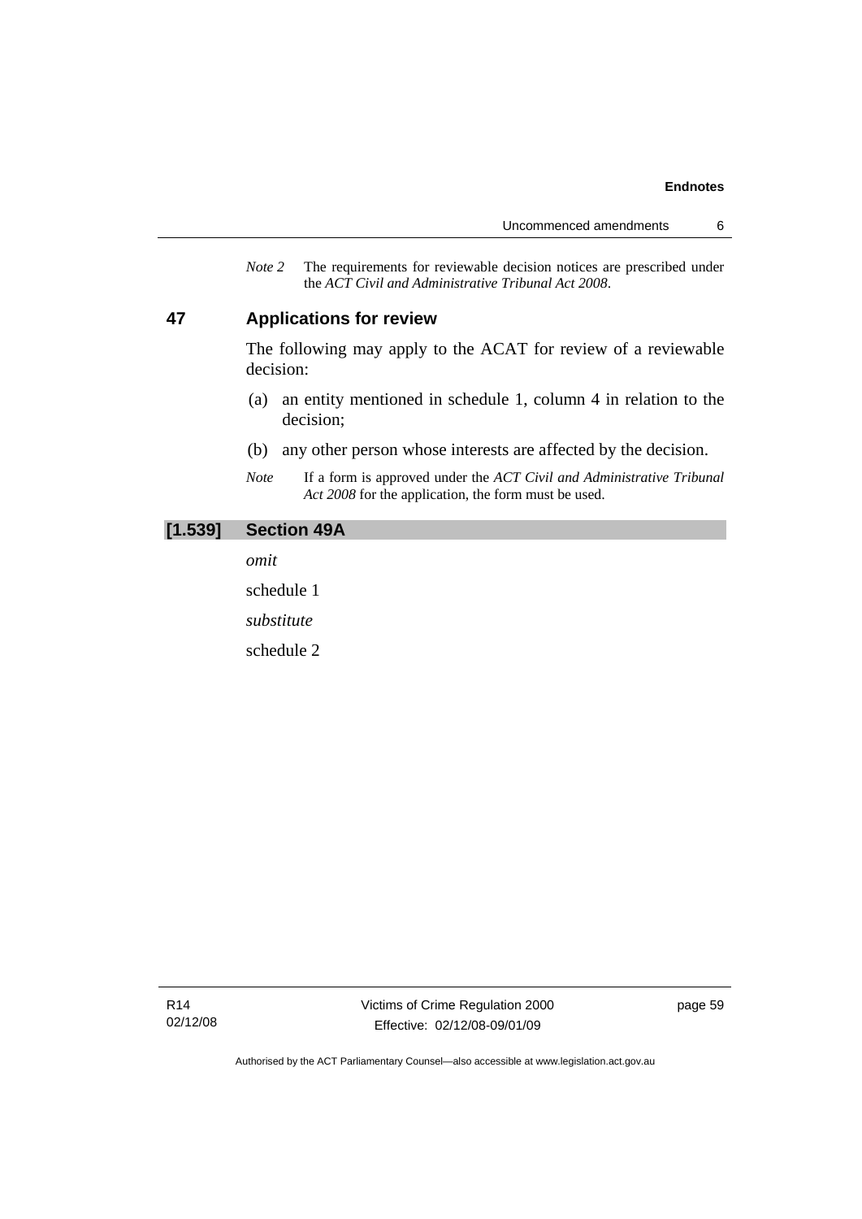*Note 2* The requirements for reviewable decision notices are prescribed under the *ACT Civil and Administrative Tribunal Act 2008*.

## 47 Applications for review

The following may apply to the ACAT for review of a reviewable decision:

(a) an entity mentioned in schedule 1, column 4 in relation to the decision;

(b) any other person whose interests are affected by the decision.

*Note* If a form is approved under the *ACT Civil and Administrative Tribunal Act 2008* for the application, the form must be used.

## [1.539] Section 49A

*omit*

schedule 1

*substitute*

schedule 2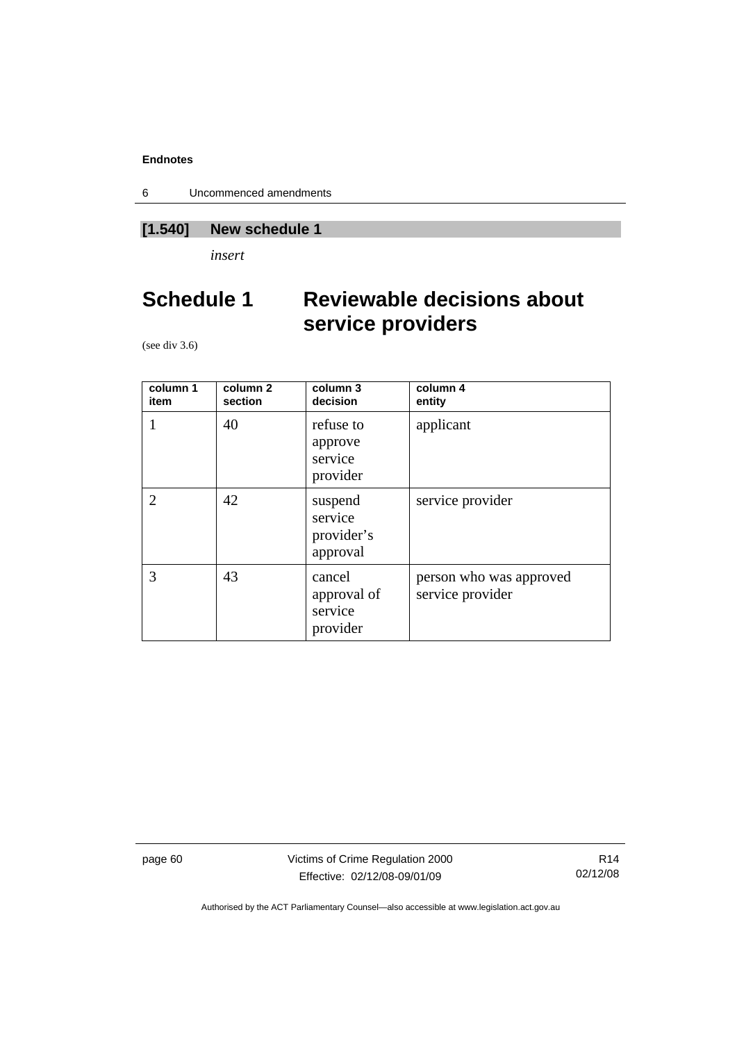## [1.540] New schedule 1

*insert*

# Schedule 1 Reviewable decisions about service providers

(see div 3.6)

| column 1 item | column 2 section | column 3 decision | column 4 entity |
|---|---|---|---|
| 1 | 40 | refuse to approve service provider | applicant |
| 2 | 42 | suspend service provider’s approval | service provider |
| 3 | 43 | cancel approval of service provider | person who was approved service provider |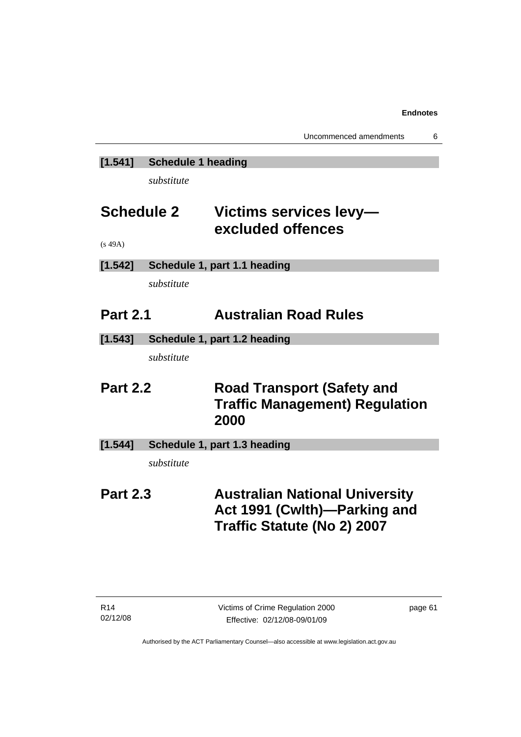**[1.541] Schedule 1 heading**

*substitute*

# Schedule 2 Victims services levy—excluded offences

(s 49A)

**[1.542] Schedule 1, part 1.1 heading**

*substitute*

## Part 2.1 Australian Road Rules

**[1.543] Schedule 1, part 1.2 heading**

*substitute*

## Part 2.2 Road Transport (Safety and Traffic Management) Regulation 2000

**[1.544] Schedule 1, part 1.3 heading**

*substitute*

## Part 2.3 Australian National University Act 1991 (Cwlth)—Parking and Traffic Statute (No 2) 2007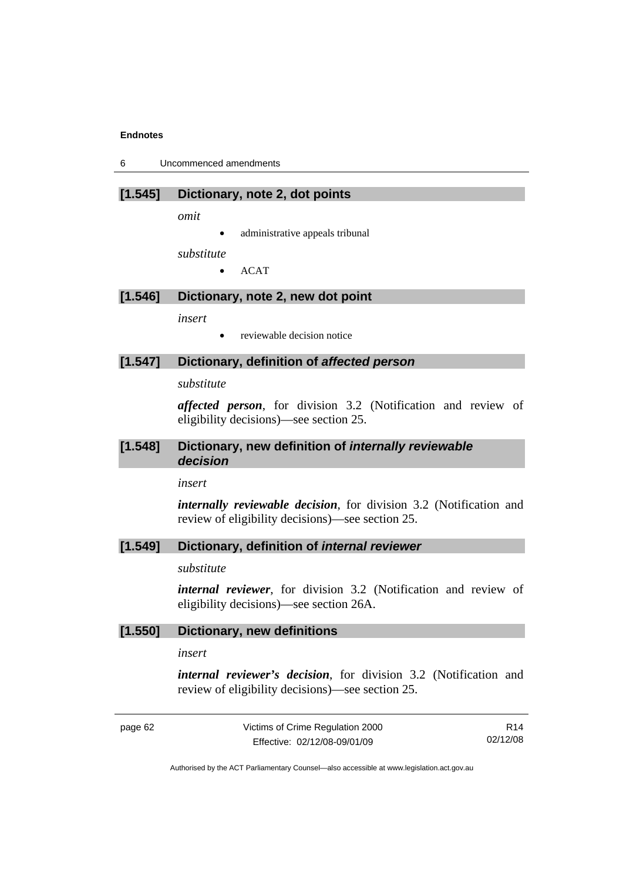### [1.545] Dictionary, note 2, dot points

*omit*

- administrative appeals tribunal

*substitute*

- ACAT

### [1.546] Dictionary, note 2, new dot point

*insert*

- reviewable decision notice

### [1.547] Dictionary, definition of *affected person*

*substitute*

***affected person***, for division 3.2 (Notification and review of eligibility decisions)—see section 25.

### [1.548] Dictionary, new definition of *internally reviewable decision*

*insert*

***internally reviewable decision***, for division 3.2 (Notification and review of eligibility decisions)—see section 25.

### [1.549] Dictionary, definition of *internal reviewer*

*substitute*

***internal reviewer***, for division 3.2 (Notification and review of eligibility decisions)—see section 26A.

### [1.550] Dictionary, new definitions

*insert*

***internal reviewer's decision***, for division 3.2 (Notification and review of eligibility decisions)—see section 25.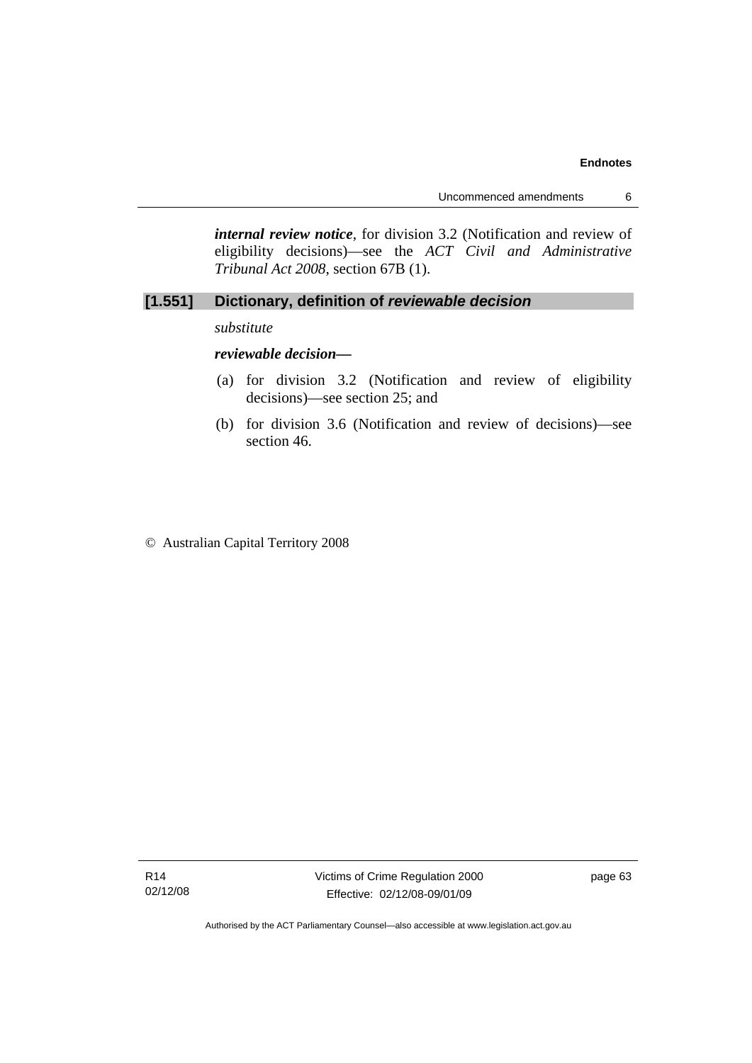***internal review notice***, for division 3.2 (Notification and review of eligibility decisions)—see the *ACT Civil and Administrative Tribunal Act 2008*, section 67B (1).

### [1.551] Dictionary, definition of *reviewable decision*

*substitute*

***reviewable decision***—

(a) for division 3.2 (Notification and review of eligibility decisions)—see section 25; and

(b) for division 3.6 (Notification and review of decisions)—see section 46.

© Australian Capital Territory 2008